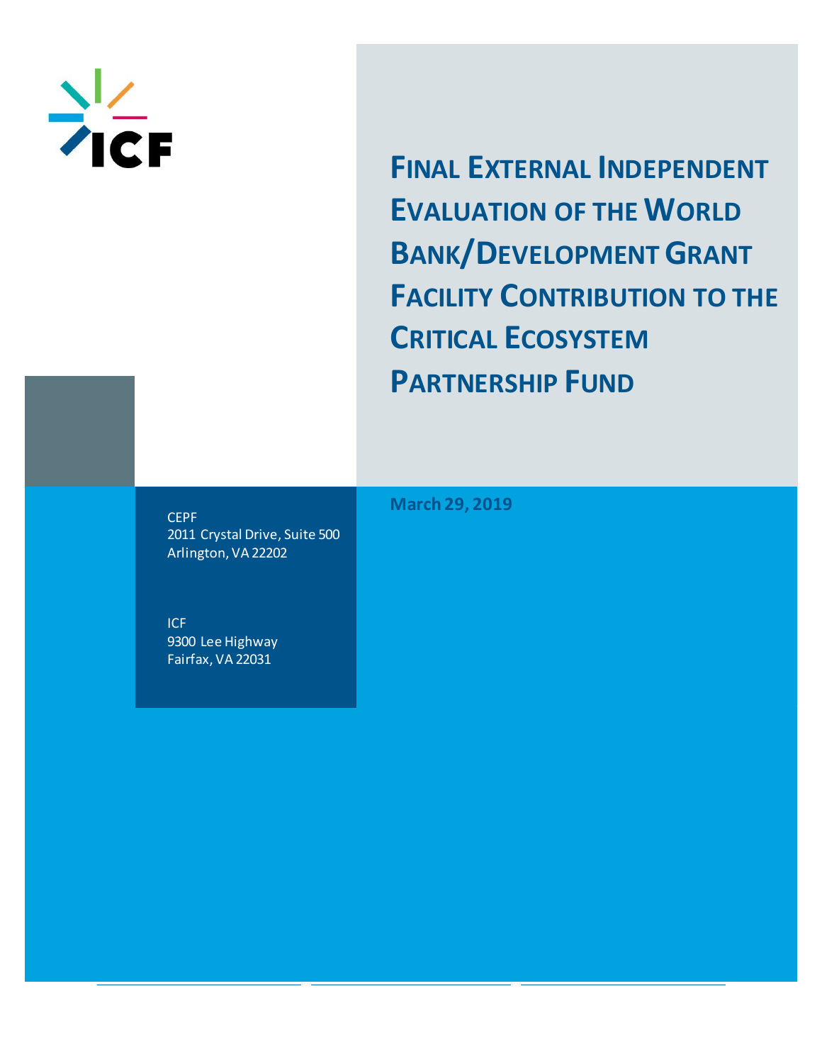ICF

# Final External Independent Evaluation of the World Bank/Development Grant Facility Contribution to the Critical Ecosystem Partnership Fund

March 29, 2019

CEPF
2011 Crystal Drive, Suite 500
Arlington, VA 22202

ICF
9300 Lee Highway
Fairfax, VA 22031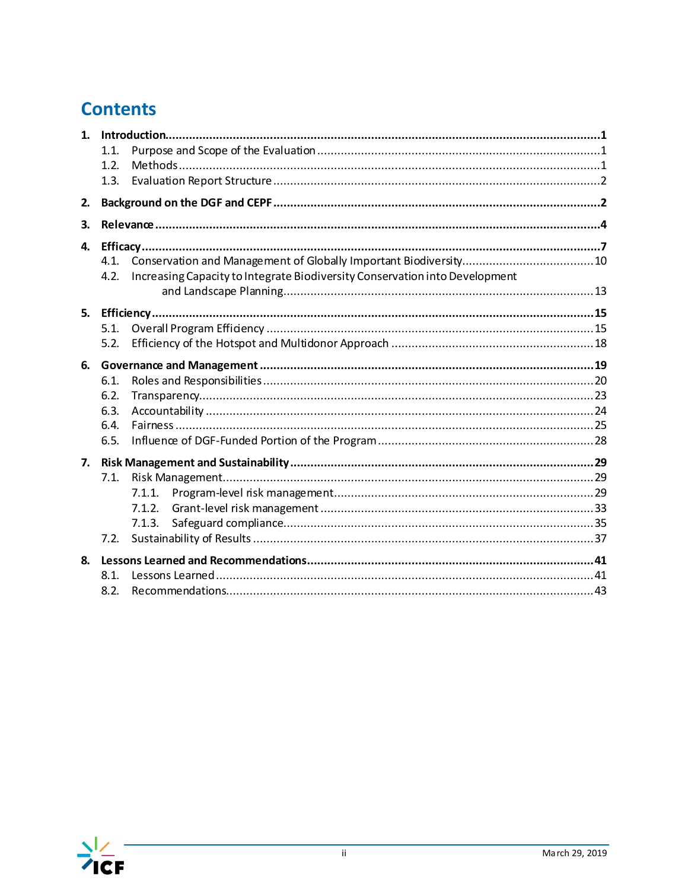# Contents

1. **Introduction** ... 1
   - 1.1. Purpose and Scope of the Evaluation ... 1
   - 1.2. Methods ... 1
   - 1.3. Evaluation Report Structure ... 2
2. **Background on the DGF and CEPF** ... 2
3. **Relevance** ... 4
4. **Efficacy** ... 7
   - 4.1. Conservation and Management of Globally Important Biodiversity ... 10
   - 4.2. Increasing Capacity to Integrate Biodiversity Conservation into Development and Landscape Planning ... 13
5. **Efficiency** ... 15
   - 5.1. Overall Program Efficiency ... 15
   - 5.2. Efficiency of the Hotspot and Multidonor Approach ... 18
6. **Governance and Management** ... 19
   - 6.1. Roles and Responsibilities ... 20
   - 6.2. Transparency ... 23
   - 6.3. Accountability ... 24
   - 6.4. Fairness ... 25
   - 6.5. Influence of DGF-Funded Portion of the Program ... 28
7. **Risk Management and Sustainability** ... 29
   - 7.1. Risk Management ... 29
     - 7.1.1. Program-level risk management ... 29
     - 7.1.2. Grant-level risk management ... 33
     - 7.1.3. Safeguard compliance ... 35
   - 7.2. Sustainability of Results ... 37
8. **Lessons Learned and Recommendations** ... 41
   - 8.1. Lessons Learned ... 41
   - 8.2. Recommendations ... 43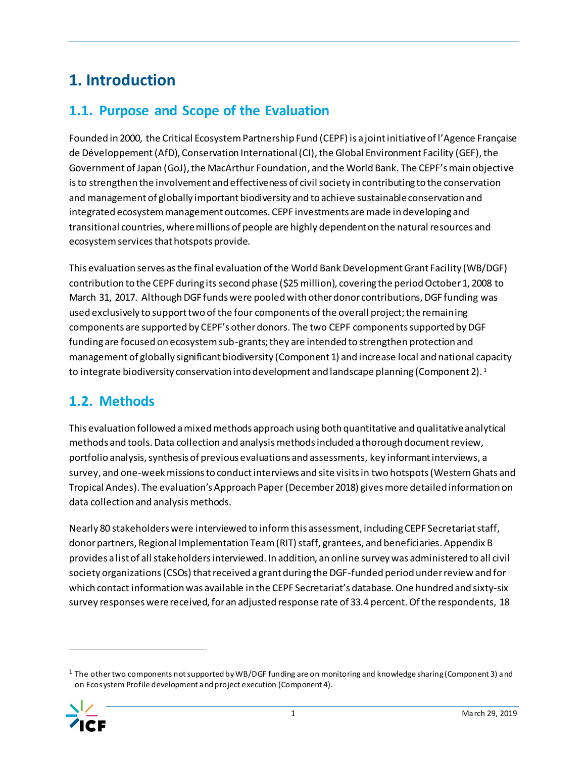# 1. Introduction

## 1.1. Purpose and Scope of the Evaluation

Founded in 2000, the Critical Ecosystem Partnership Fund (CEPF) is a joint initiative of l'Agence Française de Développement (AfD), Conservation International (CI), the Global Environment Facility (GEF), the Government of Japan (GoJ), the MacArthur Foundation, and the World Bank. The CEPF's main objective is to strengthen the involvement and effectiveness of civil society in contributing to the conservation and management of globally important biodiversity and to achieve sustainable conservation and integrated ecosystem management outcomes. CEPF investments are made in developing and transitional countries, where millions of people are highly dependent on the natural resources and ecosystem services that hotspots provide.

This evaluation serves as the final evaluation of the World Bank Development Grant Facility (WB/DGF) contribution to the CEPF during its second phase ($25 million), covering the period October 1, 2008 to March 31, 2017. Although DGF funds were pooled with other donor contributions, DGF funding was used exclusively to support two of the four components of the overall project; the remaining components are supported by CEPF's other donors. The two CEPF components supported by DGF funding are focused on ecosystem sub-grants; they are intended to strengthen protection and management of globally significant biodiversity (Component 1) and increase local and national capacity to integrate biodiversity conservation into development and landscape planning (Component 2).[1]

## 1.2. Methods

This evaluation followed a mixed methods approach using both quantitative and qualitative analytical methods and tools. Data collection and analysis methods included a thorough document review, portfolio analysis, synthesis of previous evaluations and assessments, key informant interviews, a survey, and one-week missions to conduct interviews and site visits in two hotspots (Western Ghats and Tropical Andes). The evaluation's Approach Paper (December 2018) gives more detailed information on data collection and analysis methods.

Nearly 80 stakeholders were interviewed to inform this assessment, including CEPF Secretariat staff, donor partners, Regional Implementation Team (RIT) staff, grantees, and beneficiaries. Appendix B provides a list of all stakeholders interviewed. In addition, an online survey was administered to all civil society organizations (CSOs) that received a grant during the DGF-funded period under review and for which contact information was available in the CEPF Secretariat's database. One hundred and sixty-six survey responses were received, for an adjusted response rate of 33.4 percent. Of the respondents, 18

---

[1] The other two components not supported by WB/DGF funding are on monitoring and knowledge sharing (Component 3) and on Ecosystem Profile development and project execution (Component 4).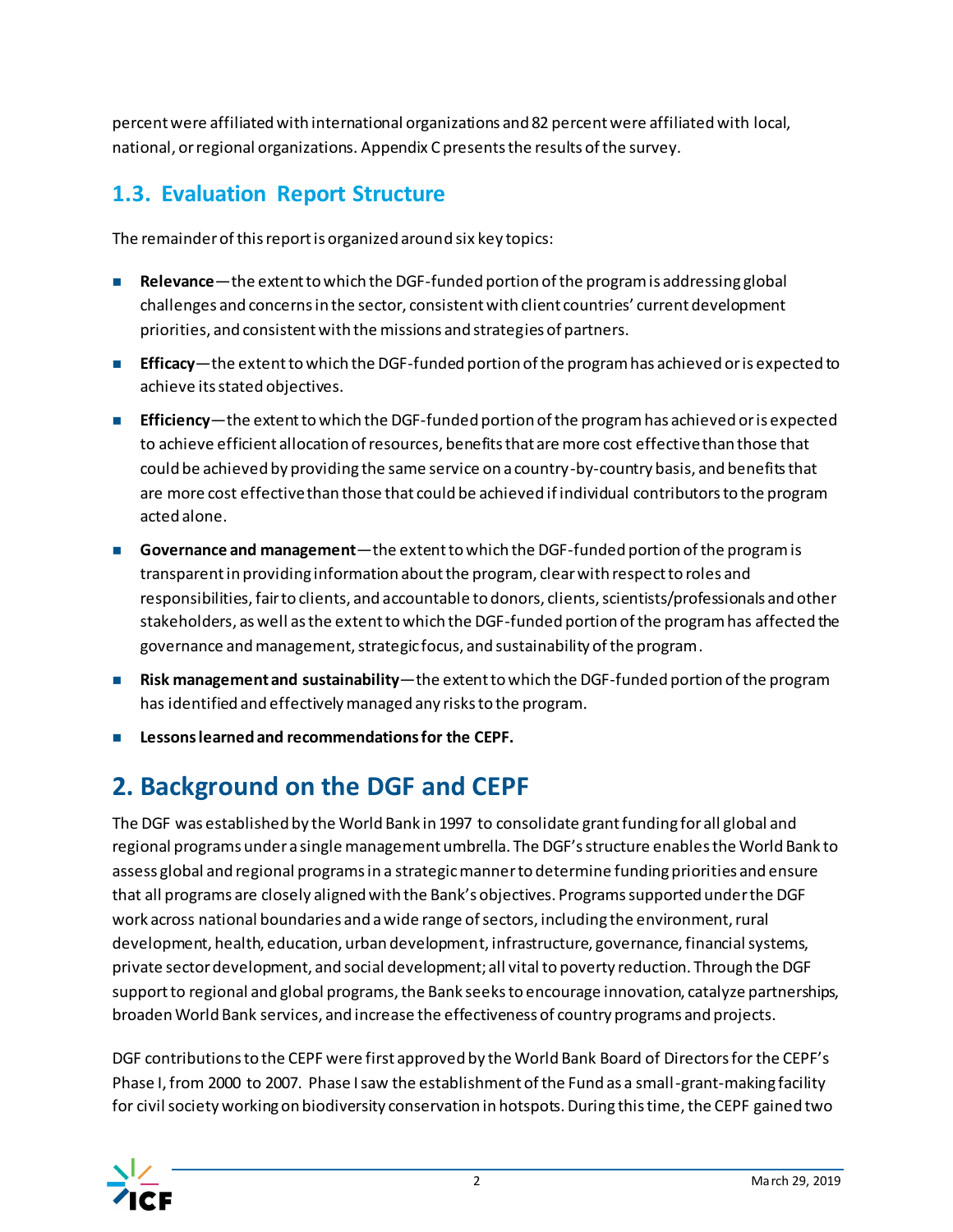percent were affiliated with international organizations and 82 percent were affiliated with local, national, or regional organizations. Appendix C presents the results of the survey.

## 1.3. Evaluation Report Structure

The remainder of this report is organized around six key topics:

- **Relevance**—the extent to which the DGF-funded portion of the program is addressing global challenges and concerns in the sector, consistent with client countries' current development priorities, and consistent with the missions and strategies of partners.
- **Efficacy**—the extent to which the DGF-funded portion of the program has achieved or is expected to achieve its stated objectives.
- **Efficiency**—the extent to which the DGF-funded portion of the program has achieved or is expected to achieve efficient allocation of resources, benefits that are more cost effective than those that could be achieved by providing the same service on a country-by-country basis, and benefits that are more cost effective than those that could be achieved if individual contributors to the program acted alone.
- **Governance and management**—the extent to which the DGF-funded portion of the program is transparent in providing information about the program, clear with respect to roles and responsibilities, fair to clients, and accountable to donors, clients, scientists/professionals and other stakeholders, as well as the extent to which the DGF-funded portion of the program has affected the governance and management, strategic focus, and sustainability of the program.
- **Risk management and sustainability**—the extent to which the DGF-funded portion of the program has identified and effectively managed any risks to the program.
- **Lessons learned and recommendations for the CEPF.**

# 2. Background on the DGF and CEPF

The DGF was established by the World Bank in 1997 to consolidate grant funding for all global and regional programs under a single management umbrella. The DGF's structure enables the World Bank to assess global and regional programs in a strategic manner to determine funding priorities and ensure that all programs are closely aligned with the Bank's objectives. Programs supported under the DGF work across national boundaries and a wide range of sectors, including the environment, rural development, health, education, urban development, infrastructure, governance, financial systems, private sector development, and social development; all vital to poverty reduction. Through the DGF support to regional and global programs, the Bank seeks to encourage innovation, catalyze partnerships, broaden World Bank services, and increase the effectiveness of country programs and projects.

DGF contributions to the CEPF were first approved by the World Bank Board of Directors for the CEPF's Phase I, from 2000 to 2007. Phase I saw the establishment of the Fund as a small-grant-making facility for civil society working on biodiversity conservation in hotspots. During this time, the CEPF gained two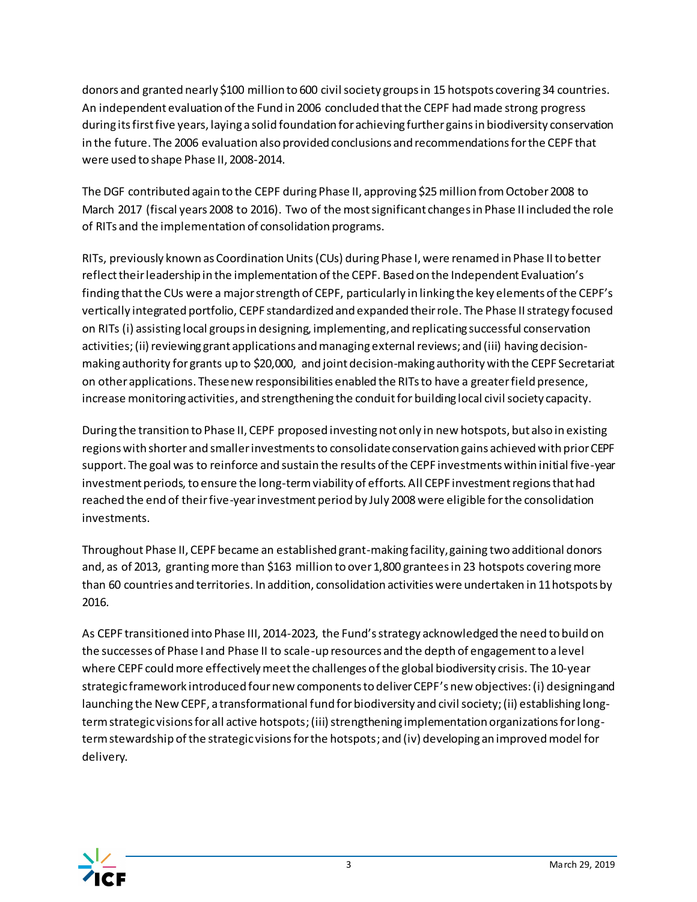donors and granted nearly $100 million to 600 civil society groups in 15 hotspots covering 34 countries. An independent evaluation of the Fund in 2006 concluded that the CEPF had made strong progress during its first five years, laying a solid foundation for achieving further gains in biodiversity conservation in the future. The 2006 evaluation also provided conclusions and recommendations for the CEPF that were used to shape Phase II, 2008-2014.

The DGF contributed again to the CEPF during Phase II, approving $25 million from October 2008 to March 2017 (fiscal years 2008 to 2016). Two of the most significant changes in Phase II included the role of RITs and the implementation of consolidation programs.

RITs, previously known as Coordination Units (CUs) during Phase I, were renamed in Phase II to better reflect their leadership in the implementation of the CEPF. Based on the Independent Evaluation's finding that the CUs were a major strength of CEPF, particularly in linking the key elements of the CEPF's vertically integrated portfolio, CEPF standardized and expanded their role. The Phase II strategy focused on RITs (i) assisting local groups in designing, implementing, and replicating successful conservation activities; (ii) reviewing grant applications and managing external reviews; and (iii) having decision-making authority for grants up to $20,000, and joint decision-making authority with the CEPF Secretariat on other applications. These new responsibilities enabled the RITs to have a greater field presence, increase monitoring activities, and strengthening the conduit for building local civil society capacity.

During the transition to Phase II, CEPF proposed investing not only in new hotspots, but also in existing regions with shorter and smaller investments to consolidate conservation gains achieved with prior CEPF support. The goal was to reinforce and sustain the results of the CEPF investments within initial five-year investment periods, to ensure the long-term viability of efforts. All CEPF investment regions that had reached the end of their five-year investment period by July 2008 were eligible for the consolidation investments.

Throughout Phase II, CEPF became an established grant-making facility, gaining two additional donors and, as of 2013, granting more than $163 million to over 1,800 grantees in 23 hotspots covering more than 60 countries and territories. In addition, consolidation activities were undertaken in 11 hotspots by 2016.

As CEPF transitioned into Phase III, 2014-2023, the Fund's strategy acknowledged the need to build on the successes of Phase I and Phase II to scale-up resources and the depth of engagement to a level where CEPF could more effectively meet the challenges of the global biodiversity crisis. The 10-year strategic framework introduced four new components to deliver CEPF's new objectives: (i) designing and launching the New CEPF, a transformational fund for biodiversity and civil society; (ii) establishing long-term strategic visions for all active hotspots; (iii) strengthening implementation organizations for long-term stewardship of the strategic visions for the hotspots; and (iv) developing an improved model for delivery.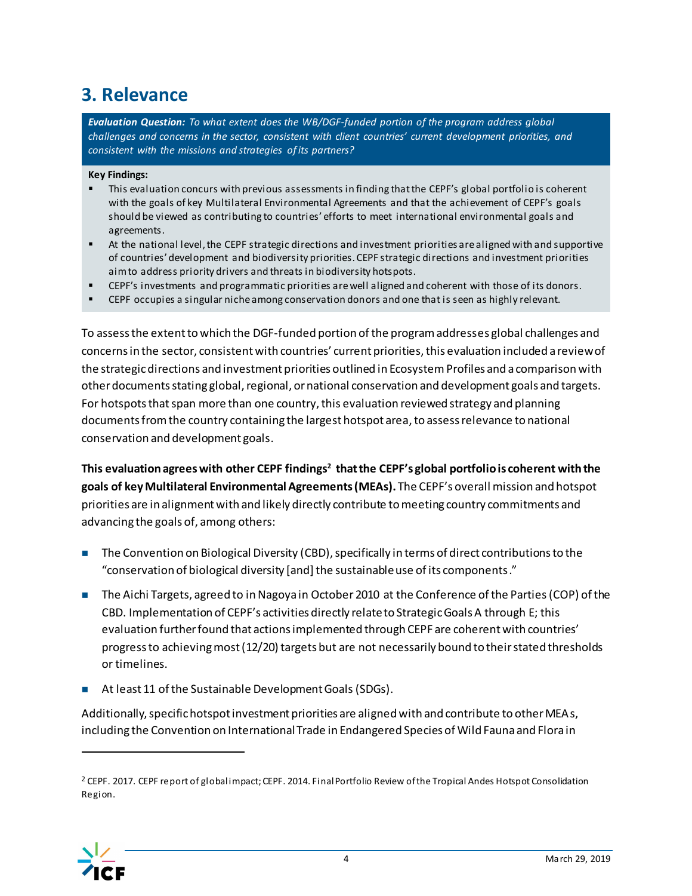# 3. Relevance

***Evaluation Question:*** *To what extent does the WB/DGF-funded portion of the program address global challenges and concerns in the sector, consistent with client countries' current development priorities, and consistent with the missions and strategies of its partners?*

**Key Findings:**

- This evaluation concurs with previous assessments in finding that the CEPF's global portfolio is coherent with the goals of key Multilateral Environmental Agreements and that the achievement of CEPF's goals should be viewed as contributing to countries' efforts to meet international environmental goals and agreements.
- At the national level, the CEPF strategic directions and investment priorities are aligned with and supportive of countries' development and biodiversity priorities. CEPF strategic directions and investment priorities aim to address priority drivers and threats in biodiversity hotspots.
- CEPF's investments and programmatic priorities are well aligned and coherent with those of its donors.
- CEPF occupies a singular niche among conservation donors and one that is seen as highly relevant.

To assess the extent to which the DGF-funded portion of the program addresses global challenges and concerns in the sector, consistent with countries' current priorities, this evaluation included a review of the strategic directions and investment priorities outlined in Ecosystem Profiles and a comparison with other documents stating global, regional, or national conservation and development goals and targets. For hotspots that span more than one country, this evaluation reviewed strategy and planning documents from the country containing the largest hotspot area, to assess relevance to national conservation and development goals.

**This evaluation agrees with other CEPF findings[2] that the CEPF's global portfolio is coherent with the goals of key Multilateral Environmental Agreements (MEAs).** The CEPF's overall mission and hotspot priorities are in alignment with and likely directly contribute to meeting country commitments and advancing the goals of, among others:

- The Convention on Biological Diversity (CBD), specifically in terms of direct contributions to the "conservation of biological diversity [and] the sustainable use of its components."
- The Aichi Targets, agreed to in Nagoya in October 2010 at the Conference of the Parties (COP) of the CBD. Implementation of CEPF's activities directly relate to Strategic Goals A through E; this evaluation further found that actions implemented through CEPF are coherent with countries' progress to achieving most (12/20) targets but are not necessarily bound to their stated thresholds or timelines.
- At least 11 of the Sustainable Development Goals (SDGs).

Additionally, specific hotspot investment priorities are aligned with and contribute to other MEAs, including the Convention on International Trade in Endangered Species of Wild Fauna and Flora in

---

[2] CEPF. 2017. CEPF report of global impact; CEPF. 2014. Final Portfolio Review of the Tropical Andes Hotspot Consolidation Region.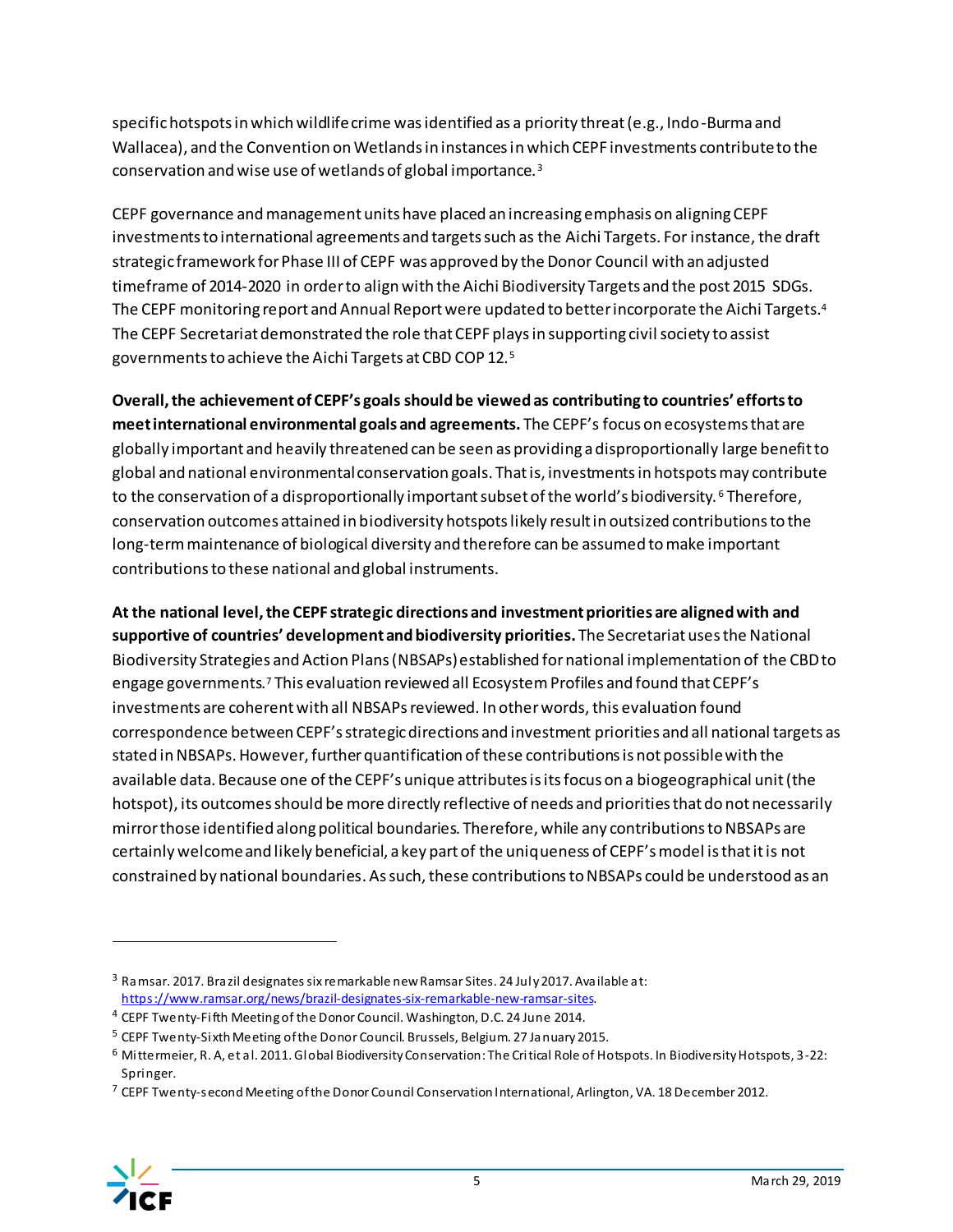specific hotspots in which wildlife crime was identified as a priority threat (e.g., Indo-Burma and Wallacea), and the Convention on Wetlands in instances in which CEPF investments contribute to the conservation and wise use of wetlands of global importance.[3]

CEPF governance and management units have placed an increasing emphasis on aligning CEPF investments to international agreements and targets such as the Aichi Targets. For instance, the draft strategic framework for Phase III of CEPF was approved by the Donor Council with an adjusted timeframe of 2014-2020 in order to align with the Aichi Biodiversity Targets and the post 2015 SDGs. The CEPF monitoring report and Annual Report were updated to better incorporate the Aichi Targets.[4] The CEPF Secretariat demonstrated the role that CEPF plays in supporting civil society to assist governments to achieve the Aichi Targets at CBD COP 12.[5]

**Overall, the achievement of CEPF's goals should be viewed as contributing to countries' efforts to meet international environmental goals and agreements.** The CEPF's focus on ecosystems that are globally important and heavily threatened can be seen as providing a disproportionally large benefit to global and national environmental conservation goals. That is, investments in hotspots may contribute to the conservation of a disproportionally important subset of the world's biodiversity.[6] Therefore, conservation outcomes attained in biodiversity hotspots likely result in outsized contributions to the long-term maintenance of biological diversity and therefore can be assumed to make important contributions to these national and global instruments.

**At the national level, the CEPF strategic directions and investment priorities are aligned with and supportive of countries' development and biodiversity priorities.** The Secretariat uses the National Biodiversity Strategies and Action Plans (NBSAPs) established for national implementation of the CBD to engage governments.[7] This evaluation reviewed all Ecosystem Profiles and found that CEPF's investments are coherent with all NBSAPs reviewed. In other words, this evaluation found correspondence between CEPF's strategic directions and investment priorities and all national targets as stated in NBSAPs. However, further quantification of these contributions is not possible with the available data. Because one of the CEPF's unique attributes is its focus on a biogeographical unit (the hotspot), its outcomes should be more directly reflective of needs and priorities that do not necessarily mirror those identified along political boundaries. Therefore, while any contributions to NBSAPs are certainly welcome and likely beneficial, a key part of the uniqueness of CEPF's model is that it is not constrained by national boundaries. As such, these contributions to NBSAPs could be understood as an

---

[3] Ramsar. 2017. Brazil designates six remarkable new Ramsar Sites. 24 July 2017. Available at: https://www.ramsar.org/news/brazil-designates-six-remarkable-new-ramsar-sites.

[4] CEPF Twenty-Fifth Meeting of the Donor Council. Washington, D.C. 24 June 2014.

[5] CEPF Twenty-Sixth Meeting of the Donor Council. Brussels, Belgium. 27 January 2015.

[6] Mittermeier, R. A, et al. 2011. Global Biodiversity Conservation: The Critical Role of Hotspots. In Biodiversity Hotspots, 3-22: Springer.

[7] CEPF Twenty-second Meeting of the Donor Council Conservation International, Arlington, VA. 18 December 2012.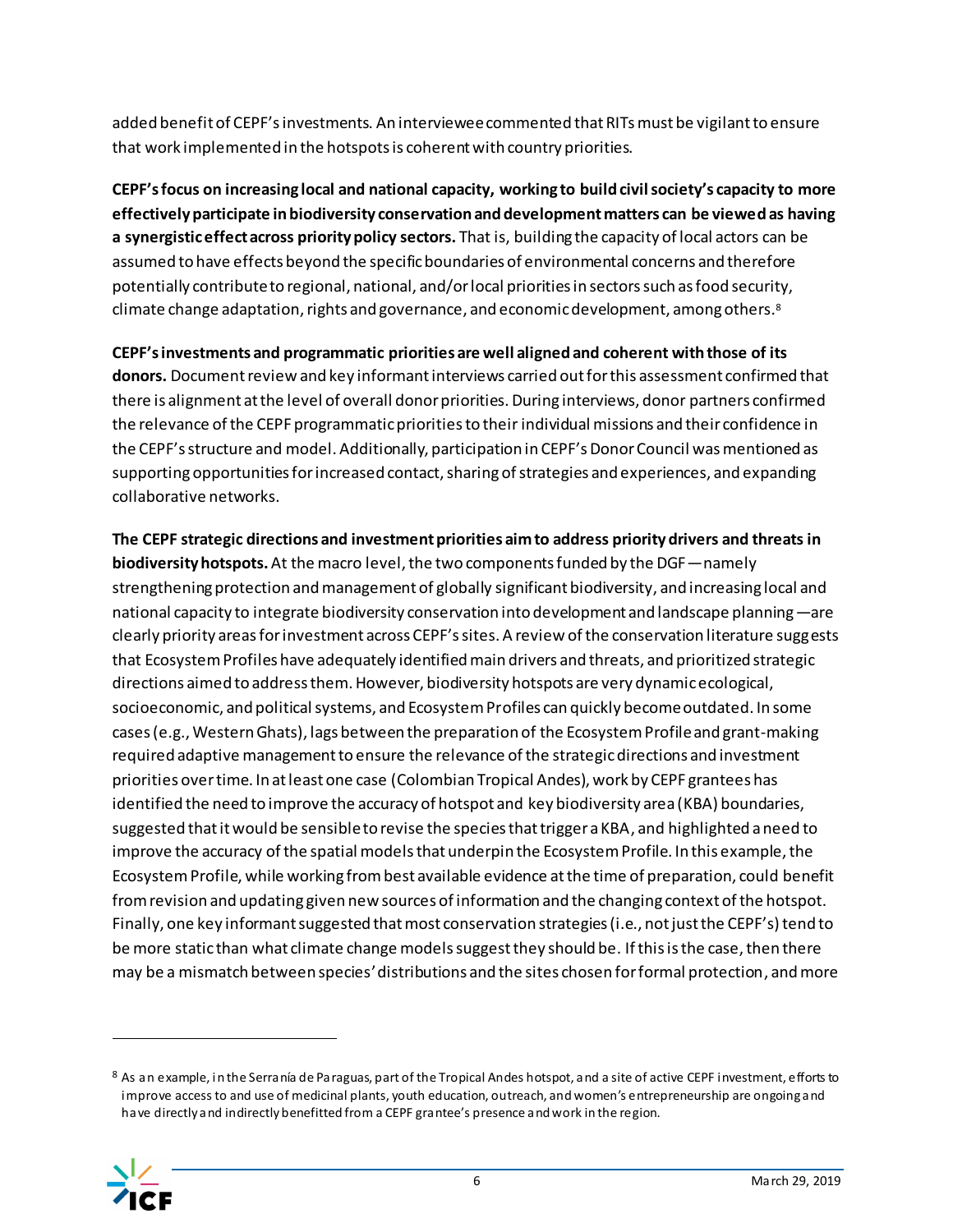added benefit of CEPF's investments. An interviewee commented that RITs must be vigilant to ensure that work implemented in the hotspots is coherent with country priorities.

**CEPF's focus on increasing local and national capacity, working to build civil society's capacity to more effectively participate in biodiversity conservation and development matters can be viewed as having a synergistic effect across priority policy sectors.** That is, building the capacity of local actors can be assumed to have effects beyond the specific boundaries of environmental concerns and therefore potentially contribute to regional, national, and/or local priorities in sectors such as food security, climate change adaptation, rights and governance, and economic development, among others.[8]

**CEPF's investments and programmatic priorities are well aligned and coherent with those of its donors.** Document review and key informant interviews carried out for this assessment confirmed that there is alignment at the level of overall donor priorities. During interviews, donor partners confirmed the relevance of the CEPF programmatic priorities to their individual missions and their confidence in the CEPF's structure and model. Additionally, participation in CEPF's Donor Council was mentioned as supporting opportunities for increased contact, sharing of strategies and experiences, and expanding collaborative networks.

**The CEPF strategic directions and investment priorities aim to address priority drivers and threats in biodiversity hotspots.** At the macro level, the two components funded by the DGF—namely strengthening protection and management of globally significant biodiversity, and increasing local and national capacity to integrate biodiversity conservation into development and landscape planning—are clearly priority areas for investment across CEPF's sites. A review of the conservation literature suggests that Ecosystem Profiles have adequately identified main drivers and threats, and prioritized strategic directions aimed to address them. However, biodiversity hotspots are very dynamic ecological, socioeconomic, and political systems, and Ecosystem Profiles can quickly become outdated. In some cases (e.g., Western Ghats), lags between the preparation of the Ecosystem Profile and grant-making required adaptive management to ensure the relevance of the strategic directions and investment priorities over time. In at least one case (Colombian Tropical Andes), work by CEPF grantees has identified the need to improve the accuracy of hotspot and key biodiversity area (KBA) boundaries, suggested that it would be sensible to revise the species that trigger a KBA, and highlighted a need to improve the accuracy of the spatial models that underpin the Ecosystem Profile. In this example, the Ecosystem Profile, while working from best available evidence at the time of preparation, could benefit from revision and updating given new sources of information and the changing context of the hotspot. Finally, one key informant suggested that most conservation strategies (i.e., not just the CEPF's) tend to be more static than what climate change models suggest they should be. If this is the case, then there may be a mismatch between species' distributions and the sites chosen for formal protection, and more

---

[8] As an example, in the Serranía de Paraguas, part of the Tropical Andes hotspot, and a site of active CEPF investment, efforts to improve access to and use of medicinal plants, youth education, outreach, and women's entrepreneurship are ongoing and have directly and indirectly benefitted from a CEPF grantee's presence and work in the region.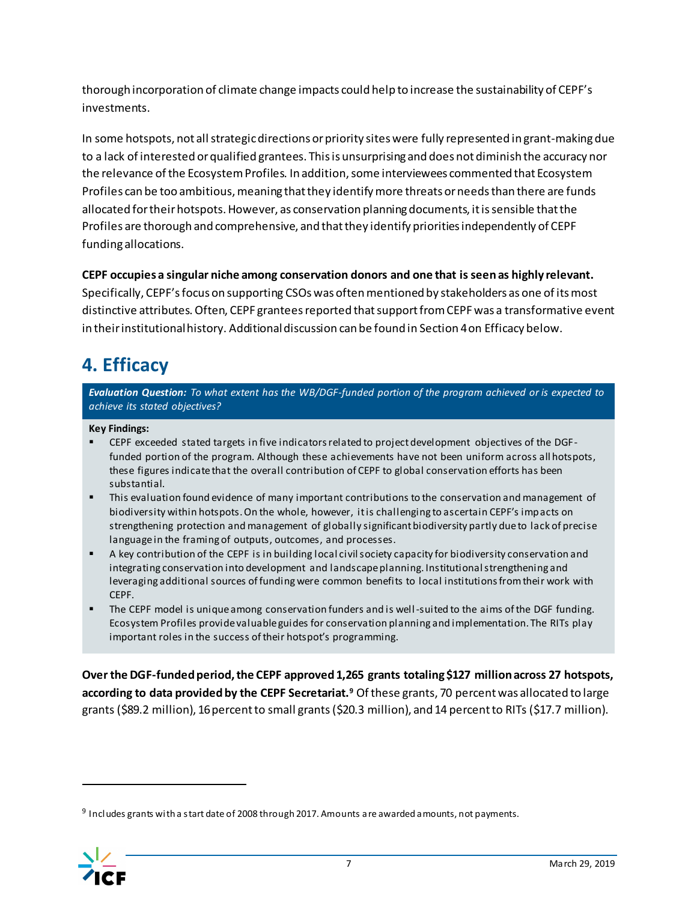thorough incorporation of climate change impacts could help to increase the sustainability of CEPF's investments.

In some hotspots, not all strategic directions or priority sites were fully represented in grant-making due to a lack of interested or qualified grantees. This is unsurprising and does not diminish the accuracy nor the relevance of the Ecosystem Profiles. In addition, some interviewees commented that Ecosystem Profiles can be too ambitious, meaning that they identify more threats or needs than there are funds allocated for their hotspots. However, as conservation planning documents, it is sensible that the Profiles are thorough and comprehensive, and that they identify priorities independently of CEPF funding allocations.

**CEPF occupies a singular niche among conservation donors and one that is seen as highly relevant.** Specifically, CEPF's focus on supporting CSOs was often mentioned by stakeholders as one of its most distinctive attributes. Often, CEPF grantees reported that support from CEPF was a transformative event in their institutional history. Additional discussion can be found in Section 4 on Efficacy below.

# 4. Efficacy

***Evaluation Question:*** *To what extent has the WB/DGF-funded portion of the program achieved or is expected to achieve its stated objectives?*

**Key Findings:**

- CEPF exceeded stated targets in five indicators related to project development objectives of the DGF-funded portion of the program. Although these achievements have not been uniform across all hotspots, these figures indicate that the overall contribution of CEPF to global conservation efforts has been substantial.
- This evaluation found evidence of many important contributions to the conservation and management of biodiversity within hotspots. On the whole, however, it is challenging to ascertain CEPF's impacts on strengthening protection and management of globally significant biodiversity partly due to lack of precise language in the framing of outputs, outcomes, and processes.
- A key contribution of the CEPF is in building local civil society capacity for biodiversity conservation and integrating conservation into development and landscape planning. Institutional strengthening and leveraging additional sources of funding were common benefits to local institutions from their work with CEPF.
- The CEPF model is unique among conservation funders and is well-suited to the aims of the DGF funding. Ecosystem Profiles provide valuable guides for conservation planning and implementation. The RITs play important roles in the success of their hotspot's programming.

**Over the DGF-funded period, the CEPF approved 1,265 grants totaling $127 million across 27 hotspots, according to data provided by the CEPF Secretariat.**[9] Of these grants, 70 percent was allocated to large grants ($89.2 million), 16 percent to small grants ($20.3 million), and 14 percent to RITs ($17.7 million).

[9] Includes grants with a start date of 2008 through 2017. Amounts are awarded amounts, not payments.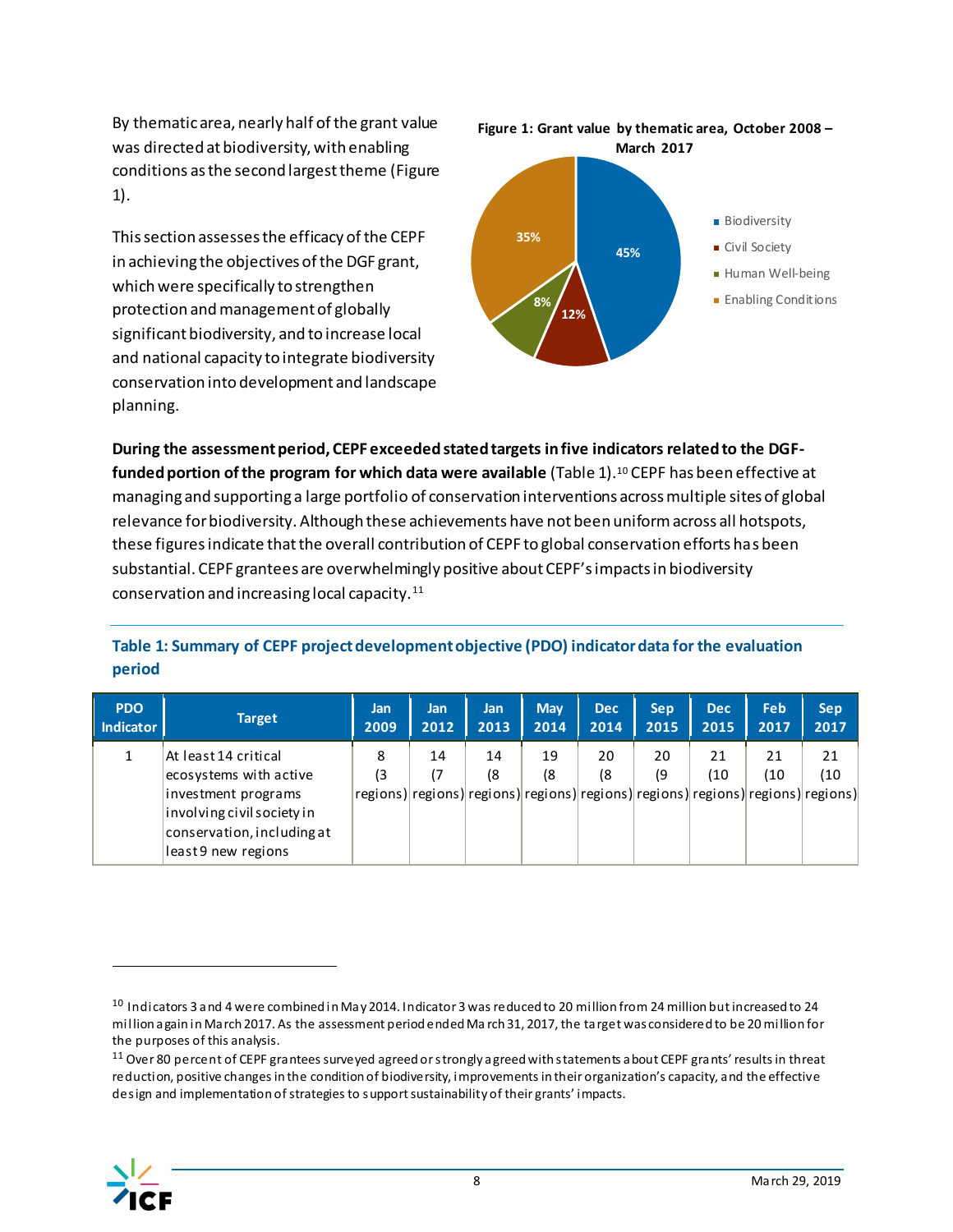By thematic area, nearly half of the grant value was directed at biodiversity, with enabling conditions as the second largest theme (Figure 1).

**Figure 1: Grant value by thematic area, October 2008 – March 2017**

| Thematic area | Share |
|---|---|
| Biodiversity | 45% |
| Civil Society | 12% |
| Human Well-being | 8% |
| Enabling Conditions | 35% |

This section assesses the efficacy of the CEPF in achieving the objectives of the DGF grant, which were specifically to strengthen protection and management of globally significant biodiversity, and to increase local and national capacity to integrate biodiversity conservation into development and landscape planning.

**During the assessment period, CEPF exceeded stated targets in five indicators related to the DGF-funded portion of the program for which data were available** (Table 1).[10] CEPF has been effective at managing and supporting a large portfolio of conservation interventions across multiple sites of global relevance for biodiversity. Although these achievements have not been uniform across all hotspots, these figures indicate that the overall contribution of CEPF to global conservation efforts has been substantial. CEPF grantees are overwhelmingly positive about CEPF's impacts in biodiversity conservation and increasing local capacity.[11]

**Table 1: Summary of CEPF project development objective (PDO) indicator data for the evaluation period**

| PDO Indicator | Target | Jan 2009 | Jan 2012 | Jan 2013 | May 2014 | Dec 2014 | Sep 2015 | Dec 2015 | Feb 2017 | Sep 2017 |
|---|---|---|---|---|---|---|---|---|---|---|
| 1 | At least 14 critical ecosystems with active investment programs involving civil society in conservation, including at least 9 new regions | 8 (3 regions) | 14 (7 regions) | 14 (8 regions) | 19 (8 regions) | 20 (8 regions) | 20 (9 regions) | 21 (10 regions) | 21 (10 regions) | 21 (10 regions) |

[10] Indicators 3 and 4 were combined in May 2014. Indicator 3 was reduced to 20 million from 24 million but increased to 24 million again in March 2017. As the assessment period ended March 31, 2017, the target was considered to be 20 million for the purposes of this analysis.

[11] Over 80 percent of CEPF grantees surveyed agreed or strongly agreed with statements about CEPF grants' results in threat reduction, positive changes in the condition of biodiversity, improvements in their organization's capacity, and the effective design and implementation of strategies to support sustainability of their grants' impacts.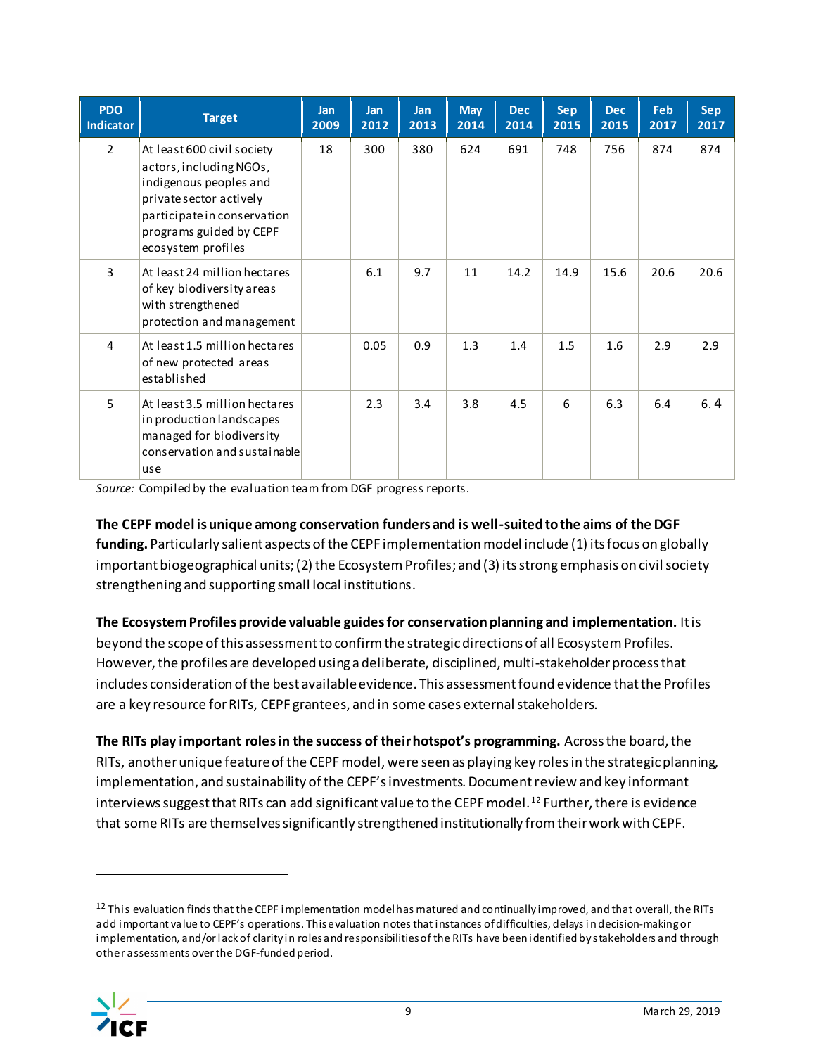| PDO Indicator | Target | Jan 2009 | Jan 2012 | Jan 2013 | May 2014 | Dec 2014 | Sep 2015 | Dec 2015 | Feb 2017 | Sep 2017 |
|---|---|---|---|---|---|---|---|---|---|---|
| 2 | At least 600 civil society actors, including NGOs, indigenous peoples and private sector actively participate in conservation programs guided by CEPF ecosystem profiles | 18 | 300 | 380 | 624 | 691 | 748 | 756 | 874 | 874 |
| 3 | At least 24 million hectares of key biodiversity areas with strengthened protection and management | | 6.1 | 9.7 | 11 | 14.2 | 14.9 | 15.6 | 20.6 | 20.6 |
| 4 | At least 1.5 million hectares of new protected areas established | | 0.05 | 0.9 | 1.3 | 1.4 | 1.5 | 1.6 | 2.9 | 2.9 |
| 5 | At least 3.5 million hectares in production landscapes managed for biodiversity conservation and sustainable use | | 2.3 | 3.4 | 3.8 | 4.5 | 6 | 6.3 | 6.4 | 6.4 |

*Source:* Compiled by the evaluation team from DGF progress reports.

**The CEPF model is unique among conservation funders and is well-suited to the aims of the DGF funding.** Particularly salient aspects of the CEPF implementation model include (1) its focus on globally important biogeographical units; (2) the Ecosystem Profiles; and (3) its strong emphasis on civil society strengthening and supporting small local institutions.

**The Ecosystem Profiles provide valuable guides for conservation planning and implementation.** It is beyond the scope of this assessment to confirm the strategic directions of all Ecosystem Profiles. However, the profiles are developed using a deliberate, disciplined, multi-stakeholder process that includes consideration of the best available evidence. This assessment found evidence that the Profiles are a key resource for RITs, CEPF grantees, and in some cases external stakeholders.

**The RITs play important roles in the success of their hotspot's programming.** Across the board, the RITs, another unique feature of the CEPF model, were seen as playing key roles in the strategic planning, implementation, and sustainability of the CEPF's investments. Document review and key informant interviews suggest that RITs can add significant value to the CEPF model.[12] Further, there is evidence that some RITs are themselves significantly strengthened institutionally from their work with CEPF.

[12] This evaluation finds that the CEPF implementation model has matured and continually improved, and that overall, the RITs add important value to CEPF's operations. This evaluation notes that instances of difficulties, delays in decision-making or implementation, and/or lack of clarity in roles and responsibilities of the RITs have been identified by stakeholders and through other assessments over the DGF-funded period.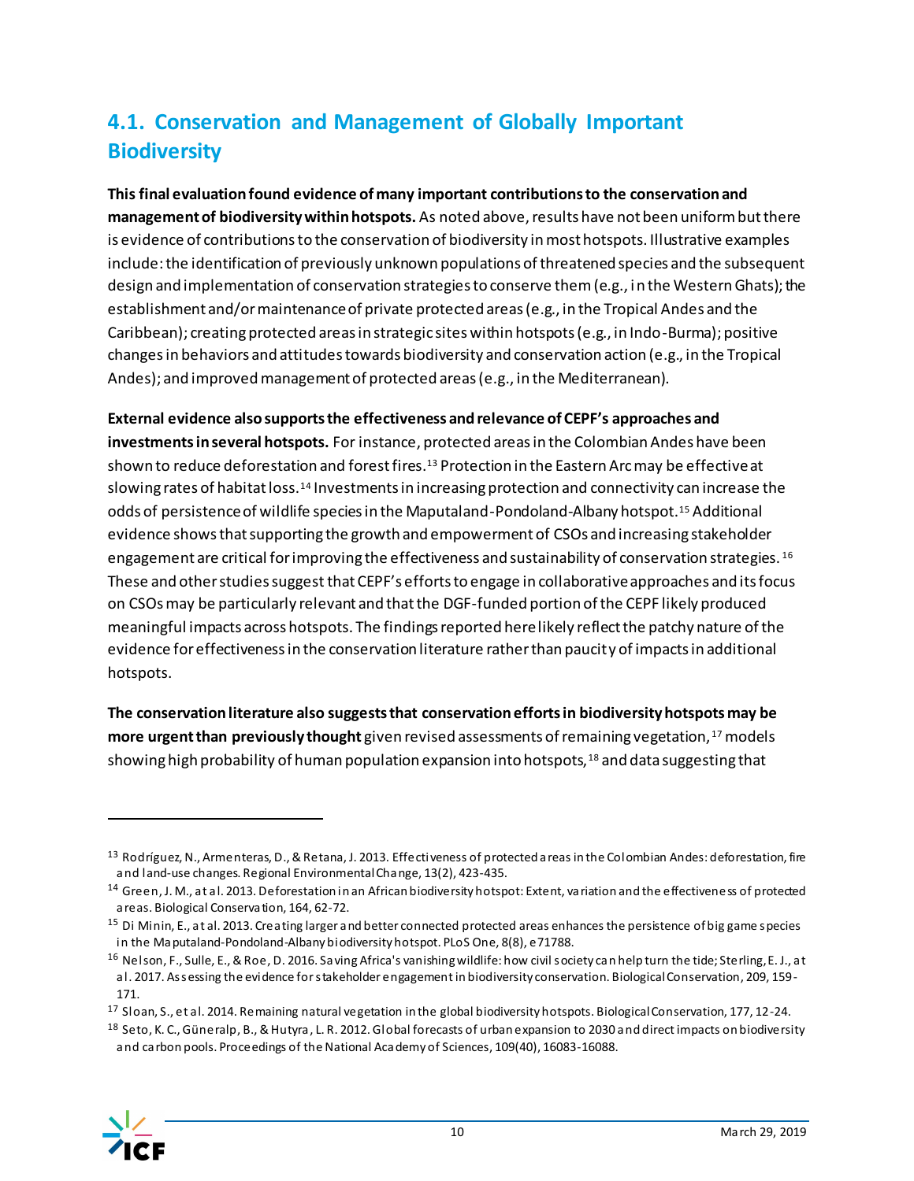## 4.1. Conservation and Management of Globally Important Biodiversity

**This final evaluation found evidence of many important contributions to the conservation and management of biodiversity within hotspots.** As noted above, results have not been uniform but there is evidence of contributions to the conservation of biodiversity in most hotspots. Illustrative examples include: the identification of previously unknown populations of threatened species and the subsequent design and implementation of conservation strategies to conserve them (e.g., in the Western Ghats); the establishment and/or maintenance of private protected areas (e.g., in the Tropical Andes and the Caribbean); creating protected areas in strategic sites within hotspots (e.g., in Indo-Burma); positive changes in behaviors and attitudes towards biodiversity and conservation action (e.g., in the Tropical Andes); and improved management of protected areas (e.g., in the Mediterranean).

**External evidence also supports the effectiveness and relevance of CEPF's approaches and investments in several hotspots.** For instance, protected areas in the Colombian Andes have been shown to reduce deforestation and forest fires.[13] Protection in the Eastern Arc may be effective at slowing rates of habitat loss.[14] Investments in increasing protection and connectivity can increase the odds of persistence of wildlife species in the Maputaland-Pondoland-Albany hotspot.[15] Additional evidence shows that supporting the growth and empowerment of CSOs and increasing stakeholder engagement are critical for improving the effectiveness and sustainability of conservation strategies.[16] These and other studies suggest that CEPF's efforts to engage in collaborative approaches and its focus on CSOs may be particularly relevant and that the DGF-funded portion of the CEPF likely produced meaningful impacts across hotspots. The findings reported here likely reflect the patchy nature of the evidence for effectiveness in the conservation literature rather than paucity of impacts in additional hotspots.

**The conservation literature also suggests that conservation efforts in biodiversity hotspots may be more urgent than previously thought** given revised assessments of remaining vegetation,[17] models showing high probability of human population expansion into hotspots,[18] and data suggesting that

---

[13] Rodríguez, N., Armenteras, D., & Retana, J. 2013. Effectiveness of protected areas in the Colombian Andes: deforestation, fire and land-use changes. Regional Environmental Change, 13(2), 423-435.

[14] Green, J. M., at al. 2013. Deforestation in an African biodiversity hotspot: Extent, variation and the effectiveness of protected areas. Biological Conservation, 164, 62-72.

[15] Di Minin, E., at al. 2013. Creating larger and better connected protected areas enhances the persistence of big game species in the Maputaland-Pondoland-Albany biodiversity hotspot. PLoS One, 8(8), e71788.

[16] Nelson, F., Sulle, E., & Roe, D. 2016. Saving Africa's vanishing wildlife: how civil society can help turn the tide; Sterling, E. J., at al. 2017. Assessing the evidence for stakeholder engagement in biodiversity conservation. Biological Conservation, 209, 159-171.

[17] Sloan, S., et al. 2014. Remaining natural vegetation in the global biodiversity hotspots. Biological Conservation, 177, 12-24.

[18] Seto, K. C., Güneralp, B., & Hutyra, L. R. 2012. Global forecasts of urban expansion to 2030 and direct impacts on biodiversity and carbon pools. Proceedings of the National Academy of Sciences, 109(40), 16083-16088.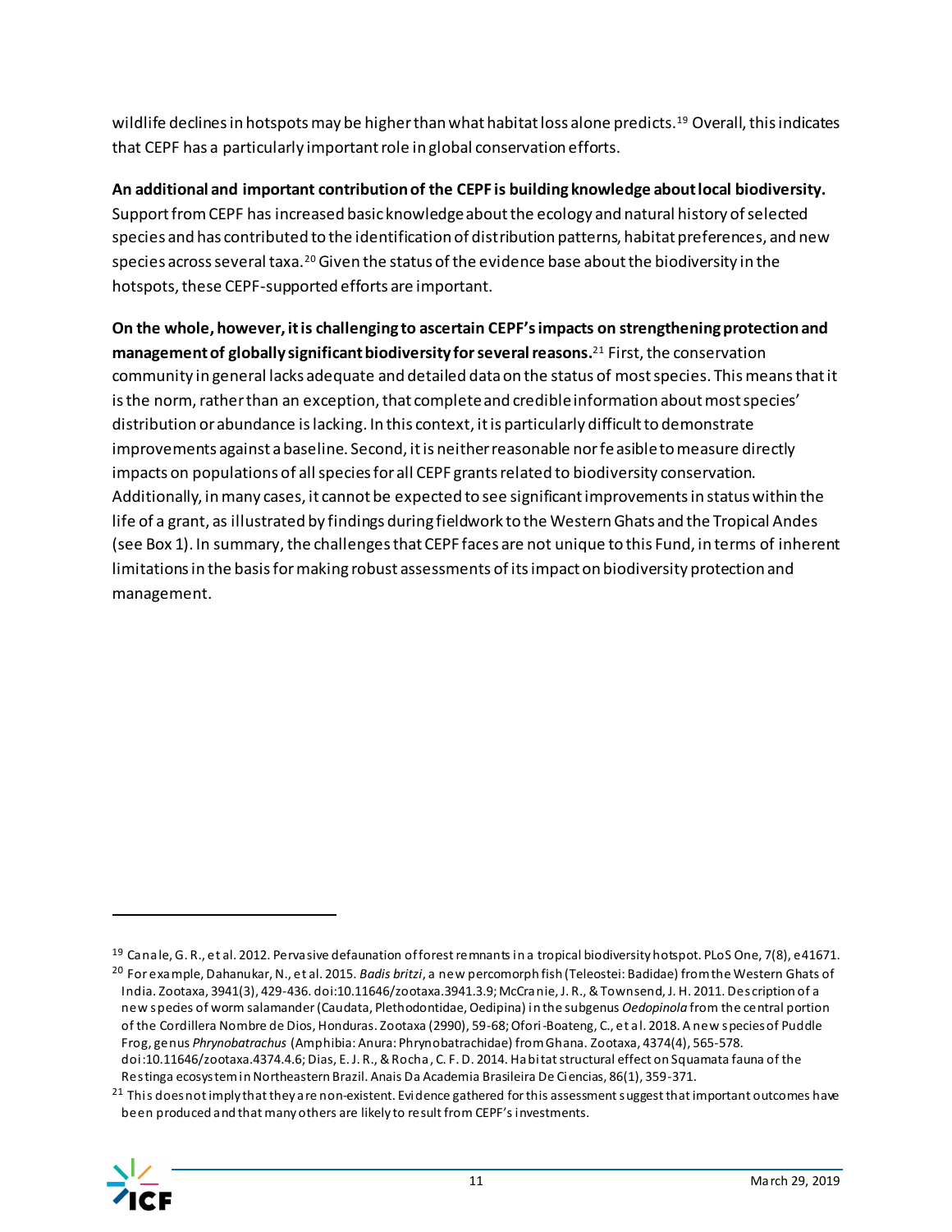wildlife declines in hotspots may be higher than what habitat loss alone predicts.[19] Overall, this indicates that CEPF has a particularly important role in global conservation efforts.

**An additional and important contribution of the CEPF is building knowledge about local biodiversity.** Support from CEPF has increased basic knowledge about the ecology and natural history of selected species and has contributed to the identification of distribution patterns, habitat preferences, and new species across several taxa.[20] Given the status of the evidence base about the biodiversity in the hotspots, these CEPF-supported efforts are important.

**On the whole, however, it is challenging to ascertain CEPF's impacts on strengthening protection and management of globally significant biodiversity for several reasons.**[21] First, the conservation community in general lacks adequate and detailed data on the status of most species. This means that it is the norm, rather than an exception, that complete and credible information about most species' distribution or abundance is lacking. In this context, it is particularly difficult to demonstrate improvements against a baseline. Second, it is neither reasonable nor feasible to measure directly impacts on populations of all species for all CEPF grants related to biodiversity conservation. Additionally, in many cases, it cannot be expected to see significant improvements in status within the life of a grant, as illustrated by findings during fieldwork to the Western Ghats and the Tropical Andes (see Box 1). In summary, the challenges that CEPF faces are not unique to this Fund, in terms of inherent limitations in the basis for making robust assessments of its impact on biodiversity protection and management.

---

[19] Canale, G. R., et al. 2012. Pervasive defaunation of forest remnants in a tropical biodiversity hotspot. PLoS One, 7(8), e41671.

[20] For example, Dahanukar, N., et al. 2015. *Badis britzi*, a new percomorph fish (Teleostei: Badidae) from the Western Ghats of India. Zootaxa, 3941(3), 429-436. doi:10.11646/zootaxa.3941.3.9; McCranie, J. R., & Townsend, J. H. 2011. Description of a new species of worm salamander (Caudata, Plethodontidae, Oedipina) in the subgenus *Oedopinola* from the central portion of the Cordillera Nombre de Dios, Honduras. Zootaxa (2990), 59-68; Ofori-Boateng, C., et al. 2018. A new species of Puddle Frog, genus *Phrynobatrachus* (Amphibia: Anura: Phrynobatrachidae) from Ghana. Zootaxa, 4374(4), 565-578. doi:10.11646/zootaxa.4374.4.6; Dias, E. J. R., & Rocha, C. F. D. 2014. Habitat structural effect on Squamata fauna of the Restinga ecosystem in Northeastern Brazil. Anais Da Academia Brasileira De Ciencias, 86(1), 359-371.

[21] This does not imply that they are non-existent. Evidence gathered for this assessment suggest that important outcomes have been produced and that many others are likely to result from CEPF's investments.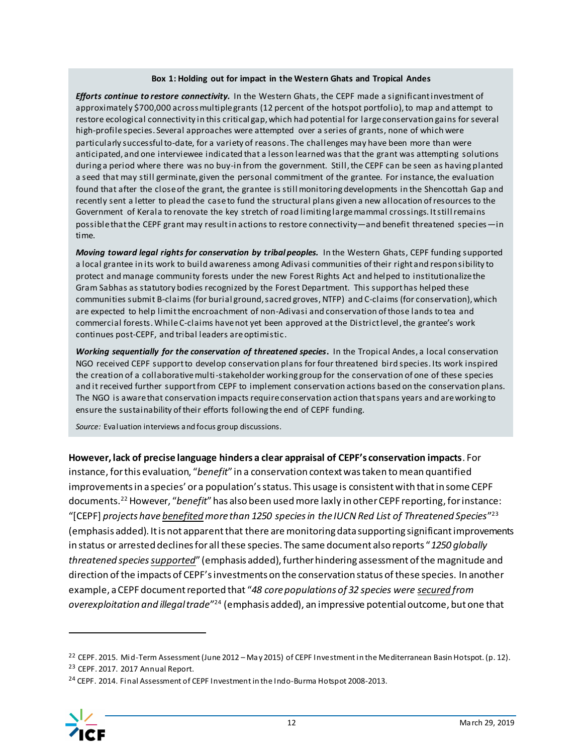**Box 1: Holding out for impact in the Western Ghats and Tropical Andes**

***Efforts continue to restore connectivity.*** In the Western Ghats, the CEPF made a significant investment of approximately $700,000 across multiple grants (12 percent of the hotspot portfolio), to map and attempt to restore ecological connectivity in this critical gap, which had potential for large conservation gains for several high-profile species. Several approaches were attempted over a series of grants, none of which were particularly successful to-date, for a variety of reasons. The challenges may have been more than were anticipated, and one interviewee indicated that a lesson learned was that the grant was attempting solutions during a period where there was no buy-in from the government. Still, the CEPF can be seen as having planted a seed that may still germinate, given the personal commitment of the grantee. For instance, the evaluation found that after the close of the grant, the grantee is still monitoring developments in the Shencottah Gap and recently sent a letter to plead the case to fund the structural plans given a new allocation of resources to the Government of Kerala to renovate the key stretch of road limiting large mammal crossings. It still remains possible that the CEPF grant may result in actions to restore connectivity—and benefit threatened species—in time.

***Moving toward legal rights for conservation by tribal peoples.*** In the Western Ghats, CEPF funding supported a local grantee in its work to build awareness among Adivasi communities of their right and responsibility to protect and manage community forests under the new Forest Rights Act and helped to institutionalize the Gram Sabhas as statutory bodies recognized by the Forest Department. This support has helped these communities submit B-claims (for burial ground, sacred groves, NTFP) and C-claims (for conservation), which are expected to help limit the encroachment of non-Adivasi and conservation of those lands to tea and commercial forests. While C-claims have not yet been approved at the District level, the grantee's work continues post-CEPF, and tribal leaders are optimistic.

***Working sequentially for the conservation of threatened species.*** In the Tropical Andes, a local conservation NGO received CEPF support to develop conservation plans for four threatened bird species. Its work inspired the creation of a collaborative multi-stakeholder working group for the conservation of one of these species and it received further support from CEPF to implement conservation actions based on the conservation plans. The NGO is aware that conservation impacts require conservation action that spans years and are working to ensure the sustainability of their efforts following the end of CEPF funding.

*Source:* Evaluation interviews and focus group discussions.

**However, lack of precise language hinders a clear appraisal of CEPF's conservation impacts**. For instance, for this evaluation, "*benefit*" in a conservation context was taken to mean quantified improvements in a species' or a population's status. This usage is consistent with that in some CEPF documents.[22] However, "*benefit*" has also been used more laxly in other CEPF reporting, for instance: "[CEPF] *projects have <u>benefited</u> more than 1250 species in the IUCN Red List of Threatened Species*"[23] (emphasis added). It is not apparent that there are monitoring data supporting significant improvements in status or arrested declines for all these species. The same document also reports "*1250 globally threatened species <u>supported</u>*" (emphasis added), further hindering assessment of the magnitude and direction of the impacts of CEPF's investments on the conservation status of these species. In another example, a CEPF document reported that "*48 core populations of 32 species were <u>secured</u> from overexploitation and illegal trade*"[24] (emphasis added), an impressive potential outcome, but one that

[22] CEPF. 2015. Mid-Term Assessment (June 2012 – May 2015) of CEPF Investment in the Mediterranean Basin Hotspot. (p. 12).

[23] CEPF. 2017. 2017 Annual Report.

[24] CEPF. 2014. Final Assessment of CEPF Investment in the Indo-Burma Hotspot 2008-2013.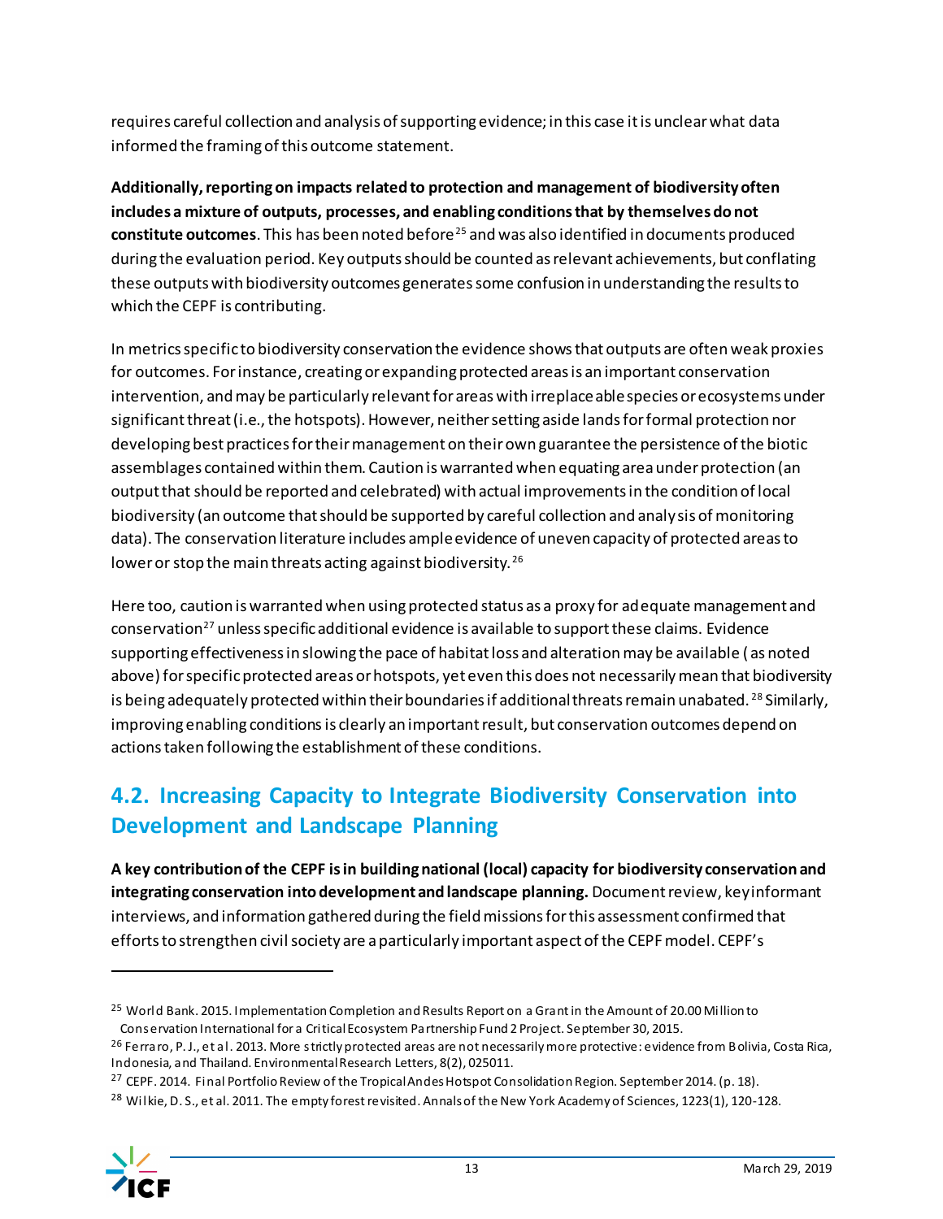requires careful collection and analysis of supporting evidence; in this case it is unclear what data informed the framing of this outcome statement.

**Additionally, reporting on impacts related to protection and management of biodiversity often includes a mixture of outputs, processes, and enabling conditions that by themselves do not constitute outcomes**. This has been noted before[25] and was also identified in documents produced during the evaluation period. Key outputs should be counted as relevant achievements, but conflating these outputs with biodiversity outcomes generates some confusion in understanding the results to which the CEPF is contributing.

In metrics specific to biodiversity conservation the evidence shows that outputs are often weak proxies for outcomes. For instance, creating or expanding protected areas is an important conservation intervention, and may be particularly relevant for areas with irreplaceable species or ecosystems under significant threat (i.e., the hotspots). However, neither setting aside lands for formal protection nor developing best practices for their management on their own guarantee the persistence of the biotic assemblages contained within them. Caution is warranted when equating area under protection (an output that should be reported and celebrated) with actual improvements in the condition of local biodiversity (an outcome that should be supported by careful collection and analysis of monitoring data). The conservation literature includes ample evidence of uneven capacity of protected areas to lower or stop the main threats acting against biodiversity.[26]

Here too, caution is warranted when using protected status as a proxy for adequate management and conservation[27] unless specific additional evidence is available to support these claims. Evidence supporting effectiveness in slowing the pace of habitat loss and alteration may be available (as noted above) for specific protected areas or hotspots, yet even this does not necessarily mean that biodiversity is being adequately protected within their boundaries if additional threats remain unabated.[28] Similarly, improving enabling conditions is clearly an important result, but conservation outcomes depend on actions taken following the establishment of these conditions.

## 4.2. Increasing Capacity to Integrate Biodiversity Conservation into Development and Landscape Planning

**A key contribution of the CEPF is in building national (local) capacity for biodiversity conservation and integrating conservation into development and landscape planning.** Document review, key informant interviews, and information gathered during the field missions for this assessment confirmed that efforts to strengthen civil society are a particularly important aspect of the CEPF model. CEPF's

---

[25] World Bank. 2015. Implementation Completion and Results Report on a Grant in the Amount of 20.00 Million to Conservation International for a Critical Ecosystem Partnership Fund 2 Project. September 30, 2015.

[26] Ferraro, P. J., et al. 2013. More strictly protected areas are not necessarily more protective: evidence from Bolivia, Costa Rica, Indonesia, and Thailand. Environmental Research Letters, 8(2), 025011.

[27] CEPF. 2014. Final Portfolio Review of the Tropical Andes Hotspot Consolidation Region. September 2014. (p. 18).

[28] Wilkie, D. S., et al. 2011. The empty forest revisited. Annals of the New York Academy of Sciences, 1223(1), 120-128.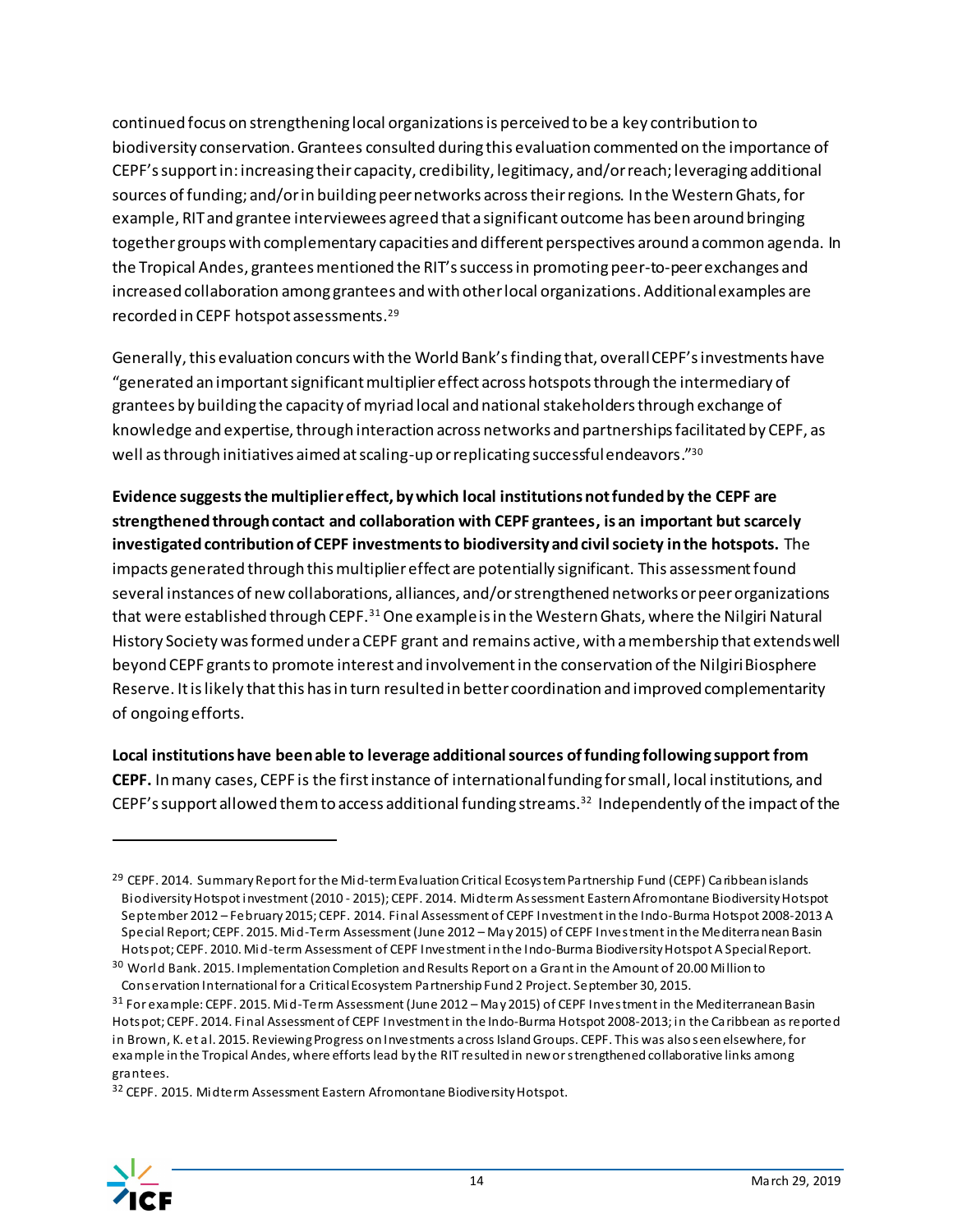continued focus on strengthening local organizations is perceived to be a key contribution to biodiversity conservation. Grantees consulted during this evaluation commented on the importance of CEPF's support in: increasing their capacity, credibility, legitimacy, and/or reach; leveraging additional sources of funding; and/or in building peer networks across their regions. In the Western Ghats, for example, RIT and grantee interviewees agreed that a significant outcome has been around bringing together groups with complementary capacities and different perspectives around a common agenda. In the Tropical Andes, grantees mentioned the RIT's success in promoting peer-to-peer exchanges and increased collaboration among grantees and with other local organizations. Additional examples are recorded in CEPF hotspot assessments.[29]

Generally, this evaluation concurs with the World Bank's finding that, overall CEPF's investments have "generated an important significant multiplier effect across hotspots through the intermediary of grantees by building the capacity of myriad local and national stakeholders through exchange of knowledge and expertise, through interaction across networks and partnerships facilitated by CEPF, as well as through initiatives aimed at scaling-up or replicating successful endeavors."[30]

**Evidence suggests the multiplier effect, by which local institutions not funded by the CEPF are strengthened through contact and collaboration with CEPF grantees, is an important but scarcely investigated contribution of CEPF investments to biodiversity and civil society in the hotspots.** The impacts generated through this multiplier effect are potentially significant. This assessment found several instances of new collaborations, alliances, and/or strengthened networks or peer organizations that were established through CEPF.[31] One example is in the Western Ghats, where the Nilgiri Natural History Society was formed under a CEPF grant and remains active, with a membership that extends well beyond CEPF grants to promote interest and involvement in the conservation of the Nilgiri Biosphere Reserve. It is likely that this has in turn resulted in better coordination and improved complementarity of ongoing efforts.

**Local institutions have been able to leverage additional sources of funding following support from CEPF.** In many cases, CEPF is the first instance of international funding for small, local institutions, and CEPF's support allowed them to access additional funding streams.[32] Independently of the impact of the

---

[29] CEPF. 2014. Summary Report for the Mid-term Evaluation Critical Ecosystem Partnership Fund (CEPF) Caribbean islands Biodiversity Hotspot investment (2010 - 2015); CEPF. 2014. Midterm Assessment Eastern Afromontane Biodiversity Hotspot September 2012 – February 2015; CEPF. 2014. Final Assessment of CEPF Investment in the Indo-Burma Hotspot 2008-2013 A Special Report; CEPF. 2015. Mid-Term Assessment (June 2012 – May 2015) of CEPF Investment in the Mediterranean Basin Hotspot; CEPF. 2010. Mid-term Assessment of CEPF Investment in the Indo-Burma Biodiversity Hotspot A Special Report.

[30] World Bank. 2015. Implementation Completion and Results Report on a Grant in the Amount of 20.00 Million to Conservation International for a Critical Ecosystem Partnership Fund 2 Project. September 30, 2015.

[31] For example: CEPF. 2015. Mid-Term Assessment (June 2012 – May 2015) of CEPF Investment in the Mediterranean Basin Hotspot; CEPF. 2014. Final Assessment of CEPF Investment in the Indo-Burma Hotspot 2008-2013; in the Caribbean as reported in Brown, K. et al. 2015. Reviewing Progress on Investments across Island Groups. CEPF. This was also seen elsewhere, for example in the Tropical Andes, where efforts lead by the RIT resulted in new or strengthened collaborative links among grantees.

[32] CEPF. 2015. Midterm Assessment Eastern Afromontane Biodiversity Hotspot.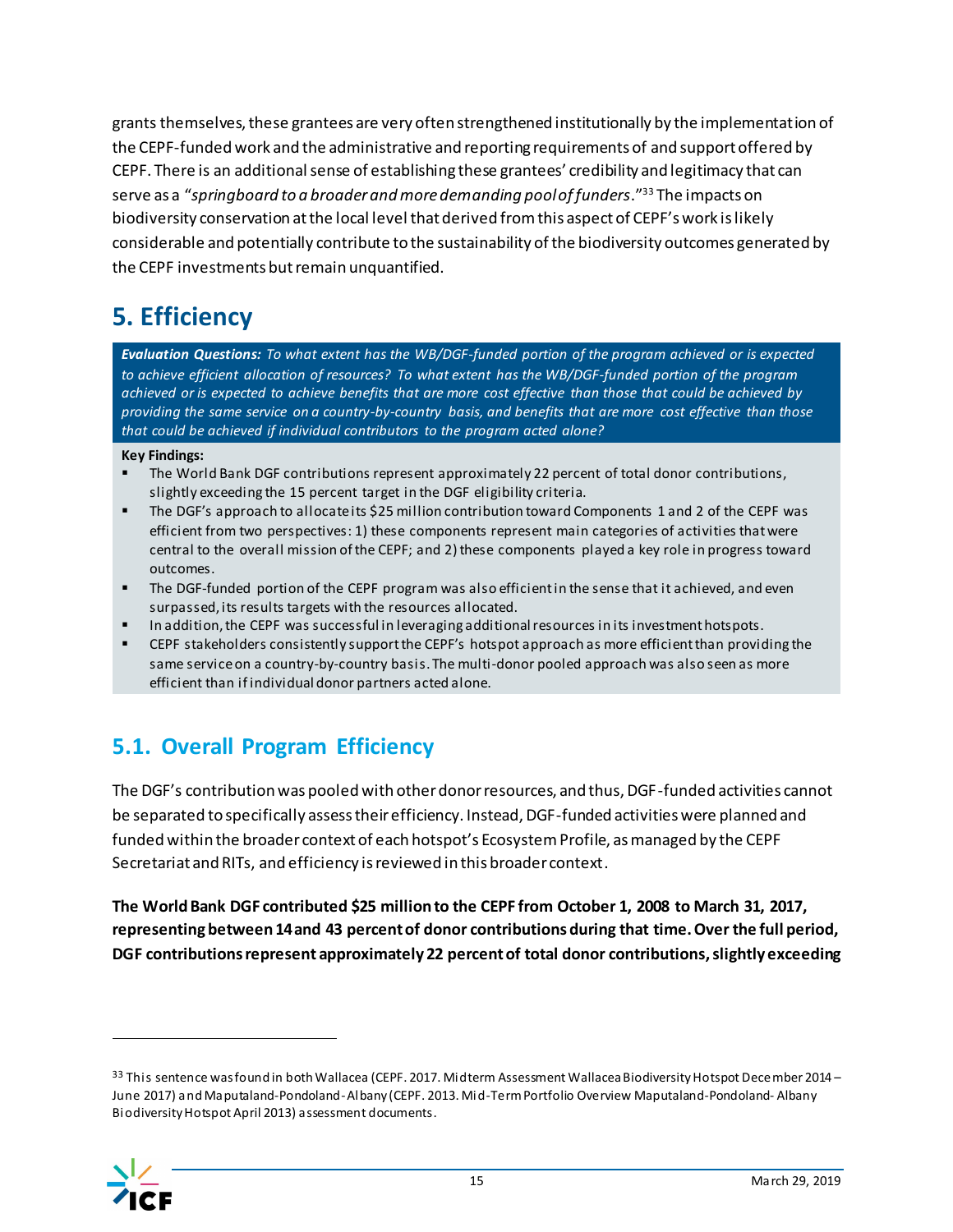grants themselves, these grantees are very often strengthened institutionally by the implementation of the CEPF-funded work and the administrative and reporting requirements of and support offered by CEPF. There is an additional sense of establishing these grantees' credibility and legitimacy that can serve as a "*springboard to a broader and more demanding pool of funders*."[33] The impacts on biodiversity conservation at the local level that derived from this aspect of CEPF's work is likely considerable and potentially contribute to the sustainability of the biodiversity outcomes generated by the CEPF investments but remain unquantified.

# 5. Efficiency

***Evaluation Questions:*** *To what extent has the WB/DGF-funded portion of the program achieved or is expected to achieve efficient allocation of resources? To what extent has the WB/DGF-funded portion of the program achieved or is expected to achieve benefits that are more cost effective than those that could be achieved by providing the same service on a country-by-country basis, and benefits that are more cost effective than those that could be achieved if individual contributors to the program acted alone?*

**Key Findings:**

- The World Bank DGF contributions represent approximately 22 percent of total donor contributions, slightly exceeding the 15 percent target in the DGF eligibility criteria.
- The DGF's approach to allocate its $25 million contribution toward Components 1 and 2 of the CEPF was efficient from two perspectives: 1) these components represent main categories of activities that were central to the overall mission of the CEPF; and 2) these components played a key role in progress toward outcomes.
- The DGF-funded portion of the CEPF program was also efficient in the sense that it achieved, and even surpassed, its results targets with the resources allocated.
- In addition, the CEPF was successful in leveraging additional resources in its investment hotspots.
- CEPF stakeholders consistently support the CEPF's hotspot approach as more efficient than providing the same service on a country-by-country basis. The multi-donor pooled approach was also seen as more efficient than if individual donor partners acted alone.

## 5.1. Overall Program Efficiency

The DGF's contribution was pooled with other donor resources, and thus, DGF-funded activities cannot be separated to specifically assess their efficiency. Instead, DGF-funded activities were planned and funded within the broader context of each hotspot's Ecosystem Profile, as managed by the CEPF Secretariat and RITs, and efficiency is reviewed in this broader context.

**The World Bank DGF contributed $25 million to the CEPF from October 1, 2008 to March 31, 2017, representing between 14 and 43 percent of donor contributions during that time. Over the full period, DGF contributions represent approximately 22 percent of total donor contributions, slightly exceeding**

[33] This sentence was found in both Wallacea (CEPF. 2017. Midterm Assessment Wallacea Biodiversity Hotspot December 2014 – June 2017) and Maputaland-Pondoland-Albany (CEPF. 2013. Mid-Term Portfolio Overview Maputaland-Pondoland- Albany Biodiversity Hotspot April 2013) assessment documents.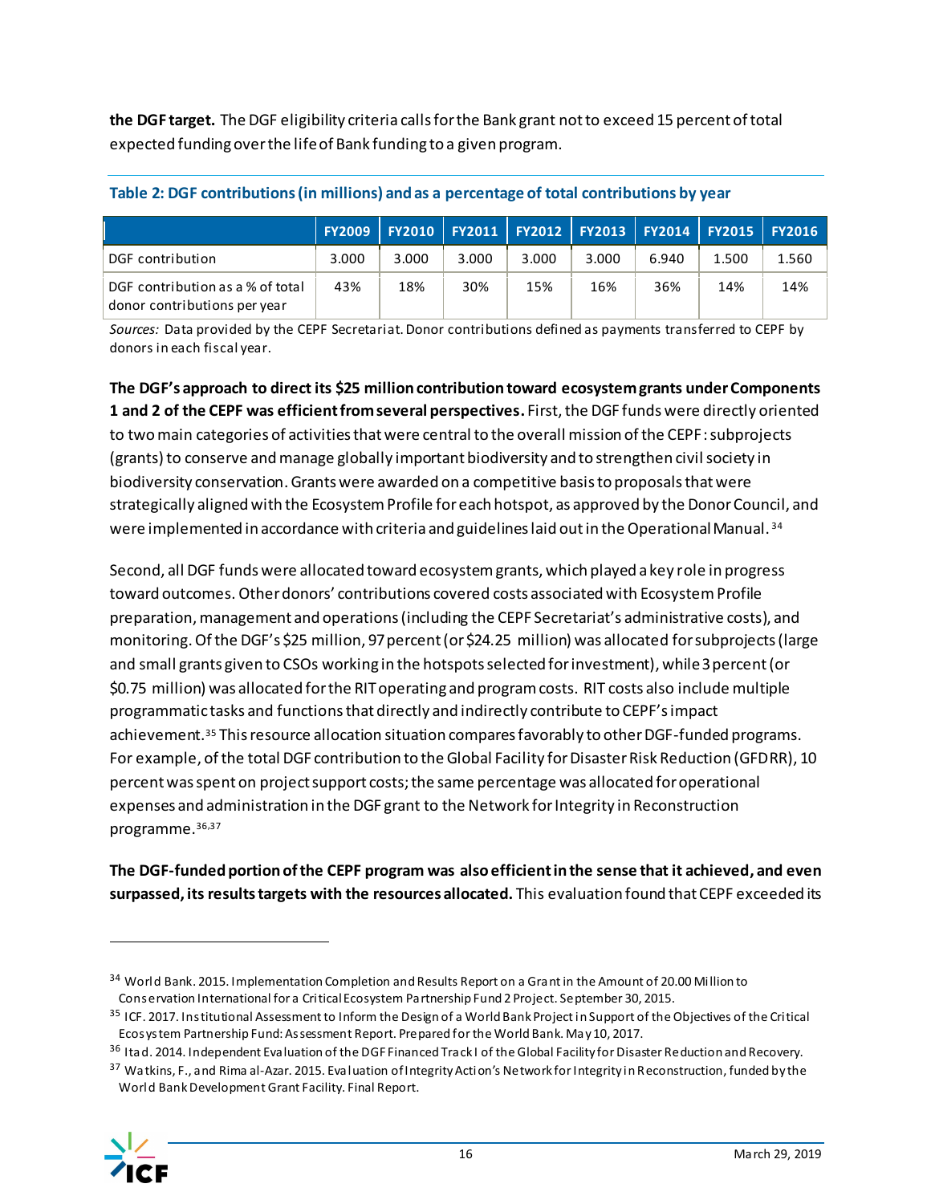**the DGF target.** The DGF eligibility criteria calls for the Bank grant not to exceed 15 percent of total expected funding over the life of Bank funding to a given program.

**Table 2: DGF contributions (in millions) and as a percentage of total contributions by year**

| | FY2009 | FY2010 | FY2011 | FY2012 | FY2013 | FY2014 | FY2015 | FY2016 |
|---|---|---|---|---|---|---|---|---|
| DGF contribution | 3.000 | 3.000 | 3.000 | 3.000 | 3.000 | 6.940 | 1.500 | 1.560 |
| DGF contribution as a % of total donor contributions per year | 43% | 18% | 30% | 15% | 16% | 36% | 14% | 14% |

*Sources:* Data provided by the CEPF Secretariat. Donor contributions defined as payments transferred to CEPF by donors in each fiscal year.

**The DGF's approach to direct its $25 million contribution toward ecosystem grants under Components 1 and 2 of the CEPF was efficient from several perspectives.** First, the DGF funds were directly oriented to two main categories of activities that were central to the overall mission of the CEPF: subprojects (grants) to conserve and manage globally important biodiversity and to strengthen civil society in biodiversity conservation. Grants were awarded on a competitive basis to proposals that were strategically aligned with the Ecosystem Profile for each hotspot, as approved by the Donor Council, and were implemented in accordance with criteria and guidelines laid out in the Operational Manual.[34]

Second, all DGF funds were allocated toward ecosystem grants, which played a key role in progress toward outcomes. Other donors' contributions covered costs associated with Ecosystem Profile preparation, management and operations (including the CEPF Secretariat's administrative costs), and monitoring. Of the DGF's $25 million, 97 percent (or $24.25 million) was allocated for subprojects (large and small grants given to CSOs working in the hotspots selected for investment), while 3 percent (or $0.75 million) was allocated for the RIT operating and program costs. RIT costs also include multiple programmatic tasks and functions that directly and indirectly contribute to CEPF's impact achievement.[35] This resource allocation situation compares favorably to other DGF-funded programs. For example, of the total DGF contribution to the Global Facility for Disaster Risk Reduction (GFDRR), 10 percent was spent on project support costs; the same percentage was allocated for operational expenses and administration in the DGF grant to the Network for Integrity in Reconstruction programme.[36,37]

**The DGF-funded portion of the CEPF program was also efficient in the sense that it achieved, and even surpassed, its results targets with the resources allocated.** This evaluation found that CEPF exceeded its

---

[34] World Bank. 2015. Implementation Completion and Results Report on a Grant in the Amount of 20.00 Million to Conservation International for a Critical Ecosystem Partnership Fund 2 Project. September 30, 2015.

[35] ICF. 2017. Institutional Assessment to Inform the Design of a World Bank Project in Support of the Objectives of the Critical Ecosystem Partnership Fund: Assessment Report. Prepared for the World Bank. May 10, 2017.

[36] Itad. 2014. Independent Evaluation of the DGF Financed Track I of the Global Facility for Disaster Reduction and Recovery.

[37] Watkins, F., and Rima al-Azar. 2015. Evaluation of Integrity Action's Network for Integrity in Reconstruction, funded by the World Bank Development Grant Facility. Final Report.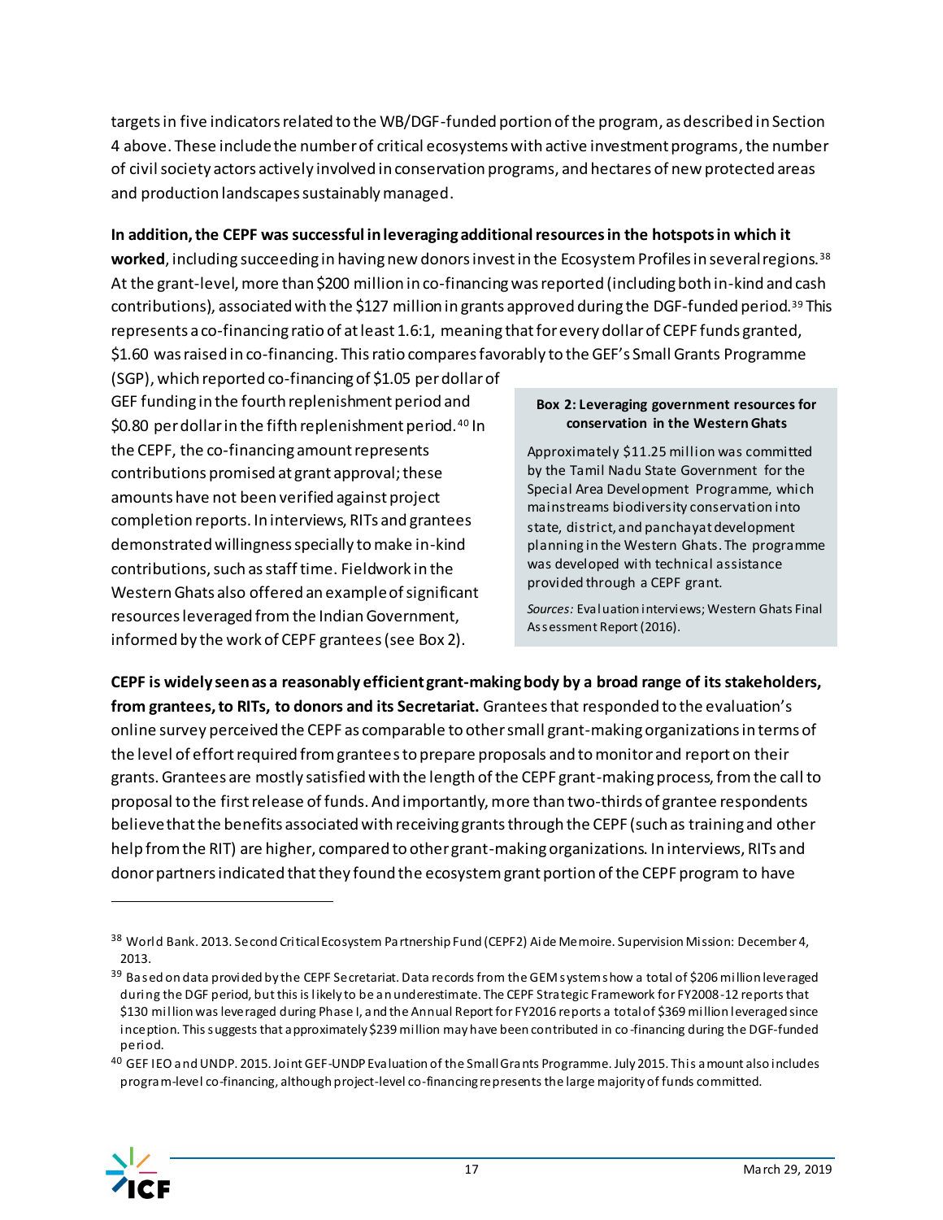targets in five indicators related to the WB/DGF-funded portion of the program, as described in Section 4 above. These include the number of critical ecosystems with active investment programs, the number of civil society actors actively involved in conservation programs, and hectares of new protected areas and production landscapes sustainably managed.

**In addition, the CEPF was successful in leveraging additional resources in the hotspots in which it worked**, including succeeding in having new donors invest in the Ecosystem Profiles in several regions.[38] At the grant-level, more than $200 million in co-financing was reported (including both in-kind and cash contributions), associated with the $127 million in grants approved during the DGF-funded period.[39] This represents a co-financing ratio of at least 1.6:1, meaning that for every dollar of CEPF funds granted, $1.60 was raised in co-financing. This ratio compares favorably to the GEF's Small Grants Programme (SGP), which reported co-financing of $1.05 per dollar of GEF funding in the fourth replenishment period and $0.80 per dollar in the fifth replenishment period.[40] In the CEPF, the co-financing amount represents contributions promised at grant approval; these amounts have not been verified against project completion reports. In interviews, RITs and grantees demonstrated willingness specially to make in-kind contributions, such as staff time. Fieldwork in the Western Ghats also offered an example of significant resources leveraged from the Indian Government, informed by the work of CEPF grantees (see Box 2).

> **Box 2: Leveraging government resources for conservation in the Western Ghats**
>
> Approximately $11.25 million was committed by the Tamil Nadu State Government for the Special Area Development Programme, which mainstreams biodiversity conservation into state, district, and panchayat development planning in the Western Ghats. The programme was developed with technical assistance provided through a CEPF grant.
>
> *Sources:* Evaluation interviews; Western Ghats Final Assessment Report (2016).

**CEPF is widely seen as a reasonably efficient grant-making body by a broad range of its stakeholders, from grantees, to RITs, to donors and its Secretariat.** Grantees that responded to the evaluation's online survey perceived the CEPF as comparable to other small grant-making organizations in terms of the level of effort required from grantees to prepare proposals and to monitor and report on their grants. Grantees are mostly satisfied with the length of the CEPF grant-making process, from the call to proposal to the first release of funds. And importantly, more than two-thirds of grantee respondents believe that the benefits associated with receiving grants through the CEPF (such as training and other help from the RIT) are higher, compared to other grant-making organizations. In interviews, RITs and donor partners indicated that they found the ecosystem grant portion of the CEPF program to have

---

[38] World Bank. 2013. Second Critical Ecosystem Partnership Fund (CEPF2) Aide Memoire. Supervision Mission: December 4, 2013.

[39] Based on data provided by the CEPF Secretariat. Data records from the GEM system show a total of $206 million leveraged during the DGF period, but this is likely to be an underestimate. The CEPF Strategic Framework for FY2008-12 reports that $130 million was leveraged during Phase I, and the Annual Report for FY2016 reports a total of $369 million leveraged since inception. This suggests that approximately $239 million may have been contributed in co-financing during the DGF-funded period.

[40] GEF IEO and UNDP. 2015. Joint GEF-UNDP Evaluation of the Small Grants Programme. July 2015. This amount also includes program-level co-financing, although project-level co-financing represents the large majority of funds committed.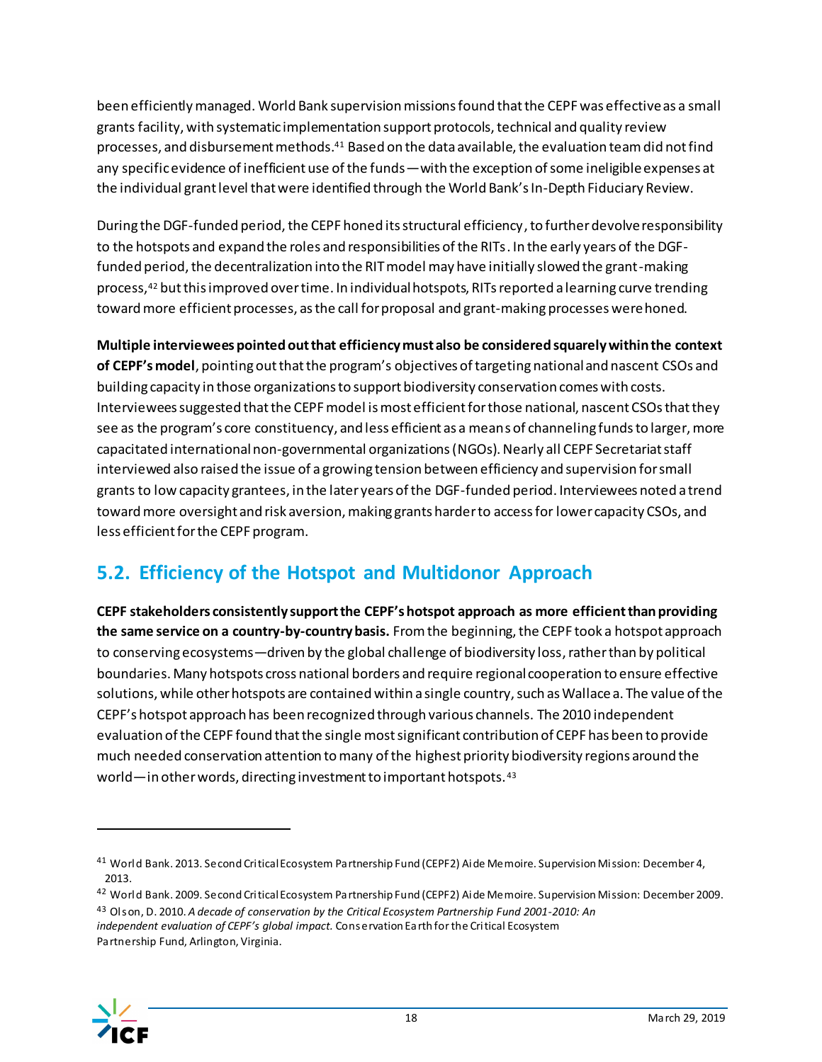been efficiently managed. World Bank supervision missions found that the CEPF was effective as a small grants facility, with systematic implementation support protocols, technical and quality review processes, and disbursement methods.[41] Based on the data available, the evaluation team did not find any specific evidence of inefficient use of the funds—with the exception of some ineligible expenses at the individual grant level that were identified through the World Bank's In-Depth Fiduciary Review.

During the DGF-funded period, the CEPF honed its structural efficiency, to further devolve responsibility to the hotspots and expand the roles and responsibilities of the RITs. In the early years of the DGF-funded period, the decentralization into the RIT model may have initially slowed the grant-making process,[42] but this improved over time. In individual hotspots, RITs reported a learning curve trending toward more efficient processes, as the call for proposal and grant-making processes were honed.

**Multiple interviewees pointed out that efficiency must also be considered squarely within the context of CEPF's model**, pointing out that the program's objectives of targeting national and nascent CSOs and building capacity in those organizations to support biodiversity conservation comes with costs. Interviewees suggested that the CEPF model is most efficient for those national, nascent CSOs that they see as the program's core constituency, and less efficient as a means of channeling funds to larger, more capacitated international non-governmental organizations (NGOs). Nearly all CEPF Secretariat staff interviewed also raised the issue of a growing tension between efficiency and supervision for small grants to low capacity grantees, in the later years of the DGF-funded period. Interviewees noted a trend toward more oversight and risk aversion, making grants harder to access for lower capacity CSOs, and less efficient for the CEPF program.

## 5.2. Efficiency of the Hotspot and Multidonor Approach

**CEPF stakeholders consistently support the CEPF's hotspot approach as more efficient than providing the same service on a country-by-country basis.** From the beginning, the CEPF took a hotspot approach to conserving ecosystems—driven by the global challenge of biodiversity loss, rather than by political boundaries. Many hotspots cross national borders and require regional cooperation to ensure effective solutions, while other hotspots are contained within a single country, such as Wallacea. The value of the CEPF's hotspot approach has been recognized through various channels. The 2010 independent evaluation of the CEPF found that the single most significant contribution of CEPF has been to provide much needed conservation attention to many of the highest priority biodiversity regions around the world—in other words, directing investment to important hotspots.[43]

---

[41] World Bank. 2013. Second Critical Ecosystem Partnership Fund (CEPF2) Aide Memoire. Supervision Mission: December 4, 2013.

[42] World Bank. 2009. Second Critical Ecosystem Partnership Fund (CEPF2) Aide Memoire. Supervision Mission: December 2009.

[43] Olson, D. 2010. *A decade of conservation by the Critical Ecosystem Partnership Fund 2001-2010: An independent evaluation of CEPF's global impact.* Conservation Earth for the Critical Ecosystem Partnership Fund, Arlington, Virginia.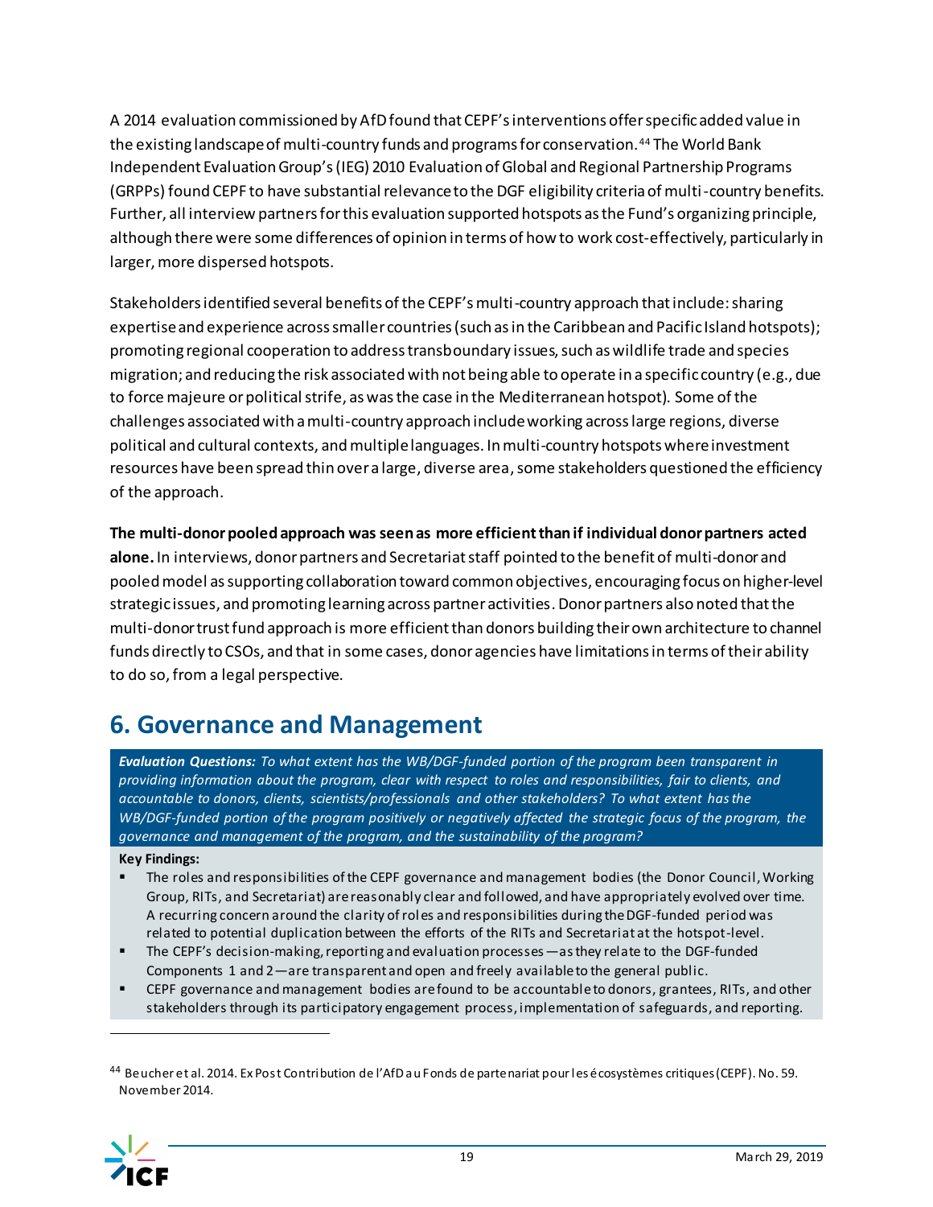A 2014 evaluation commissioned by AfD found that CEPF's interventions offer specific added value in the existing landscape of multi-country funds and programs for conservation.[44] The World Bank Independent Evaluation Group's (IEG) 2010 Evaluation of Global and Regional Partnership Programs (GRPPs) found CEPF to have substantial relevance to the DGF eligibility criteria of multi-country benefits. Further, all interview partners for this evaluation supported hotspots as the Fund's organizing principle, although there were some differences of opinion in terms of how to work cost-effectively, particularly in larger, more dispersed hotspots.

Stakeholders identified several benefits of the CEPF's multi-country approach that include: sharing expertise and experience across smaller countries (such as in the Caribbean and Pacific Island hotspots); promoting regional cooperation to address transboundary issues, such as wildlife trade and species migration; and reducing the risk associated with not being able to operate in a specific country (e.g., due to force majeure or political strife, as was the case in the Mediterranean hotspot). Some of the challenges associated with a multi-country approach include working across large regions, diverse political and cultural contexts, and multiple languages. In multi-country hotspots where investment resources have been spread thin over a large, diverse area, some stakeholders questioned the efficiency of the approach.

**The multi-donor pooled approach was seen as more efficient than if individual donor partners acted alone.** In interviews, donor partners and Secretariat staff pointed to the benefit of multi-donor and pooled model as supporting collaboration toward common objectives, encouraging focus on higher-level strategic issues, and promoting learning across partner activities. Donor partners also noted that the multi-donor trust fund approach is more efficient than donors building their own architecture to channel funds directly to CSOs, and that in some cases, donor agencies have limitations in terms of their ability to do so, from a legal perspective.

## 6. Governance and Management

***Evaluation Questions:*** *To what extent has the WB/DGF-funded portion of the program been transparent in providing information about the program, clear with respect to roles and responsibilities, fair to clients, and accountable to donors, clients, scientists/professionals and other stakeholders? To what extent has the WB/DGF-funded portion of the program positively or negatively affected the strategic focus of the program, the governance and management of the program, and the sustainability of the program?*

**Key Findings:**

- The roles and responsibilities of the CEPF governance and management bodies (the Donor Council, Working Group, RITs, and Secretariat) are reasonably clear and followed, and have appropriately evolved over time. A recurring concern around the clarity of roles and responsibilities during the DGF-funded period was related to potential duplication between the efforts of the RITs and Secretariat at the hotspot-level.
- The CEPF's decision-making, reporting and evaluation processes—as they relate to the DGF-funded Components 1 and 2—are transparent and open and freely available to the general public.
- CEPF governance and management bodies are found to be accountable to donors, grantees, RITs, and other stakeholders through its participatory engagement process, implementation of safeguards, and reporting.

[44] Beucher et al. 2014. Ex Post Contribution de l'AfD au Fonds de partenariat pour les écosystèmes critiques (CEPF). No. 59. November 2014.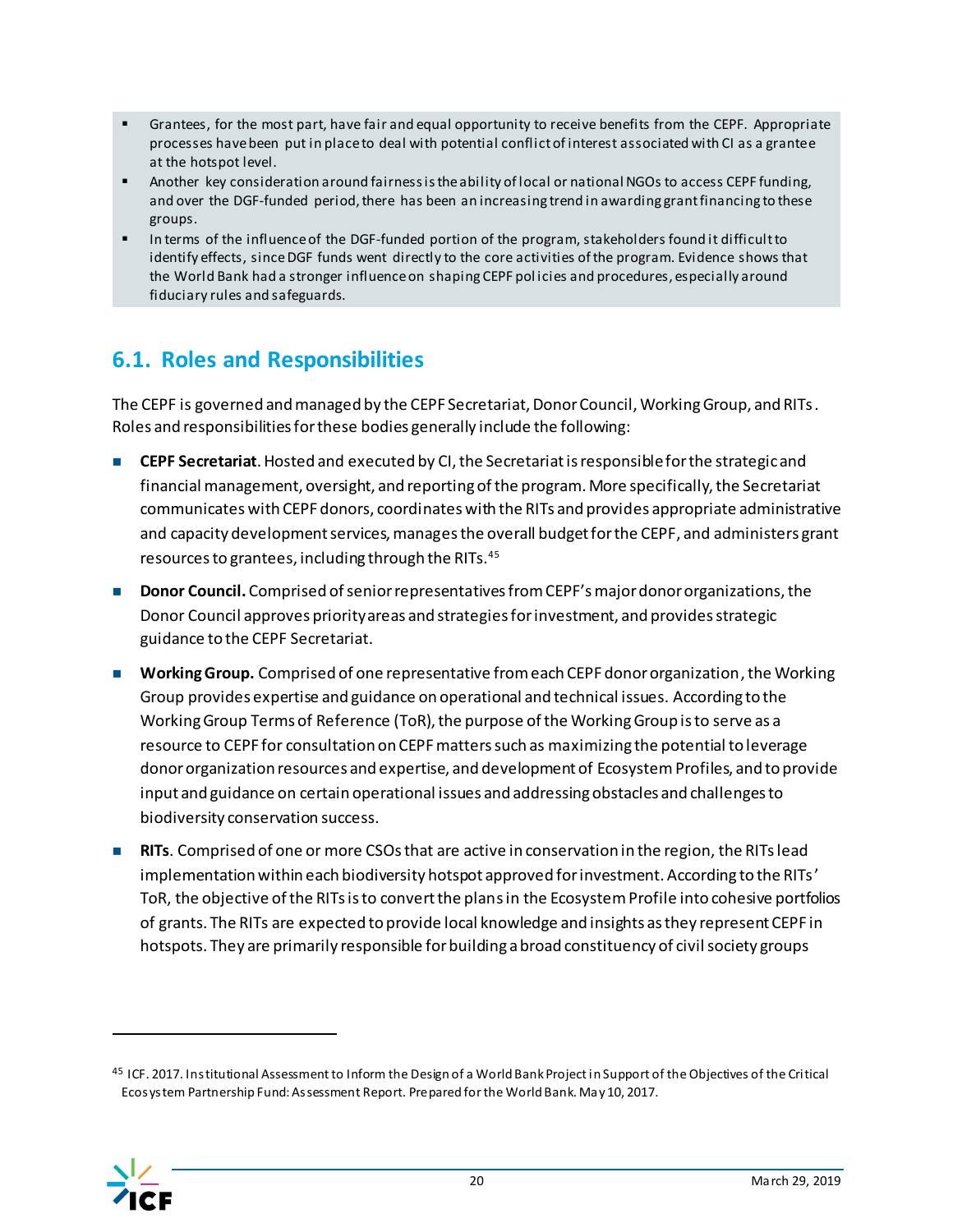- Grantees, for the most part, have fair and equal opportunity to receive benefits from the CEPF. Appropriate processes have been put in place to deal with potential conflict of interest associated with CI as a grantee at the hotspot level.
- Another key consideration around fairness is the ability of local or national NGOs to access CEPF funding, and over the DGF-funded period, there has been an increasing trend in awarding grant financing to these groups.
- In terms of the influence of the DGF-funded portion of the program, stakeholders found it difficult to identify effects, since DGF funds went directly to the core activities of the program. Evidence shows that the World Bank had a stronger influence on shaping CEPF policies and procedures, especially around fiduciary rules and safeguards.

## 6.1. Roles and Responsibilities

The CEPF is governed and managed by the CEPF Secretariat, Donor Council, Working Group, and RITs. Roles and responsibilities for these bodies generally include the following:

- **CEPF Secretariat**. Hosted and executed by CI, the Secretariat is responsible for the strategic and financial management, oversight, and reporting of the program. More specifically, the Secretariat communicates with CEPF donors, coordinates with the RITs and provides appropriate administrative and capacity development services, manages the overall budget for the CEPF, and administers grant resources to grantees, including through the RITs.[45]
- **Donor Council.** Comprised of senior representatives from CEPF's major donor organizations, the Donor Council approves priority areas and strategies for investment, and provides strategic guidance to the CEPF Secretariat.
- **Working Group.** Comprised of one representative from each CEPF donor organization, the Working Group provides expertise and guidance on operational and technical issues. According to the Working Group Terms of Reference (ToR), the purpose of the Working Group is to serve as a resource to CEPF for consultation on CEPF matters such as maximizing the potential to leverage donor organization resources and expertise, and development of Ecosystem Profiles, and to provide input and guidance on certain operational issues and addressing obstacles and challenges to biodiversity conservation success.
- **RITs**. Comprised of one or more CSOs that are active in conservation in the region, the RITs lead implementation within each biodiversity hotspot approved for investment. According to the RITs' ToR, the objective of the RITs is to convert the plans in the Ecosystem Profile into cohesive portfolios of grants. The RITs are expected to provide local knowledge and insights as they represent CEPF in hotspots. They are primarily responsible for building a broad constituency of civil society groups

[45] ICF. 2017. Institutional Assessment to Inform the Design of a World Bank Project in Support of the Objectives of the Critical Ecosystem Partnership Fund: Assessment Report. Prepared for the World Bank. May 10, 2017.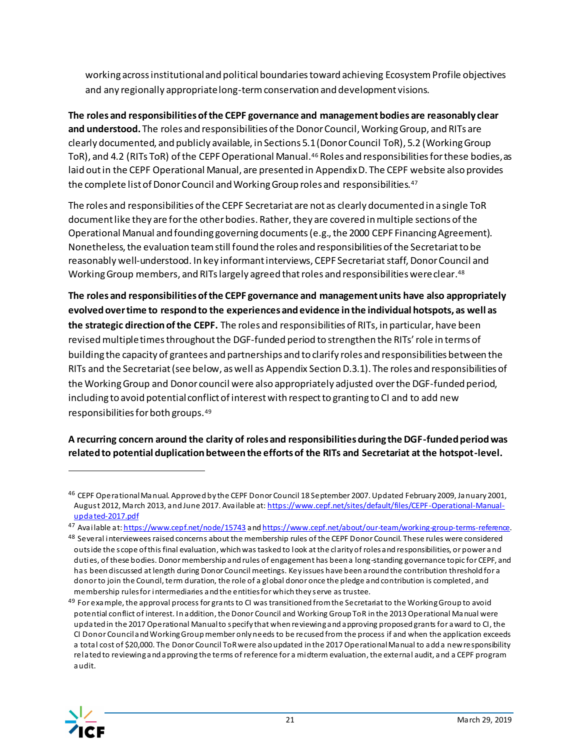working across institutional and political boundaries toward achieving Ecosystem Profile objectives and any regionally appropriate long-term conservation and development visions.

**The roles and responsibilities of the CEPF governance and management bodies are reasonably clear and understood.** The roles and responsibilities of the Donor Council, Working Group, and RITs are clearly documented, and publicly available, in Sections 5.1 (Donor Council ToR), 5.2 (Working Group ToR), and 4.2 (RITs ToR) of the CEPF Operational Manual.[46] Roles and responsibilities for these bodies, as laid out in the CEPF Operational Manual, are presented in Appendix D. The CEPF website also provides the complete list of Donor Council and Working Group roles and responsibilities.[47]

The roles and responsibilities of the CEPF Secretariat are not as clearly documented in a single ToR document like they are for the other bodies. Rather, they are covered in multiple sections of the Operational Manual and founding governing documents (e.g., the 2000 CEPF Financing Agreement). Nonetheless, the evaluation team still found the roles and responsibilities of the Secretariat to be reasonably well-understood. In key informant interviews, CEPF Secretariat staff, Donor Council and Working Group members, and RITs largely agreed that roles and responsibilities were clear.[48]

**The roles and responsibilities of the CEPF governance and management units have also appropriately evolved over time to respond to the experiences and evidence in the individual hotspots, as well as the strategic direction of the CEPF.** The roles and responsibilities of RITs, in particular, have been revised multiple times throughout the DGF-funded period to strengthen the RITs' role in terms of building the capacity of grantees and partnerships and to clarify roles and responsibilities between the RITs and the Secretariat (see below, as well as Appendix Section D.3.1). The roles and responsibilities of the Working Group and Donor council were also appropriately adjusted over the DGF-funded period, including to avoid potential conflict of interest with respect to granting to CI and to add new responsibilities for both groups.[49]

**A recurring concern around the clarity of roles and responsibilities during the DGF-funded period was related to potential duplication between the efforts of the RITs and Secretariat at the hotspot-level.**

---

[46] CEPF Operational Manual. Approved by the CEPF Donor Council 18 September 2007. Updated February 2009, January 2001, August 2012, March 2013, and June 2017. Available at: https://www.cepf.net/sites/default/files/CEPF-Operational-Manual-updated-2017.pdf

[47] Available at: https://www.cepf.net/node/15743 and https://www.cepf.net/about/our-team/working-group-terms-reference.

[48] Several interviewees raised concerns about the membership rules of the CEPF Donor Council. These rules were considered outside the scope of this final evaluation, which was tasked to look at the clarity of roles and responsibilities, or power and duties, of these bodies. Donor membership and rules of engagement has been a long-standing governance topic for CEPF, and has been discussed at length during Donor Council meetings. Key issues have been around the contribution threshold for a donor to join the Council, term duration, the role of a global donor once the pledge and contribution is completed, and membership rules for intermediaries and the entities for which they serve as trustee.

[49] For example, the approval process for grants to CI was transitioned from the Secretariat to the Working Group to avoid potential conflict of interest. In addition, the Donor Council and Working Group ToR in the 2013 Operational Manual were updated in the 2017 Operational Manual to specify that when reviewing and approving proposed grants for award to CI, the CI Donor Council and Working Group member only needs to be recused from the process if and when the application exceeds a total cost of $20,000. The Donor Council ToR were also updated in the 2017 Operational Manual to add a new responsibility related to reviewing and approving the terms of reference for a midterm evaluation, the external audit, and a CEPF program audit.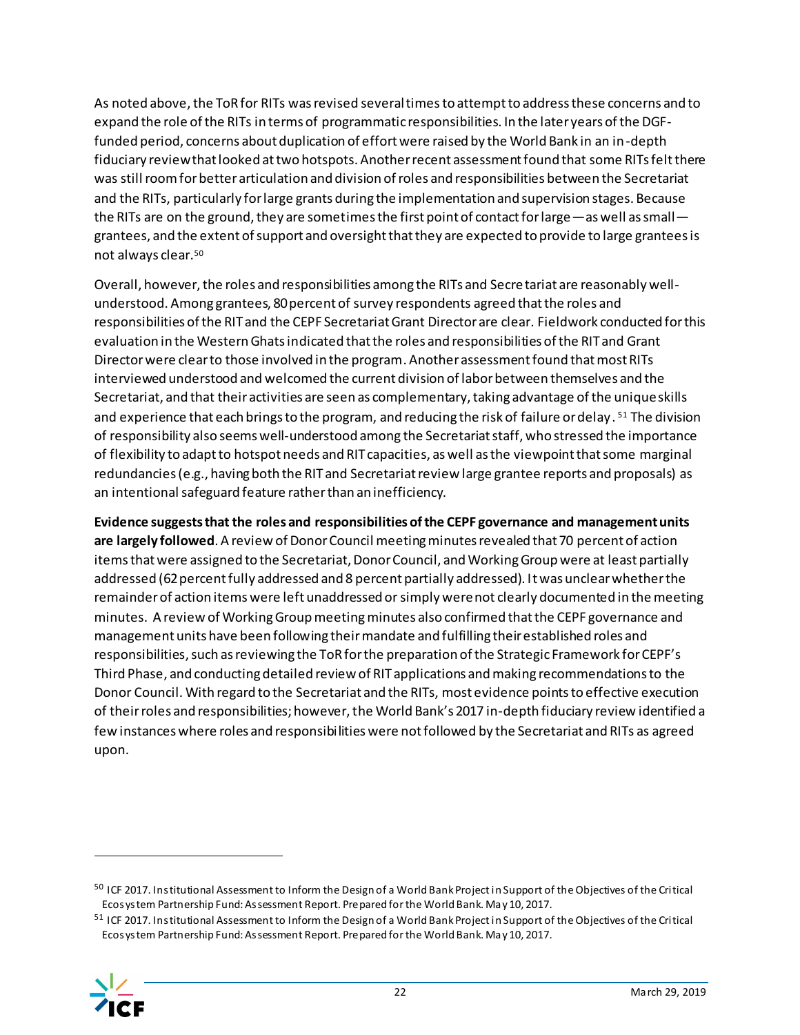As noted above, the ToR for RITs was revised several times to attempt to address these concerns and to expand the role of the RITs in terms of programmatic responsibilities. In the later years of the DGF-funded period, concerns about duplication of effort were raised by the World Bank in an in-depth fiduciary review that looked at two hotspots. Another recent assessment found that some RITs felt there was still room for better articulation and division of roles and responsibilities between the Secretariat and the RITs, particularly for large grants during the implementation and supervision stages. Because the RITs are on the ground, they are sometimes the first point of contact for large—as well as small—grantees, and the extent of support and oversight that they are expected to provide to large grantees is not always clear.[50]

Overall, however, the roles and responsibilities among the RITs and Secretariat are reasonably well-understood. Among grantees, 80 percent of survey respondents agreed that the roles and responsibilities of the RIT and the CEPF Secretariat Grant Director are clear. Fieldwork conducted for this evaluation in the Western Ghats indicated that the roles and responsibilities of the RIT and Grant Director were clear to those involved in the program. Another assessment found that most RITs interviewed understood and welcomed the current division of labor between themselves and the Secretariat, and that their activities are seen as complementary, taking advantage of the unique skills and experience that each brings to the program, and reducing the risk of failure or delay.[51] The division of responsibility also seems well-understood among the Secretariat staff, who stressed the importance of flexibility to adapt to hotspot needs and RIT capacities, as well as the viewpoint that some marginal redundancies (e.g., having both the RIT and Secretariat review large grantee reports and proposals) as an intentional safeguard feature rather than an inefficiency.

**Evidence suggests that the roles and responsibilities of the CEPF governance and management units are largely followed**. A review of Donor Council meeting minutes revealed that 70 percent of action items that were assigned to the Secretariat, Donor Council, and Working Group were at least partially addressed (62 percent fully addressed and 8 percent partially addressed). It was unclear whether the remainder of action items were left unaddressed or simply were not clearly documented in the meeting minutes. A review of Working Group meeting minutes also confirmed that the CEPF governance and management units have been following their mandate and fulfilling their established roles and responsibilities, such as reviewing the ToR for the preparation of the Strategic Framework for CEPF's Third Phase, and conducting detailed review of RIT applications and making recommendations to the Donor Council. With regard to the Secretariat and the RITs, most evidence points to effective execution of their roles and responsibilities; however, the World Bank's 2017 in-depth fiduciary review identified a few instances where roles and responsibilities were not followed by the Secretariat and RITs as agreed upon.

---

[50] ICF 2017. Institutional Assessment to Inform the Design of a World Bank Project in Support of the Objectives of the Critical Ecosystem Partnership Fund: Assessment Report. Prepared for the World Bank. May 10, 2017.

[51] ICF 2017. Institutional Assessment to Inform the Design of a World Bank Project in Support of the Objectives of the Critical Ecosystem Partnership Fund: Assessment Report. Prepared for the World Bank. May 10, 2017.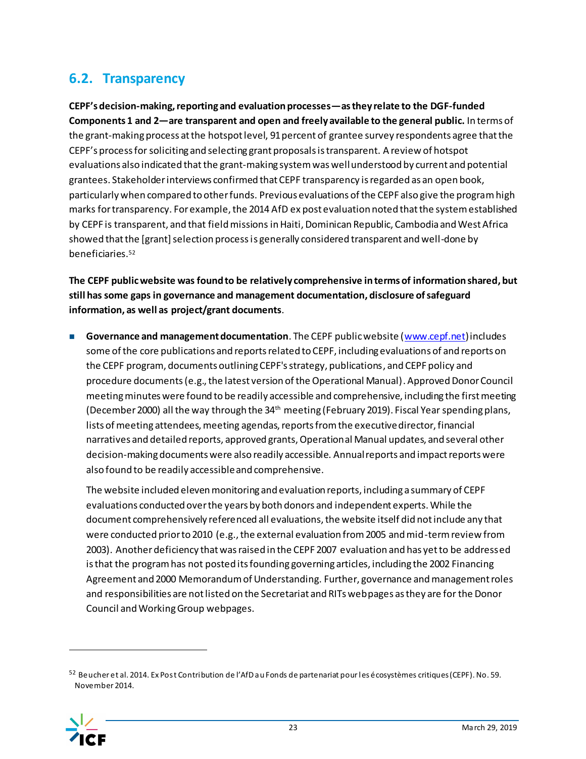## 6.2. Transparency

**CEPF's decision-making, reporting and evaluation processes—as they relate to the DGF-funded Components 1 and 2—are transparent and open and freely available to the general public.** In terms of the grant-making process at the hotspot level, 91 percent of grantee survey respondents agree that the CEPF's process for soliciting and selecting grant proposals is transparent. A review of hotspot evaluations also indicated that the grant-making system was well understood by current and potential grantees. Stakeholder interviews confirmed that CEPF transparency is regarded as an open book, particularly when compared to other funds. Previous evaluations of the CEPF also give the program high marks for transparency. For example, the 2014 AfD ex post evaluation noted that the system established by CEPF is transparent, and that field missions in Haiti, Dominican Republic, Cambodia and West Africa showed that the [grant] selection process is generally considered transparent and well-done by beneficiaries.[52]

**The CEPF public website was found to be relatively comprehensive in terms of information shared, but still has some gaps in governance and management documentation, disclosure of safeguard information, as well as project/grant documents**.

- **Governance and management documentation**. The CEPF public website (www.cepf.net) includes some of the core publications and reports related to CEPF, including evaluations of and reports on the CEPF program, documents outlining CEPF's strategy, publications, and CEPF policy and procedure documents (e.g., the latest version of the Operational Manual). Approved Donor Council meeting minutes were found to be readily accessible and comprehensive, including the first meeting (December 2000) all the way through the 34th meeting (February 2019). Fiscal Year spending plans, lists of meeting attendees, meeting agendas, reports from the executive director, financial narratives and detailed reports, approved grants, Operational Manual updates, and several other decision-making documents were also readily accessible. Annual reports and impact reports were also found to be readily accessible and comprehensive.

  The website included eleven monitoring and evaluation reports, including a summary of CEPF evaluations conducted over the years by both donors and independent experts. While the document comprehensively referenced all evaluations, the website itself did not include any that were conducted prior to 2010 (e.g., the external evaluation from 2005 and mid-term review from 2003). Another deficiency that was raised in the CEPF 2007 evaluation and has yet to be addressed is that the program has not posted its founding governing articles, including the 2002 Financing Agreement and 2000 Memorandum of Understanding. Further, governance and management roles and responsibilities are not listed on the Secretariat and RITs webpages as they are for the Donor Council and Working Group webpages.

---

[52] Beucher et al. 2014. Ex Post Contribution de l'AfD au Fonds de partenariat pour les écosystèmes critiques (CEPF). No. 59. November 2014.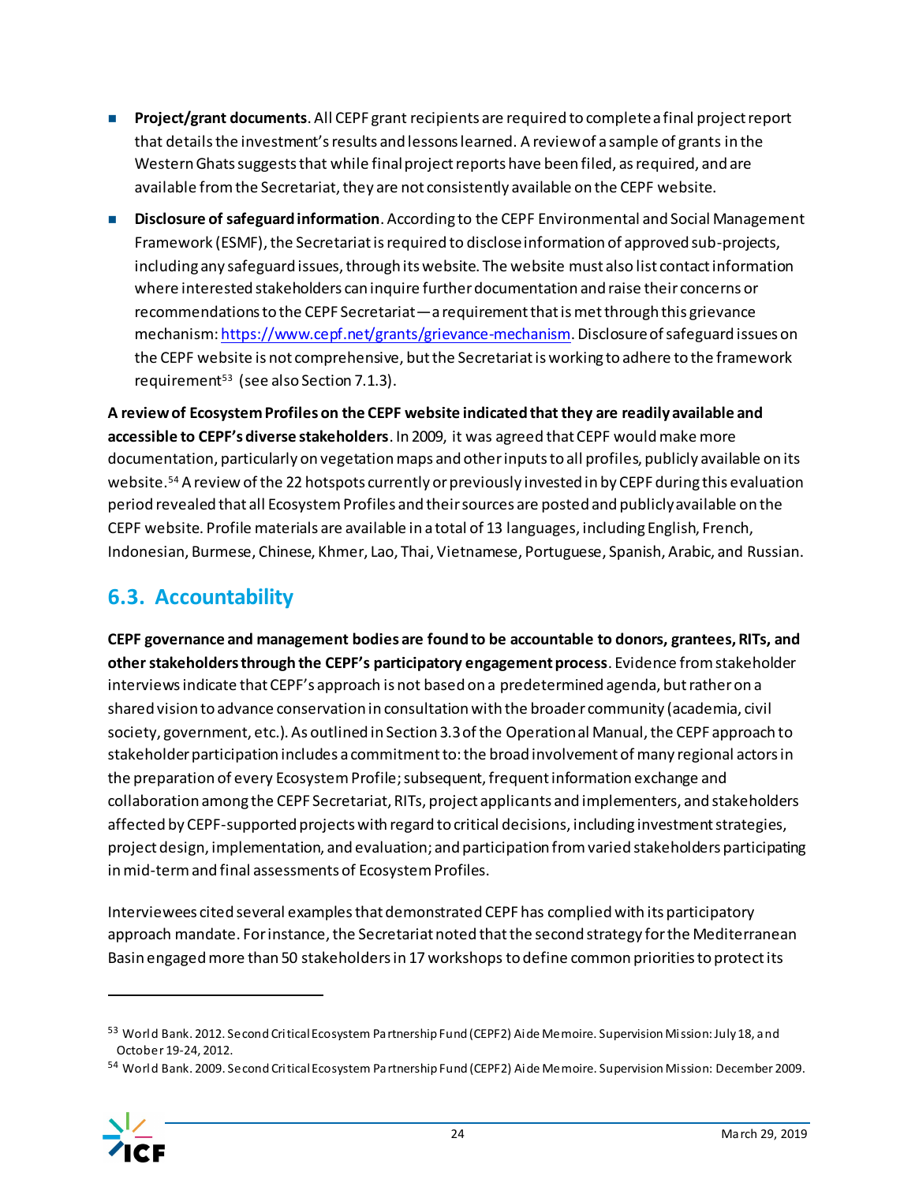- **Project/grant documents**. All CEPF grant recipients are required to complete a final project report that details the investment's results and lessons learned. A review of a sample of grants in the Western Ghats suggests that while final project reports have been filed, as required, and are available from the Secretariat, they are not consistently available on the CEPF website.
- **Disclosure of safeguard information**. According to the CEPF Environmental and Social Management Framework (ESMF), the Secretariat is required to disclose information of approved sub-projects, including any safeguard issues, through its website. The website must also list contact information where interested stakeholders can inquire further documentation and raise their concerns or recommendations to the CEPF Secretariat—a requirement that is met through this grievance mechanism: https://www.cepf.net/grants/grievance-mechanism. Disclosure of safeguard issues on the CEPF website is not comprehensive, but the Secretariat is working to adhere to the framework requirement[53] (see also Section 7.1.3).

**A review of Ecosystem Profiles on the CEPF website indicated that they are readily available and accessible to CEPF's diverse stakeholders**. In 2009, it was agreed that CEPF would make more documentation, particularly on vegetation maps and other inputs to all profiles, publicly available on its website.[54] A review of the 22 hotspots currently or previously invested in by CEPF during this evaluation period revealed that all Ecosystem Profiles and their sources are posted and publicly available on the CEPF website. Profile materials are available in a total of 13 languages, including English, French, Indonesian, Burmese, Chinese, Khmer, Lao, Thai, Vietnamese, Portuguese, Spanish, Arabic, and Russian.

## 6.3. Accountability

**CEPF governance and management bodies are found to be accountable to donors, grantees, RITs, and other stakeholders through the CEPF's participatory engagement process**. Evidence from stakeholder interviews indicate that CEPF's approach is not based on a predetermined agenda, but rather on a shared vision to advance conservation in consultation with the broader community (academia, civil society, government, etc.). As outlined in Section 3.3 of the Operational Manual, the CEPF approach to stakeholder participation includes a commitment to: the broad involvement of many regional actors in the preparation of every Ecosystem Profile; subsequent, frequent information exchange and collaboration among the CEPF Secretariat, RITs, project applicants and implementers, and stakeholders affected by CEPF-supported projects with regard to critical decisions, including investment strategies, project design, implementation, and evaluation; and participation from varied stakeholders participating in mid-term and final assessments of Ecosystem Profiles.

Interviewees cited several examples that demonstrated CEPF has complied with its participatory approach mandate. For instance, the Secretariat noted that the second strategy for the Mediterranean Basin engaged more than 50 stakeholders in 17 workshops to define common priorities to protect its

---

[53] World Bank. 2012. Second Critical Ecosystem Partnership Fund (CEPF2) Aide Memoire. Supervision Mission: July 18, and October 19-24, 2012.

[54] World Bank. 2009. Second Critical Ecosystem Partnership Fund (CEPF2) Aide Memoire. Supervision Mission: December 2009.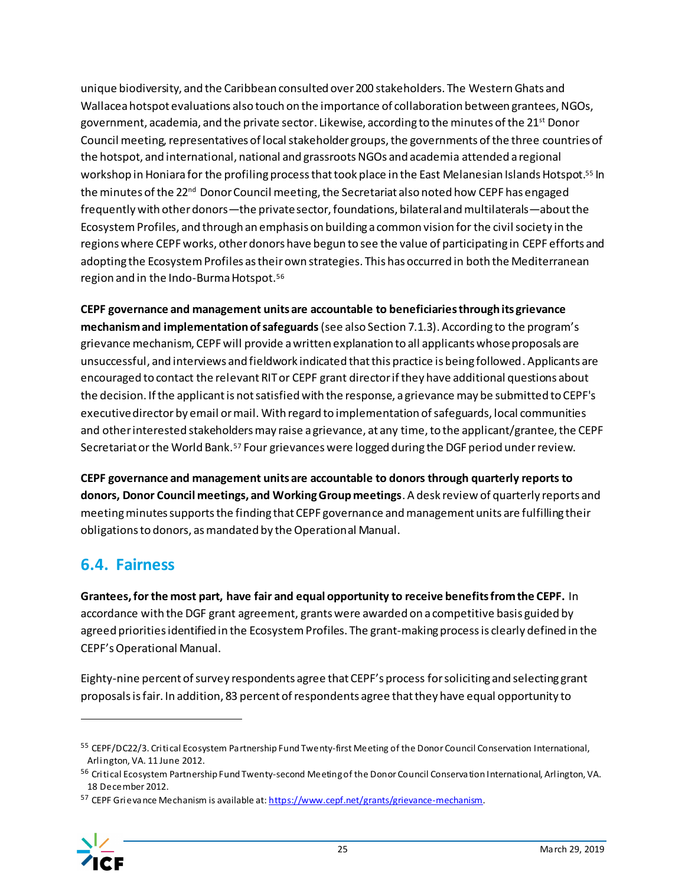unique biodiversity, and the Caribbean consulted over 200 stakeholders. The Western Ghats and Wallacea hotspot evaluations also touch on the importance of collaboration between grantees, NGOs, government, academia, and the private sector. Likewise, according to the minutes of the 21st Donor Council meeting, representatives of local stakeholder groups, the governments of the three countries of the hotspot, and international, national and grassroots NGOs and academia attended a regional workshop in Honiara for the profiling process that took place in the East Melanesian Islands Hotspot.[55] In the minutes of the 22nd Donor Council meeting, the Secretariat also noted how CEPF has engaged frequently with other donors—the private sector, foundations, bilateral and multilaterals—about the Ecosystem Profiles, and through an emphasis on building a common vision for the civil society in the regions where CEPF works, other donors have begun to see the value of participating in CEPF efforts and adopting the Ecosystem Profiles as their own strategies. This has occurred in both the Mediterranean region and in the Indo-Burma Hotspot.[56]

**CEPF governance and management units are accountable to beneficiaries through its grievance mechanism and implementation of safeguards** (see also Section 7.1.3). According to the program's grievance mechanism, CEPF will provide a written explanation to all applicants whose proposals are unsuccessful, and interviews and fieldwork indicated that this practice is being followed. Applicants are encouraged to contact the relevant RIT or CEPF grant director if they have additional questions about the decision. If the applicant is not satisfied with the response, a grievance may be submitted to CEPF's executive director by email or mail. With regard to implementation of safeguards, local communities and other interested stakeholders may raise a grievance, at any time, to the applicant/grantee, the CEPF Secretariat or the World Bank.[57] Four grievances were logged during the DGF period under review.

**CEPF governance and management units are accountable to donors through quarterly reports to donors, Donor Council meetings, and Working Group meetings**. A desk review of quarterly reports and meeting minutes supports the finding that CEPF governance and management units are fulfilling their obligations to donors, as mandated by the Operational Manual.

## 6.4. Fairness

**Grantees, for the most part, have fair and equal opportunity to receive benefits from the CEPF.** In accordance with the DGF grant agreement, grants were awarded on a competitive basis guided by agreed priorities identified in the Ecosystem Profiles. The grant-making process is clearly defined in the CEPF's Operational Manual.

Eighty-nine percent of survey respondents agree that CEPF's process for soliciting and selecting grant proposals is fair. In addition, 83 percent of respondents agree that they have equal opportunity to

---

[55] CEPF/DC22/3. Critical Ecosystem Partnership Fund Twenty-first Meeting of the Donor Council Conservation International, Arlington, VA. 11 June 2012.

[56] Critical Ecosystem Partnership Fund Twenty-second Meeting of the Donor Council Conservation International, Arlington, VA. 18 December 2012.

[57] CEPF Grievance Mechanism is available at: https://www.cepf.net/grants/grievance-mechanism.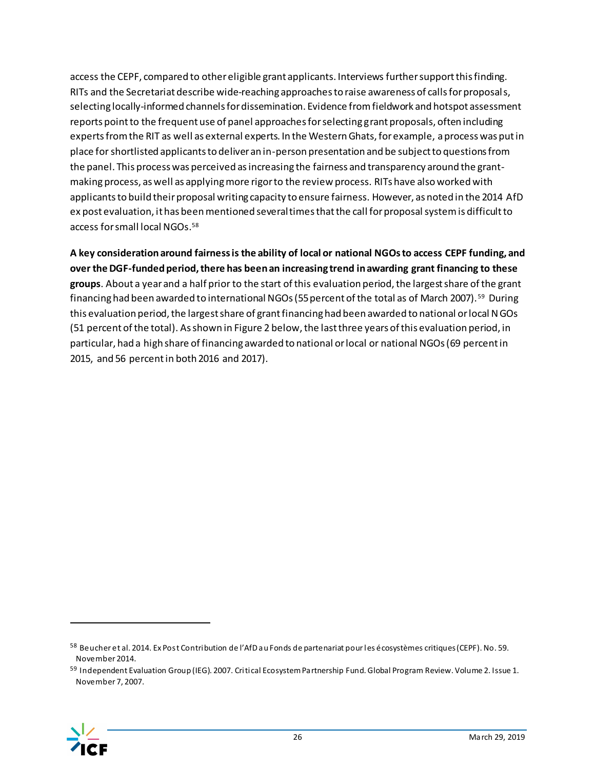access the CEPF, compared to other eligible grant applicants. Interviews further support this finding. RITs and the Secretariat describe wide-reaching approaches to raise awareness of calls for proposals, selecting locally-informed channels for dissemination. Evidence from fieldwork and hotspot assessment reports point to the frequent use of panel approaches for selecting grant proposals, often including experts from the RIT as well as external experts. In the Western Ghats, for example, a process was put in place for shortlisted applicants to deliver an in-person presentation and be subject to questions from the panel. This process was perceived as increasing the fairness and transparency around the grant-making process, as well as applying more rigor to the review process. RITs have also worked with applicants to build their proposal writing capacity to ensure fairness. However, as noted in the 2014 AfD ex post evaluation, it has been mentioned several times that the call for proposal system is difficult to access for small local NGOs.[58]

**A key consideration around fairness is the ability of local or national NGOs to access CEPF funding, and over the DGF-funded period, there has been an increasing trend in awarding grant financing to these groups**. About a year and a half prior to the start of this evaluation period, the largest share of the grant financing had been awarded to international NGOs (55 percent of the total as of March 2007).[59] During this evaluation period, the largest share of grant financing had been awarded to national or local NGOs (51 percent of the total). As shown in Figure 2 below, the last three years of this evaluation period, in particular, had a high share of financing awarded to national or local or national NGOs (69 percent in 2015, and 56 percent in both 2016 and 2017).

[58] Beucher et al. 2014. Ex Post Contribution de l'AfD au Fonds de partenariat pour les écosystèmes critiques (CEPF). No. 59. November 2014.

[59] Independent Evaluation Group (IEG). 2007. Critical Ecosystem Partnership Fund. Global Program Review. Volume 2. Issue 1. November 7, 2007.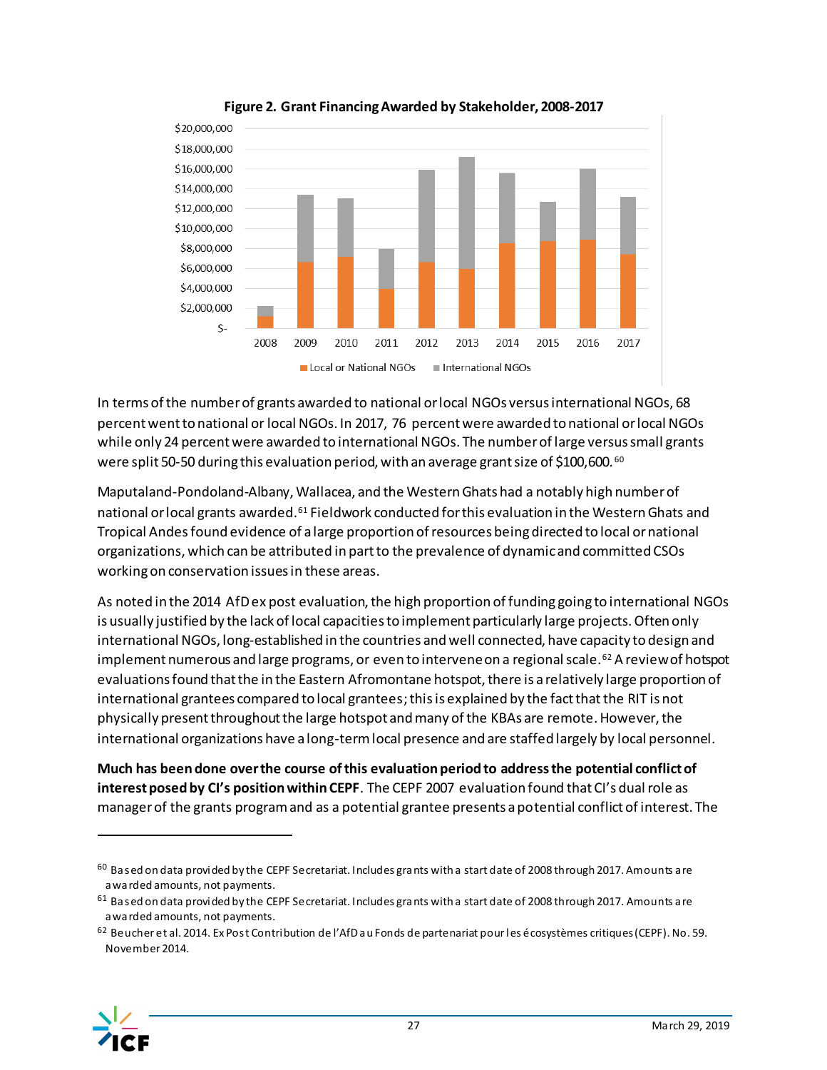**Figure 2. Grant Financing Awarded by Stakeholder, 2008-2017**

In terms of the number of grants awarded to national or local NGOs versus international NGOs, 68 percent went to national or local NGOs. In 2017, 76 percent were awarded to national or local NGOs while only 24 percent were awarded to international NGOs. The number of large versus small grants were split 50-50 during this evaluation period, with an average grant size of $100,600.[60]

Maputaland-Pondoland-Albany, Wallacea, and the Western Ghats had a notably high number of national or local grants awarded.[61] Fieldwork conducted for this evaluation in the Western Ghats and Tropical Andes found evidence of a large proportion of resources being directed to local or national organizations, which can be attributed in part to the prevalence of dynamic and committed CSOs working on conservation issues in these areas.

As noted in the 2014 AfD ex post evaluation, the high proportion of funding going to international NGOs is usually justified by the lack of local capacities to implement particularly large projects. Often only international NGOs, long-established in the countries and well connected, have capacity to design and implement numerous and large programs, or even to intervene on a regional scale.[62] A review of hotspot evaluations found that the in the Eastern Afromontane hotspot, there is a relatively large proportion of international grantees compared to local grantees; this is explained by the fact that the RIT is not physically present throughout the large hotspot and many of the KBAs are remote. However, the international organizations have a long-term local presence and are staffed largely by local personnel.

**Much has been done over the course of this evaluation period to address the potential conflict of interest posed by CI's position within CEPF**. The CEPF 2007 evaluation found that CI's dual role as manager of the grants program and as a potential grantee presents a potential conflict of interest. The

---

[60] Based on data provided by the CEPF Secretariat. Includes grants with a start date of 2008 through 2017. Amounts are awarded amounts, not payments.

[61] Based on data provided by the CEPF Secretariat. Includes grants with a start date of 2008 through 2017. Amounts are awarded amounts, not payments.

[62] Beucher et al. 2014. Ex Post Contribution de l'AfD au Fonds de partenariat pour les écosystèmes critiques (CEPF). No. 59. November 2014.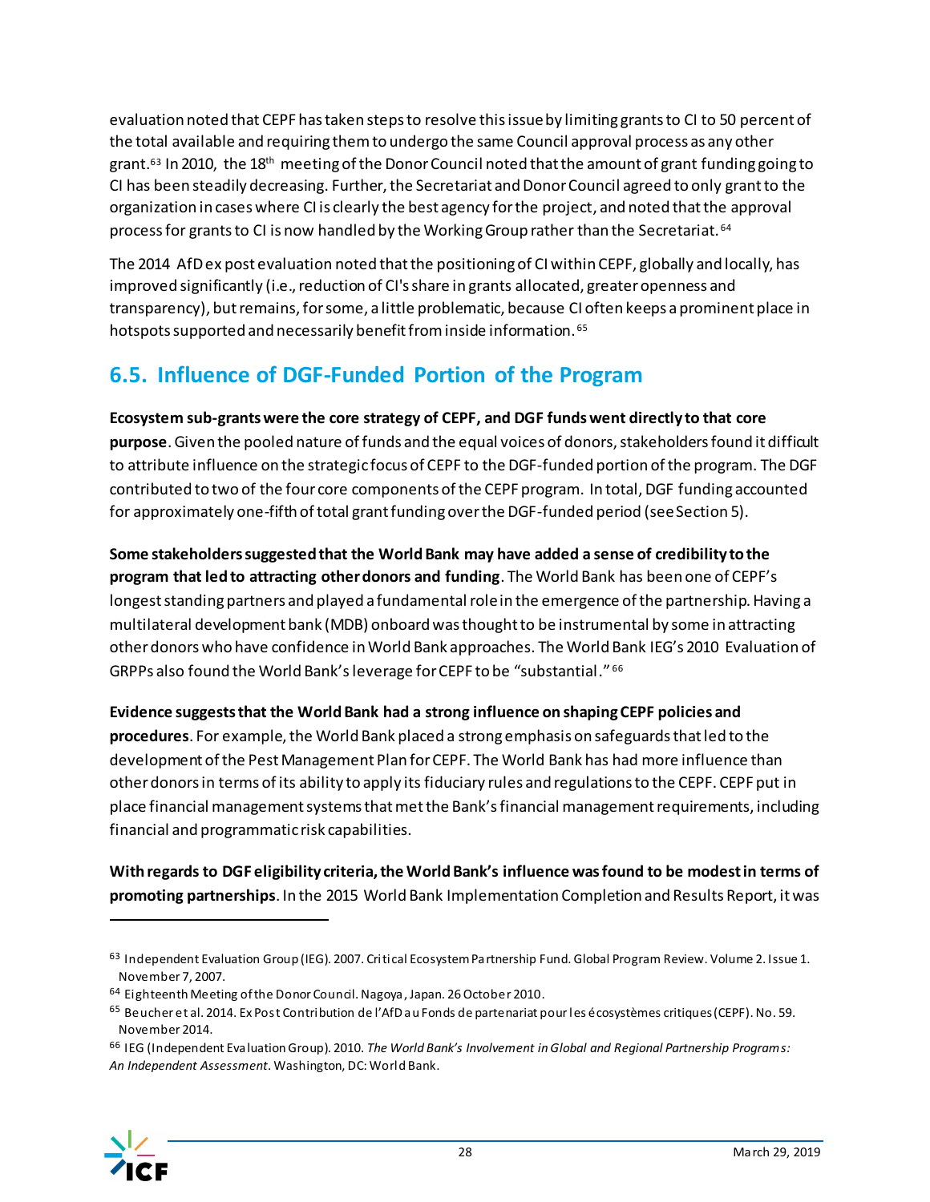evaluation noted that CEPF has taken steps to resolve this issue by limiting grants to CI to 50 percent of the total available and requiring them to undergo the same Council approval process as any other grant.[63] In 2010, the 18th meeting of the Donor Council noted that the amount of grant funding going to CI has been steadily decreasing. Further, the Secretariat and Donor Council agreed to only grant to the organization in cases where CI is clearly the best agency for the project, and noted that the approval process for grants to CI is now handled by the Working Group rather than the Secretariat.[64]

The 2014 AfD ex post evaluation noted that the positioning of CI within CEPF, globally and locally, has improved significantly (i.e., reduction of CI's share in grants allocated, greater openness and transparency), but remains, for some, a little problematic, because CI often keeps a prominent place in hotspots supported and necessarily benefit from inside information.[65]

## 6.5. Influence of DGF-Funded Portion of the Program

**Ecosystem sub-grants were the core strategy of CEPF, and DGF funds went directly to that core purpose**. Given the pooled nature of funds and the equal voices of donors, stakeholders found it difficult to attribute influence on the strategic focus of CEPF to the DGF-funded portion of the program. The DGF contributed to two of the four core components of the CEPF program. In total, DGF funding accounted for approximately one-fifth of total grant funding over the DGF-funded period (see Section 5).

**Some stakeholders suggested that the World Bank may have added a sense of credibility to the program that led to attracting other donors and funding**. The World Bank has been one of CEPF's longest standing partners and played a fundamental role in the emergence of the partnership. Having a multilateral development bank (MDB) onboard was thought to be instrumental by some in attracting other donors who have confidence in World Bank approaches. The World Bank IEG's 2010 Evaluation of GRPPs also found the World Bank's leverage for CEPF to be "substantial."[66]

**Evidence suggests that the World Bank had a strong influence on shaping CEPF policies and procedures**. For example, the World Bank placed a strong emphasis on safeguards that led to the development of the Pest Management Plan for CEPF. The World Bank has had more influence than other donors in terms of its ability to apply its fiduciary rules and regulations to the CEPF. CEPF put in place financial management systems that met the Bank's financial management requirements, including financial and programmatic risk capabilities.

**With regards to DGF eligibility criteria, the World Bank's influence was found to be modest in terms of promoting partnerships**. In the 2015 World Bank Implementation Completion and Results Report, it was

---

[63] Independent Evaluation Group (IEG). 2007. Critical Ecosystem Partnership Fund. Global Program Review. Volume 2. Issue 1. November 7, 2007.

[64] Eighteenth Meeting of the Donor Council. Nagoya, Japan. 26 October 2010.

[65] Beucher et al. 2014. Ex Post Contribution de l'AfD au Fonds de partenariat pour les écosystèmes critiques (CEPF). No. 59. November 2014.

[66] IEG (Independent Evaluation Group). 2010. *The World Bank's Involvement in Global and Regional Partnership Programs: An Independent Assessment*. Washington, DC: World Bank.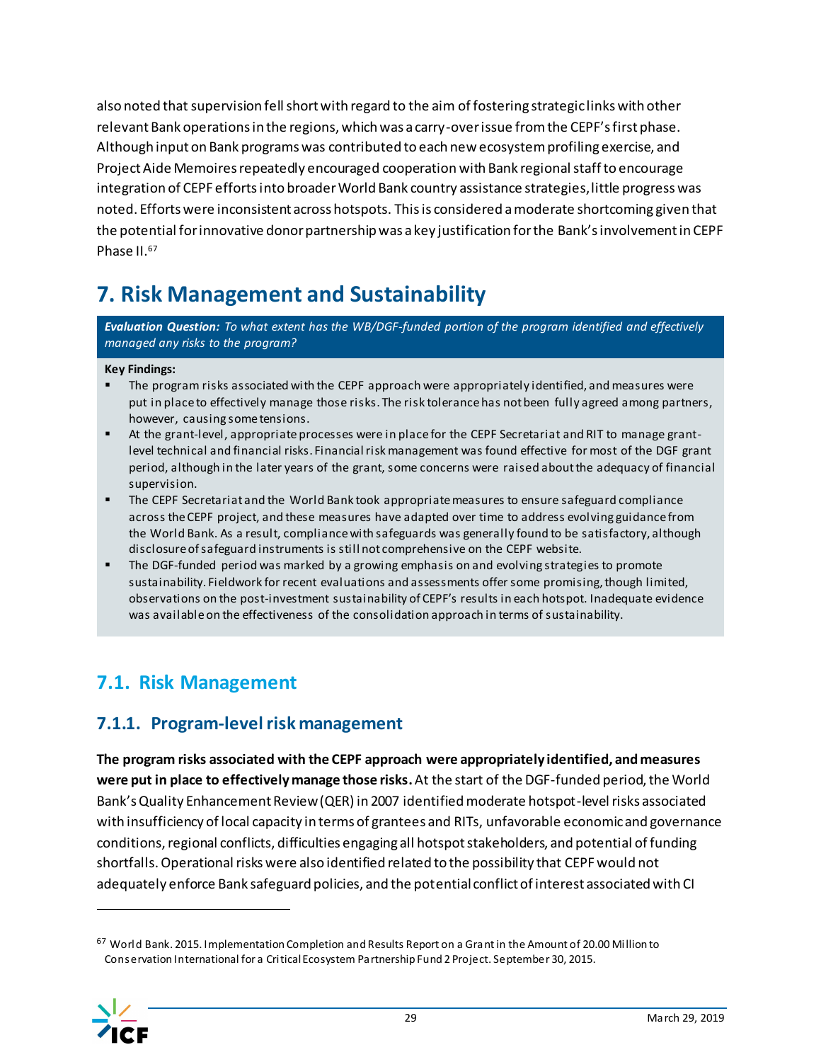also noted that supervision fell short with regard to the aim of fostering strategic links with other relevant Bank operations in the regions, which was a carry-over issue from the CEPF's first phase. Although input on Bank programs was contributed to each new ecosystem profiling exercise, and Project Aide Memoires repeatedly encouraged cooperation with Bank regional staff to encourage integration of CEPF efforts into broader World Bank country assistance strategies, little progress was noted. Efforts were inconsistent across hotspots. This is considered a moderate shortcoming given that the potential for innovative donor partnership was a key justification for the Bank's involvement in CEPF Phase II.[67]

# 7. Risk Management and Sustainability

***Evaluation Question:*** *To what extent has the WB/DGF-funded portion of the program identified and effectively managed any risks to the program?*

**Key Findings:**

- The program risks associated with the CEPF approach were appropriately identified, and measures were put in place to effectively manage those risks. The risk tolerance has not been fully agreed among partners, however, causing some tensions.
- At the grant-level, appropriate processes were in place for the CEPF Secretariat and RIT to manage grant-level technical and financial risks. Financial risk management was found effective for most of the DGF grant period, although in the later years of the grant, some concerns were raised about the adequacy of financial supervision.
- The CEPF Secretariat and the World Bank took appropriate measures to ensure safeguard compliance across the CEPF project, and these measures have adapted over time to address evolving guidance from the World Bank. As a result, compliance with safeguards was generally found to be satisfactory, although disclosure of safeguard instruments is still not comprehensive on the CEPF website.
- The DGF-funded period was marked by a growing emphasis on and evolving strategies to promote sustainability. Fieldwork for recent evaluations and assessments offer some promising, though limited, observations on the post-investment sustainability of CEPF's results in each hotspot. Inadequate evidence was available on the effectiveness of the consolidation approach in terms of sustainability.

## 7.1. Risk Management

### 7.1.1. Program-level risk management

**The program risks associated with the CEPF approach were appropriately identified, and measures were put in place to effectively manage those risks.** At the start of the DGF-funded period, the World Bank's Quality Enhancement Review (QER) in 2007 identified moderate hotspot-level risks associated with insufficiency of local capacity in terms of grantees and RITs, unfavorable economic and governance conditions, regional conflicts, difficulties engaging all hotspot stakeholders, and potential of funding shortfalls. Operational risks were also identified related to the possibility that CEPF would not adequately enforce Bank safeguard policies, and the potential conflict of interest associated with CI

[67] World Bank. 2015. Implementation Completion and Results Report on a Grant in the Amount of 20.00 Million to Conservation International for a Critical Ecosystem Partnership Fund 2 Project. September 30, 2015.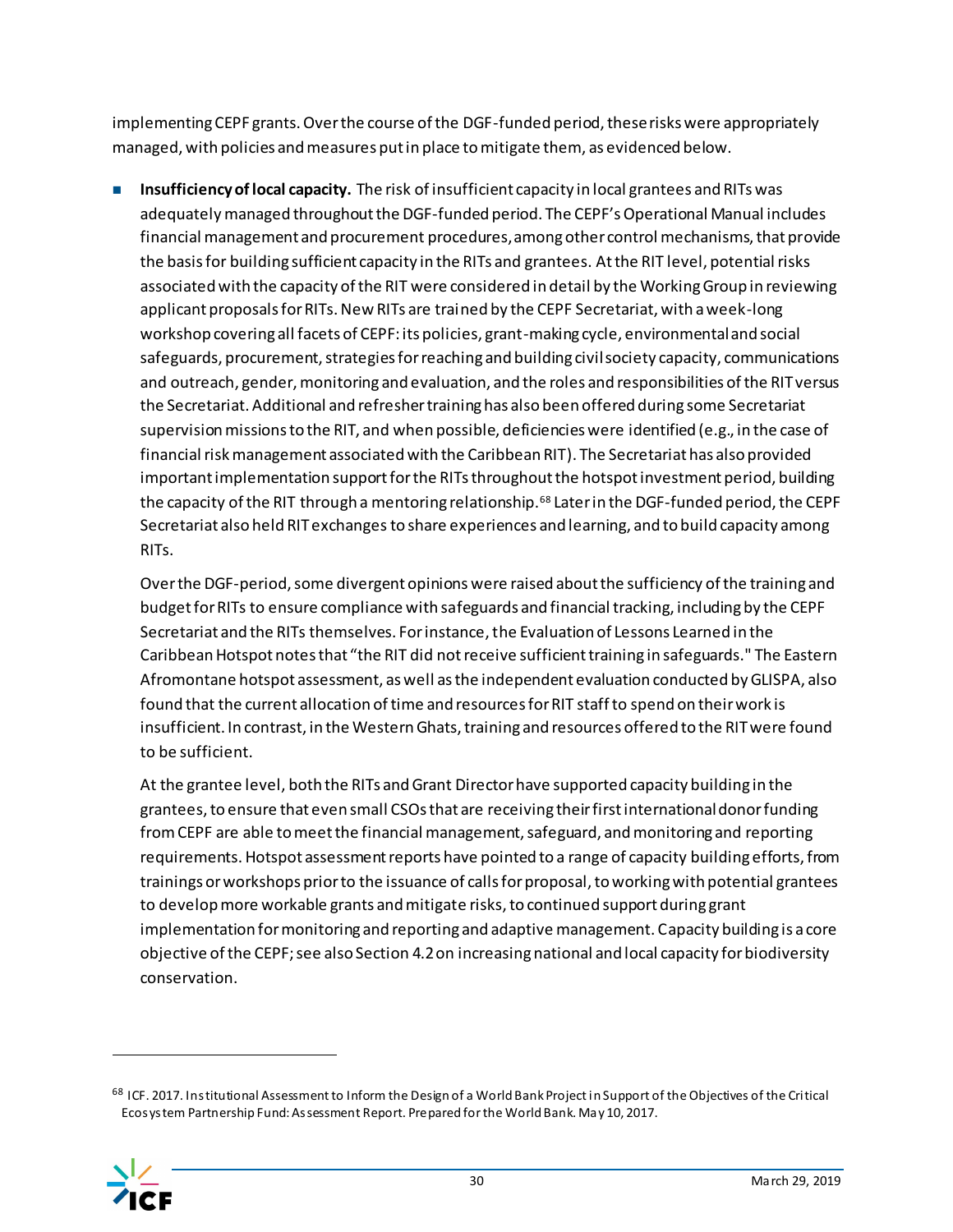implementing CEPF grants. Over the course of the DGF-funded period, these risks were appropriately managed, with policies and measures put in place to mitigate them, as evidenced below.

- **Insufficiency of local capacity.** The risk of insufficient capacity in local grantees and RITs was adequately managed throughout the DGF-funded period. The CEPF's Operational Manual includes financial management and procurement procedures, among other control mechanisms, that provide the basis for building sufficient capacity in the RITs and grantees. At the RIT level, potential risks associated with the capacity of the RIT were considered in detail by the Working Group in reviewing applicant proposals for RITs. New RITs are trained by the CEPF Secretariat, with a week-long workshop covering all facets of CEPF: its policies, grant-making cycle, environmental and social safeguards, procurement, strategies for reaching and building civil society capacity, communications and outreach, gender, monitoring and evaluation, and the roles and responsibilities of the RIT versus the Secretariat. Additional and refresher training has also been offered during some Secretariat supervision missions to the RIT, and when possible, deficiencies were identified (e.g., in the case of financial risk management associated with the Caribbean RIT). The Secretariat has also provided important implementation support for the RITs throughout the hotspot investment period, building the capacity of the RIT through a mentoring relationship.[68] Later in the DGF-funded period, the CEPF Secretariat also held RIT exchanges to share experiences and learning, and to build capacity among RITs.

  Over the DGF-period, some divergent opinions were raised about the sufficiency of the training and budget for RITs to ensure compliance with safeguards and financial tracking, including by the CEPF Secretariat and the RITs themselves. For instance, the Evaluation of Lessons Learned in the Caribbean Hotspot notes that "the RIT did not receive sufficient training in safeguards." The Eastern Afromontane hotspot assessment, as well as the independent evaluation conducted by GLISPA, also found that the current allocation of time and resources for RIT staff to spend on their work is insufficient. In contrast, in the Western Ghats, training and resources offered to the RIT were found to be sufficient.

  At the grantee level, both the RITs and Grant Director have supported capacity building in the grantees, to ensure that even small CSOs that are receiving their first international donor funding from CEPF are able to meet the financial management, safeguard, and monitoring and reporting requirements. Hotspot assessment reports have pointed to a range of capacity building efforts, from trainings or workshops prior to the issuance of calls for proposal, to working with potential grantees to develop more workable grants and mitigate risks, to continued support during grant implementation for monitoring and reporting and adaptive management. Capacity building is a core objective of the CEPF; see also Section 4.2 on increasing national and local capacity for biodiversity conservation.

---

[68] ICF. 2017. Institutional Assessment to Inform the Design of a World Bank Project in Support of the Objectives of the Critical Ecosystem Partnership Fund: Assessment Report. Prepared for the World Bank. May 10, 2017.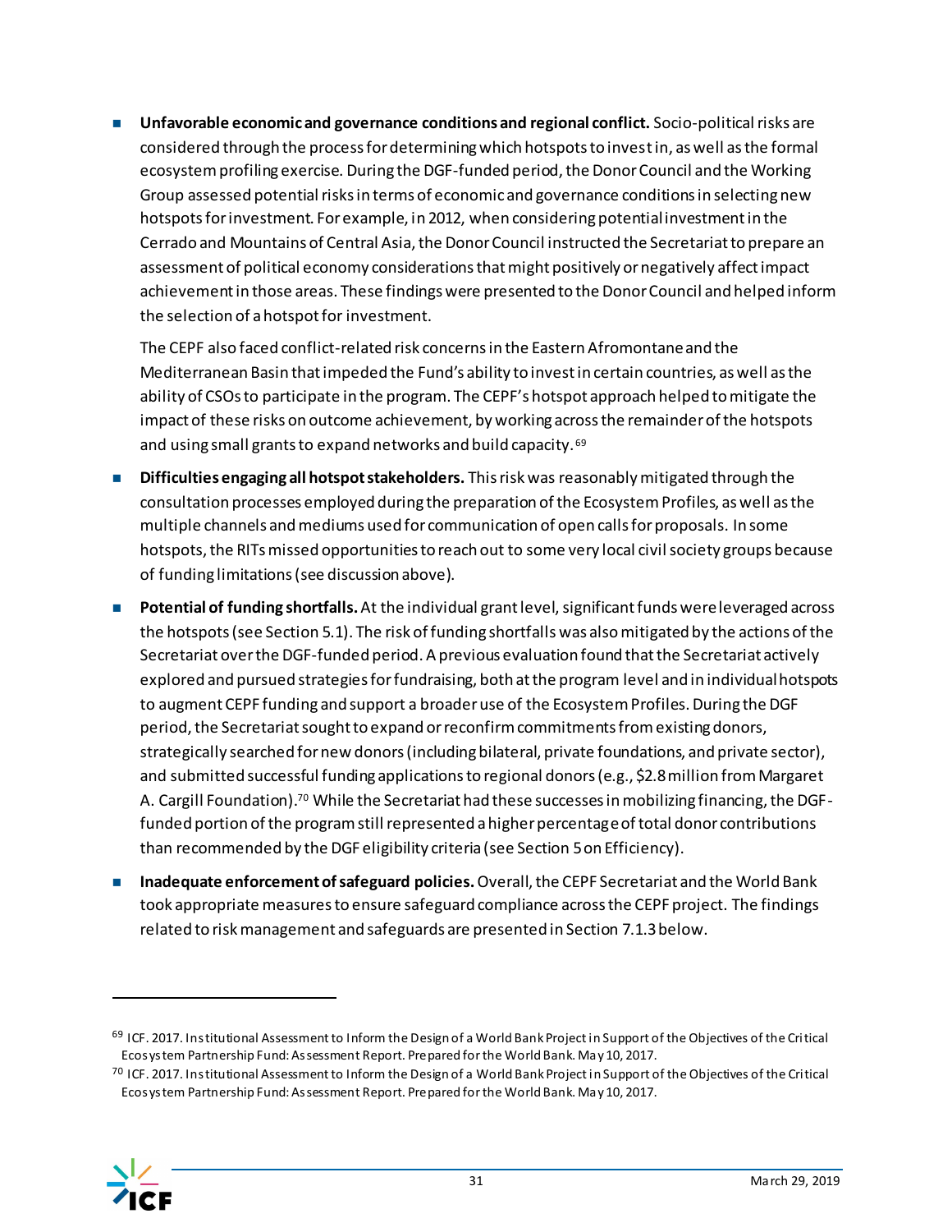- **Unfavorable economic and governance conditions and regional conflict.** Socio-political risks are considered through the process for determining which hotspots to invest in, as well as the formal ecosystem profiling exercise. During the DGF-funded period, the Donor Council and the Working Group assessed potential risks in terms of economic and governance conditions in selecting new hotspots for investment. For example, in 2012, when considering potential investment in the Cerrado and Mountains of Central Asia, the Donor Council instructed the Secretariat to prepare an assessment of political economy considerations that might positively or negatively affect impact achievement in those areas. These findings were presented to the Donor Council and helped inform the selection of a hotspot for investment.

  The CEPF also faced conflict-related risk concerns in the Eastern Afromontane and the Mediterranean Basin that impeded the Fund's ability to invest in certain countries, as well as the ability of CSOs to participate in the program. The CEPF's hotspot approach helped to mitigate the impact of these risks on outcome achievement, by working across the remainder of the hotspots and using small grants to expand networks and build capacity.[69]

- **Difficulties engaging all hotspot stakeholders.** This risk was reasonably mitigated through the consultation processes employed during the preparation of the Ecosystem Profiles, as well as the multiple channels and mediums used for communication of open calls for proposals. In some hotspots, the RITs missed opportunities to reach out to some very local civil society groups because of funding limitations (see discussion above).

- **Potential of funding shortfalls.** At the individual grant level, significant funds were leveraged across the hotspots (see Section 5.1). The risk of funding shortfalls was also mitigated by the actions of the Secretariat over the DGF-funded period. A previous evaluation found that the Secretariat actively explored and pursued strategies for fundraising, both at the program level and in individual hotspots to augment CEPF funding and support a broader use of the Ecosystem Profiles. During the DGF period, the Secretariat sought to expand or reconfirm commitments from existing donors, strategically searched for new donors (including bilateral, private foundations, and private sector), and submitted successful funding applications to regional donors (e.g., $2.8 million from Margaret A. Cargill Foundation).[70] While the Secretariat had these successes in mobilizing financing, the DGF-funded portion of the program still represented a higher percentage of total donor contributions than recommended by the DGF eligibility criteria (see Section 5 on Efficiency).

- **Inadequate enforcement of safeguard policies.** Overall, the CEPF Secretariat and the World Bank took appropriate measures to ensure safeguard compliance across the CEPF project. The findings related to risk management and safeguards are presented in Section 7.1.3 below.

---

[69] ICF. 2017. Institutional Assessment to Inform the Design of a World Bank Project in Support of the Objectives of the Critical Ecosystem Partnership Fund: Assessment Report. Prepared for the World Bank. May 10, 2017.

[70] ICF. 2017. Institutional Assessment to Inform the Design of a World Bank Project in Support of the Objectives of the Critical Ecosystem Partnership Fund: Assessment Report. Prepared for the World Bank. May 10, 2017.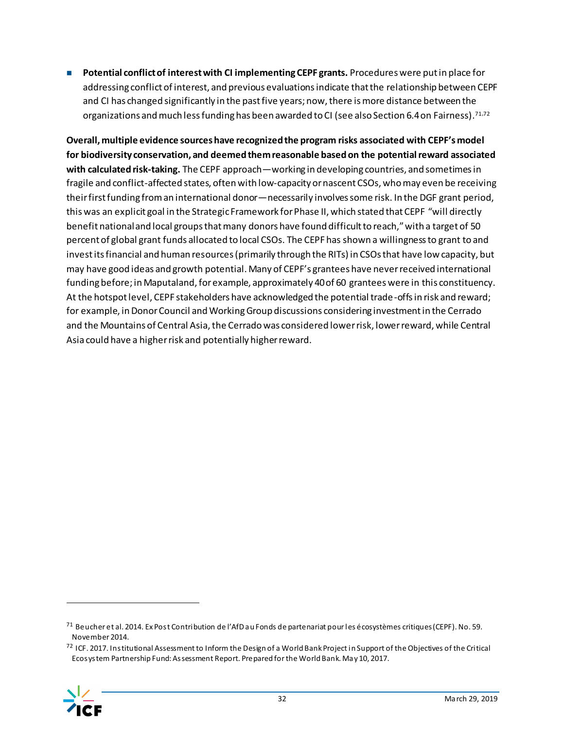- **Potential conflict of interest with CI implementing CEPF grants.** Procedures were put in place for addressing conflict of interest, and previous evaluations indicate that the relationship between CEPF and CI has changed significantly in the past five years; now, there is more distance between the organizations and much less funding has been awarded to CI (see also Section 6.4 on Fairness).[71,72]

**Overall, multiple evidence sources have recognized the program risks associated with CEPF's model for biodiversity conservation, and deemed them reasonable based on the potential reward associated with calculated risk-taking.** The CEPF approach—working in developing countries, and sometimes in fragile and conflict-affected states, often with low-capacity or nascent CSOs, who may even be receiving their first funding from an international donor—necessarily involves some risk. In the DGF grant period, this was an explicit goal in the Strategic Framework for Phase II, which stated that CEPF "will directly benefit national and local groups that many donors have found difficult to reach," with a target of 50 percent of global grant funds allocated to local CSOs. The CEPF has shown a willingness to grant to and invest its financial and human resources (primarily through the RITs) in CSOs that have low capacity, but may have good ideas and growth potential. Many of CEPF's grantees have never received international funding before; in Maputaland, for example, approximately 40 of 60 grantees were in this constituency. At the hotspot level, CEPF stakeholders have acknowledged the potential trade-offs in risk and reward; for example, in Donor Council and Working Group discussions considering investment in the Cerrado and the Mountains of Central Asia, the Cerrado was considered lower risk, lower reward, while Central Asia could have a higher risk and potentially higher reward.

---

[71] Beucher et al. 2014. Ex Post Contribution de l'AfD au Fonds de partenariat pour les écosystèmes critiques (CEPF). No. 59. November 2014.

[72] ICF. 2017. Institutional Assessment to Inform the Design of a World Bank Project in Support of the Objectives of the Critical Ecosystem Partnership Fund: Assessment Report. Prepared for the World Bank. May 10, 2017.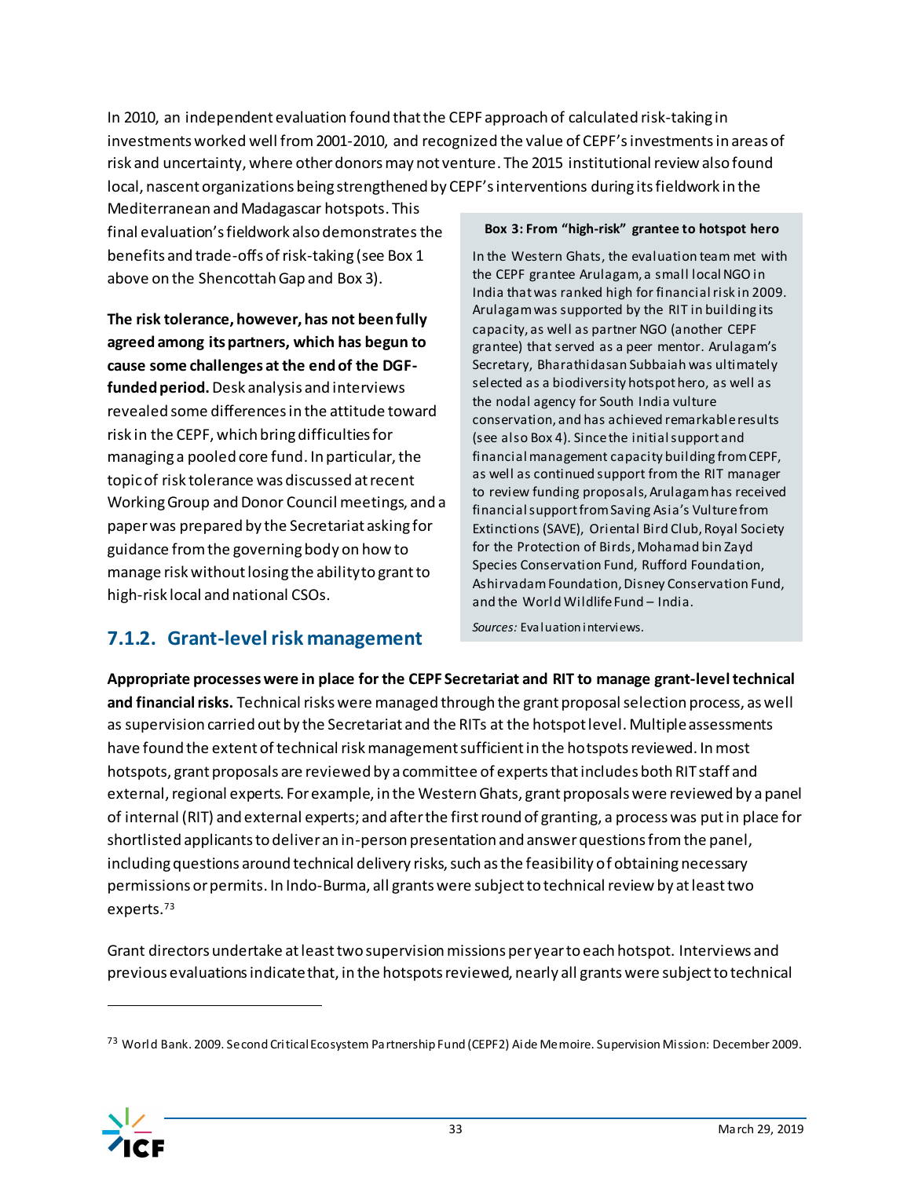In 2010, an independent evaluation found that the CEPF approach of calculated risk-taking in investments worked well from 2001-2010, and recognized the value of CEPF's investments in areas of risk and uncertainty, where other donors may not venture. The 2015 institutional review also found local, nascent organizations being strengthened by CEPF's interventions during its fieldwork in the Mediterranean and Madagascar hotspots. This final evaluation's fieldwork also demonstrates the benefits and trade-offs of risk-taking (see Box 1 above on the Shencottah Gap and Box 3).

**The risk tolerance, however, has not been fully agreed among its partners, which has begun to cause some challenges at the end of the DGF-funded period.** Desk analysis and interviews revealed some differences in the attitude toward risk in the CEPF, which bring difficulties for managing a pooled core fund. In particular, the topic of risk tolerance was discussed at recent Working Group and Donor Council meetings, and a paper was prepared by the Secretariat asking for guidance from the governing body on how to manage risk without losing the ability to grant to high-risk local and national CSOs.

> **Box 3: From "high-risk" grantee to hotspot hero**
>
> In the Western Ghats, the evaluation team met with the CEPF grantee Arulagam, a small local NGO in India that was ranked high for financial risk in 2009. Arulagam was supported by the RIT in building its capacity, as well as partner NGO (another CEPF grantee) that served as a peer mentor. Arulagam's Secretary, Bharathidasan Subbaiah was ultimately selected as a biodiversity hotspot hero, as well as the nodal agency for South India vulture conservation, and has achieved remarkable results (see also Box 4). Since the initial support and financial management capacity building from CEPF, as well as continued support from the RIT manager to review funding proposals, Arulagam has received financial support from Saving Asia's Vulture from Extinctions (SAVE), Oriental Bird Club, Royal Society for the Protection of Birds, Mohamad bin Zayd Species Conservation Fund, Rufford Foundation, Ashirvadam Foundation, Disney Conservation Fund, and the World Wildlife Fund – India.
>
> *Sources:* Evaluation interviews.

### 7.1.2. Grant-level risk management

**Appropriate processes were in place for the CEPF Secretariat and RIT to manage grant-level technical and financial risks.** Technical risks were managed through the grant proposal selection process, as well as supervision carried out by the Secretariat and the RITs at the hotspot level. Multiple assessments have found the extent of technical risk management sufficient in the hotspots reviewed. In most hotspots, grant proposals are reviewed by a committee of experts that includes both RIT staff and external, regional experts. For example, in the Western Ghats, grant proposals were reviewed by a panel of internal (RIT) and external experts; and after the first round of granting, a process was put in place for shortlisted applicants to deliver an in-person presentation and answer questions from the panel, including questions around technical delivery risks, such as the feasibility of obtaining necessary permissions or permits. In Indo-Burma, all grants were subject to technical review by at least two experts.[73]

Grant directors undertake at least two supervision missions per year to each hotspot. Interviews and previous evaluations indicate that, in the hotspots reviewed, nearly all grants were subject to technical

[73] World Bank. 2009. Second Critical Ecosystem Partnership Fund (CEPF2) Aide Memoire. Supervision Mission: December 2009.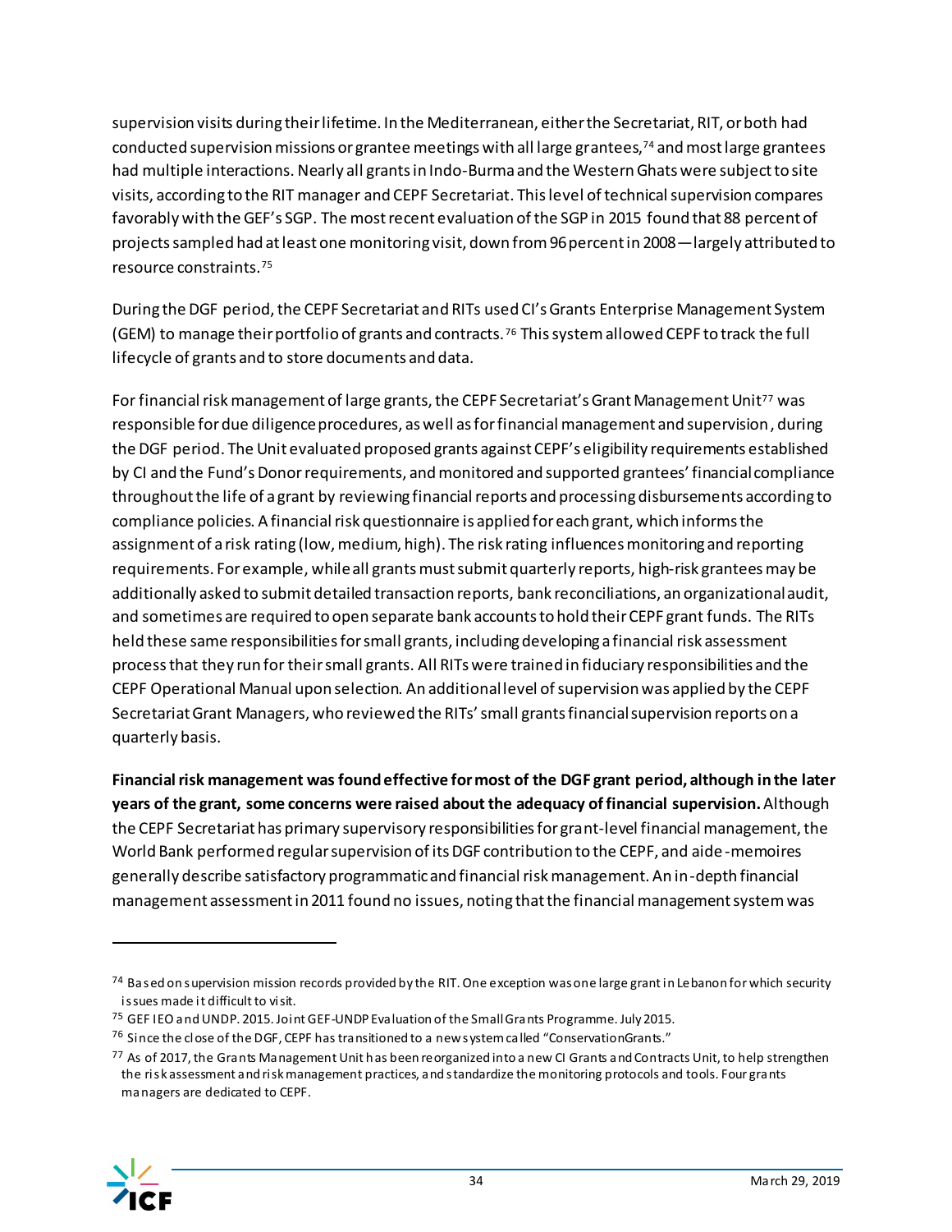supervision visits during their lifetime. In the Mediterranean, either the Secretariat, RIT, or both had conducted supervision missions or grantee meetings with all large grantees,[74] and most large grantees had multiple interactions. Nearly all grants in Indo-Burma and the Western Ghats were subject to site visits, according to the RIT manager and CEPF Secretariat. This level of technical supervision compares favorably with the GEF's SGP. The most recent evaluation of the SGP in 2015 found that 88 percent of projects sampled had at least one monitoring visit, down from 96 percent in 2008—largely attributed to resource constraints.[75]

During the DGF period, the CEPF Secretariat and RITs used CI's Grants Enterprise Management System (GEM) to manage their portfolio of grants and contracts.[76] This system allowed CEPF to track the full lifecycle of grants and to store documents and data.

For financial risk management of large grants, the CEPF Secretariat's Grant Management Unit[77] was responsible for due diligence procedures, as well as for financial management and supervision, during the DGF period. The Unit evaluated proposed grants against CEPF's eligibility requirements established by CI and the Fund's Donor requirements, and monitored and supported grantees' financial compliance throughout the life of a grant by reviewing financial reports and processing disbursements according to compliance policies. A financial risk questionnaire is applied for each grant, which informs the assignment of a risk rating (low, medium, high). The risk rating influences monitoring and reporting requirements. For example, while all grants must submit quarterly reports, high-risk grantees may be additionally asked to submit detailed transaction reports, bank reconciliations, an organizational audit, and sometimes are required to open separate bank accounts to hold their CEPF grant funds. The RITs held these same responsibilities for small grants, including developing a financial risk assessment process that they run for their small grants. All RITs were trained in fiduciary responsibilities and the CEPF Operational Manual upon selection. An additional level of supervision was applied by the CEPF Secretariat Grant Managers, who reviewed the RITs' small grants financial supervision reports on a quarterly basis.

**Financial risk management was found effective for most of the DGF grant period, although in the later years of the grant, some concerns were raised about the adequacy of financial supervision.** Although the CEPF Secretariat has primary supervisory responsibilities for grant-level financial management, the World Bank performed regular supervision of its DGF contribution to the CEPF, and aide-memoires generally describe satisfactory programmatic and financial risk management. An in-depth financial management assessment in 2011 found no issues, noting that the financial management system was

[74] Based on supervision mission records provided by the RIT. One exception was one large grant in Lebanon for which security issues made it difficult to visit.

[75] GEF IEO and UNDP. 2015. Joint GEF-UNDP Evaluation of the Small Grants Programme. July 2015.

[76] Since the close of the DGF, CEPF has transitioned to a new system called "ConservationGrants."

[77] As of 2017, the Grants Management Unit has been reorganized into a new CI Grants and Contracts Unit, to help strengthen the risk assessment and risk management practices, and standardize the monitoring protocols and tools. Four grants managers are dedicated to CEPF.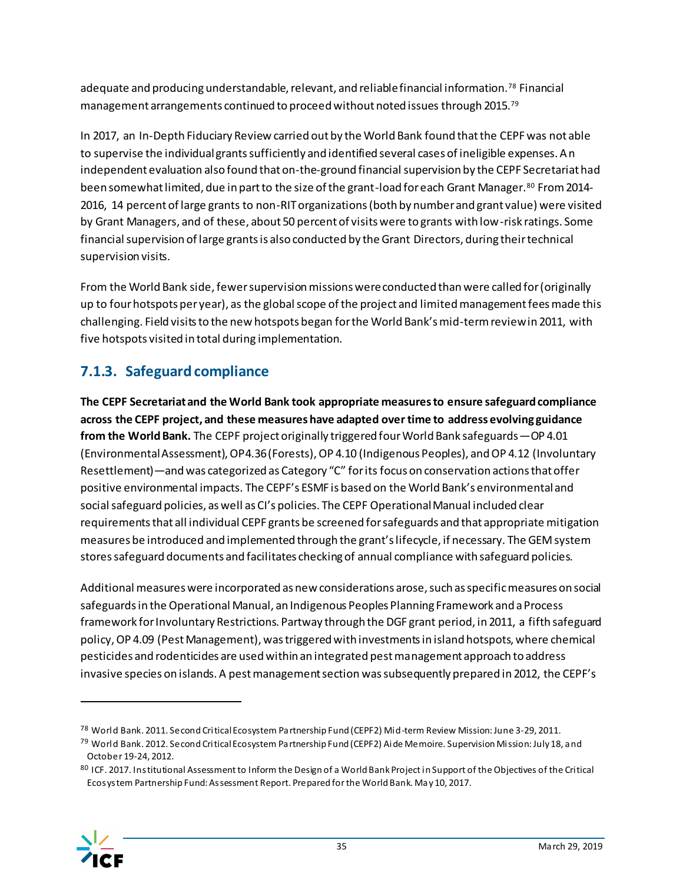adequate and producing understandable, relevant, and reliable financial information.[78] Financial management arrangements continued to proceed without noted issues through 2015.[79]

In 2017, an In-Depth Fiduciary Review carried out by the World Bank found that the CEPF was not able to supervise the individual grants sufficiently and identified several cases of ineligible expenses. An independent evaluation also found that on-the-ground financial supervision by the CEPF Secretariat had been somewhat limited, due in part to the size of the grant-load for each Grant Manager.[80] From 2014-2016, 14 percent of large grants to non-RIT organizations (both by number and grant value) were visited by Grant Managers, and of these, about 50 percent of visits were to grants with low-risk ratings. Some financial supervision of large grants is also conducted by the Grant Directors, during their technical supervision visits.

From the World Bank side, fewer supervision missions were conducted than were called for (originally up to four hotspots per year), as the global scope of the project and limited management fees made this challenging. Field visits to the new hotspots began for the World Bank's mid-term review in 2011, with five hotspots visited in total during implementation.

### 7.1.3. Safeguard compliance

**The CEPF Secretariat and the World Bank took appropriate measures to ensure safeguard compliance across the CEPF project, and these measures have adapted over time to address evolving guidance from the World Bank.** The CEPF project originally triggered four World Bank safeguards—OP 4.01 (Environmental Assessment), OP4.36 (Forests), OP 4.10 (Indigenous Peoples), and OP 4.12 (Involuntary Resettlement)—and was categorized as Category "C" for its focus on conservation actions that offer positive environmental impacts. The CEPF's ESMF is based on the World Bank's environmental and social safeguard policies, as well as CI's policies. The CEPF Operational Manual included clear requirements that all individual CEPF grants be screened for safeguards and that appropriate mitigation measures be introduced and implemented through the grant's lifecycle, if necessary. The GEM system stores safeguard documents and facilitates checking of annual compliance with safeguard policies.

Additional measures were incorporated as new considerations arose, such as specific measures on social safeguards in the Operational Manual, an Indigenous Peoples Planning Framework and a Process framework for Involuntary Restrictions. Partway through the DGF grant period, in 2011, a fifth safeguard policy, OP 4.09 (Pest Management), was triggered with investments in island hotspots, where chemical pesticides and rodenticides are used within an integrated pest management approach to address invasive species on islands. A pest management section was subsequently prepared in 2012, the CEPF's

---

[78] World Bank. 2011. Second Critical Ecosystem Partnership Fund (CEPF2) Mid-term Review Mission: June 3-29, 2011.

[79] World Bank. 2012. Second Critical Ecosystem Partnership Fund (CEPF2) Aide Memoire. Supervision Mission: July 18, and October 19-24, 2012.

[80] ICF. 2017. Institutional Assessment to Inform the Design of a World Bank Project in Support of the Objectives of the Critical Ecosystem Partnership Fund: Assessment Report. Prepared for the World Bank. May 10, 2017.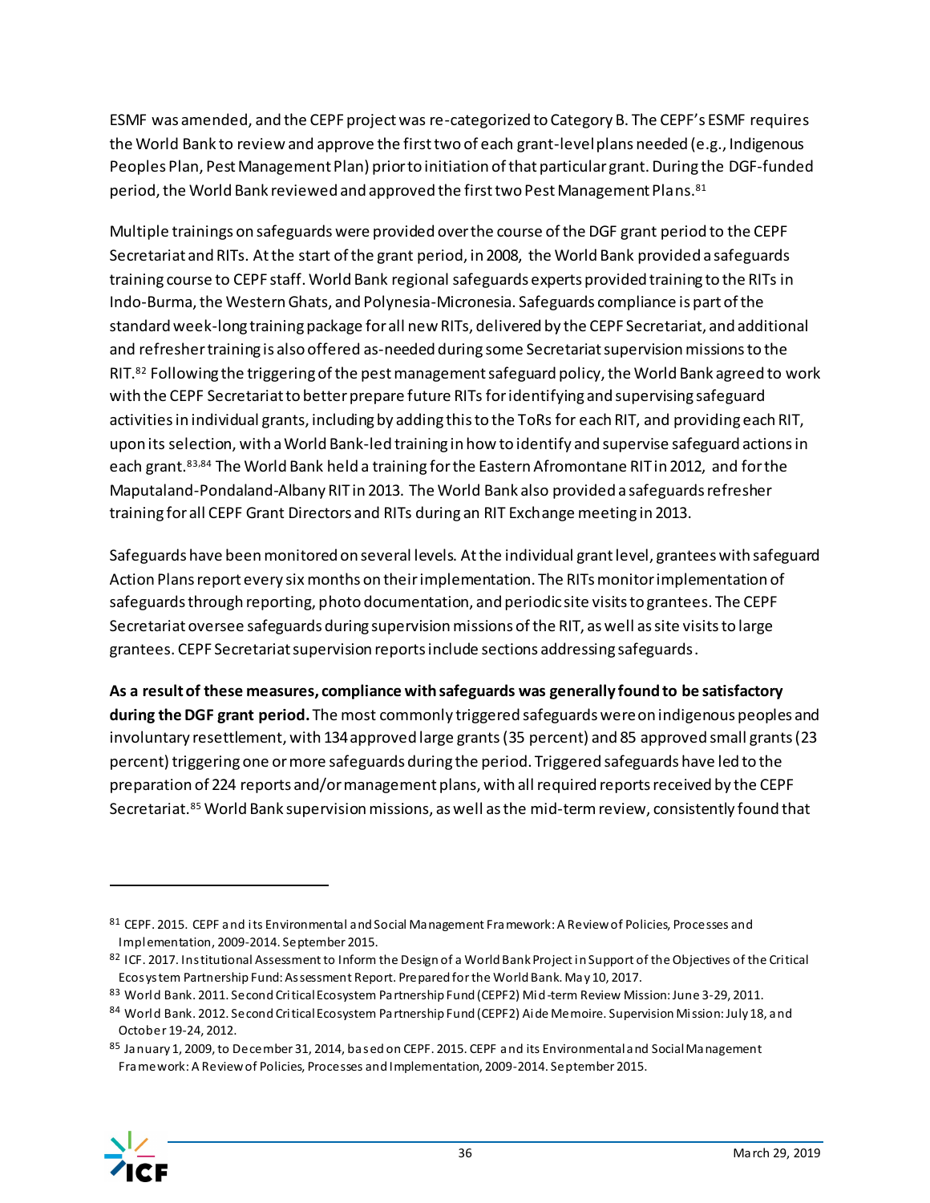ESMF was amended, and the CEPF project was re-categorized to Category B. The CEPF's ESMF requires the World Bank to review and approve the first two of each grant-level plans needed (e.g., Indigenous Peoples Plan, Pest Management Plan) prior to initiation of that particular grant. During the DGF-funded period, the World Bank reviewed and approved the first two Pest Management Plans.[81]

Multiple trainings on safeguards were provided over the course of the DGF grant period to the CEPF Secretariat and RITs. At the start of the grant period, in 2008, the World Bank provided a safeguards training course to CEPF staff. World Bank regional safeguards experts provided training to the RITs in Indo-Burma, the Western Ghats, and Polynesia-Micronesia. Safeguards compliance is part of the standard week-long training package for all new RITs, delivered by the CEPF Secretariat, and additional and refresher training is also offered as-needed during some Secretariat supervision missions to the RIT.[82] Following the triggering of the pest management safeguard policy, the World Bank agreed to work with the CEPF Secretariat to better prepare future RITs for identifying and supervising safeguard activities in individual grants, including by adding this to the ToRs for each RIT, and providing each RIT, upon its selection, with a World Bank-led training in how to identify and supervise safeguard actions in each grant.[83,84] The World Bank held a training for the Eastern Afromontane RIT in 2012, and for the Maputaland-Pondaland-Albany RIT in 2013. The World Bank also provided a safeguards refresher training for all CEPF Grant Directors and RITs during an RIT Exchange meeting in 2013.

Safeguards have been monitored on several levels. At the individual grant level, grantees with safeguard Action Plans report every six months on their implementation. The RITs monitor implementation of safeguards through reporting, photo documentation, and periodic site visits to grantees. The CEPF Secretariat oversee safeguards during supervision missions of the RIT, as well as site visits to large grantees. CEPF Secretariat supervision reports include sections addressing safeguards.

**As a result of these measures, compliance with safeguards was generally found to be satisfactory during the DGF grant period.** The most commonly triggered safeguards were on indigenous peoples and involuntary resettlement, with 134 approved large grants (35 percent) and 85 approved small grants (23 percent) triggering one or more safeguards during the period. Triggered safeguards have led to the preparation of 224 reports and/or management plans, with all required reports received by the CEPF Secretariat.[85] World Bank supervision missions, as well as the mid-term review, consistently found that

---

[81] CEPF. 2015. CEPF and its Environmental and Social Management Framework: A Review of Policies, Processes and Implementation, 2009-2014. September 2015.

[82] ICF. 2017. Institutional Assessment to Inform the Design of a World Bank Project in Support of the Objectives of the Critical Ecosystem Partnership Fund: Assessment Report. Prepared for the World Bank. May 10, 2017.

[83] World Bank. 2011. Second Critical Ecosystem Partnership Fund (CEPF2) Mid-term Review Mission: June 3-29, 2011.

[84] World Bank. 2012. Second Critical Ecosystem Partnership Fund (CEPF2) Aide Memoire. Supervision Mission: July 18, and October 19-24, 2012.

[85] January 1, 2009, to December 31, 2014, based on CEPF. 2015. CEPF and its Environmental and Social Management Framework: A Review of Policies, Processes and Implementation, 2009-2014. September 2015.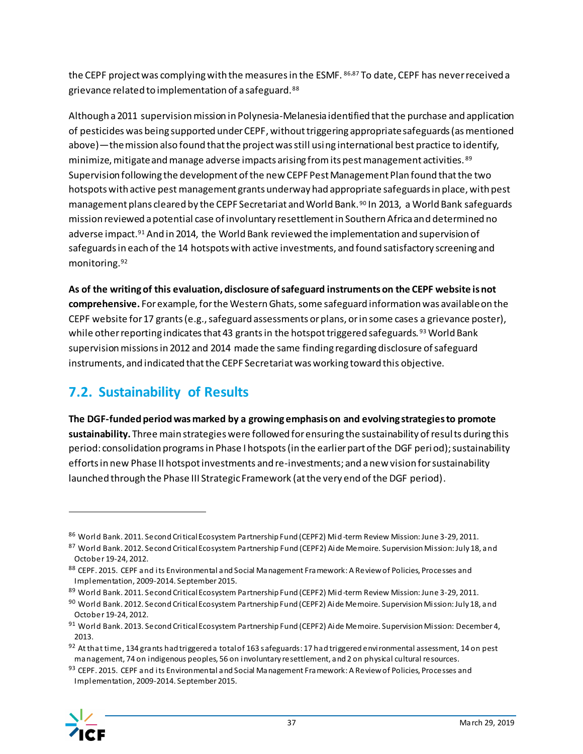the CEPF project was complying with the measures in the ESMF.[86,87] To date, CEPF has never received a grievance related to implementation of a safeguard.[88]

Although a 2011 supervision mission in Polynesia-Melanesia identified that the purchase and application of pesticides was being supported under CEPF, without triggering appropriate safeguards (as mentioned above)—the mission also found that the project was still using international best practice to identify, minimize, mitigate and manage adverse impacts arising from its pest management activities.[89] Supervision following the development of the new CEPF Pest Management Plan found that the two hotspots with active pest management grants underway had appropriate safeguards in place, with pest management plans cleared by the CEPF Secretariat and World Bank.[90] In 2013, a World Bank safeguards mission reviewed a potential case of involuntary resettlement in Southern Africa and determined no adverse impact.[91] And in 2014, the World Bank reviewed the implementation and supervision of safeguards in each of the 14 hotspots with active investments, and found satisfactory screening and monitoring.[92]

**As of the writing of this evaluation, disclosure of safeguard instruments on the CEPF website is not comprehensive.** For example, for the Western Ghats, some safeguard information was available on the CEPF website for 17 grants (e.g., safeguard assessments or plans, or in some cases a grievance poster), while other reporting indicates that 43 grants in the hotspot triggered safeguards.[93] World Bank supervision missions in 2012 and 2014 made the same finding regarding disclosure of safeguard instruments, and indicated that the CEPF Secretariat was working toward this objective.

## 7.2. Sustainability of Results

**The DGF-funded period was marked by a growing emphasis on and evolving strategies to promote sustainability.** Three main strategies were followed for ensuring the sustainability of results during this period: consolidation programs in Phase I hotspots (in the earlier part of the DGF period); sustainability efforts in new Phase II hotspot investments and re-investments; and a new vision for sustainability launched through the Phase III Strategic Framework (at the very end of the DGF period).

---

[86] World Bank. 2011. Second Critical Ecosystem Partnership Fund (CEPF2) Mid-term Review Mission: June 3-29, 2011.

[87] World Bank. 2012. Second Critical Ecosystem Partnership Fund (CEPF2) Aide Memoire. Supervision Mission: July 18, and October 19-24, 2012.

[88] CEPF. 2015. CEPF and its Environmental and Social Management Framework: A Review of Policies, Processes and Implementation, 2009-2014. September 2015.

[89] World Bank. 2011. Second Critical Ecosystem Partnership Fund (CEPF2) Mid-term Review Mission: June 3-29, 2011.

[90] World Bank. 2012. Second Critical Ecosystem Partnership Fund (CEPF2) Aide Memoire. Supervision Mission: July 18, and October 19-24, 2012.

[91] World Bank. 2013. Second Critical Ecosystem Partnership Fund (CEPF2) Aide Memoire. Supervision Mission: December 4, 2013.

[92] At that time, 134 grants had triggered a total of 163 safeguards: 17 had triggered environmental assessment, 14 on pest management, 74 on indigenous peoples, 56 on involuntary resettlement, and 2 on physical cultural resources.

[93] CEPF. 2015. CEPF and its Environmental and Social Management Framework: A Review of Policies, Processes and Implementation, 2009-2014. September 2015.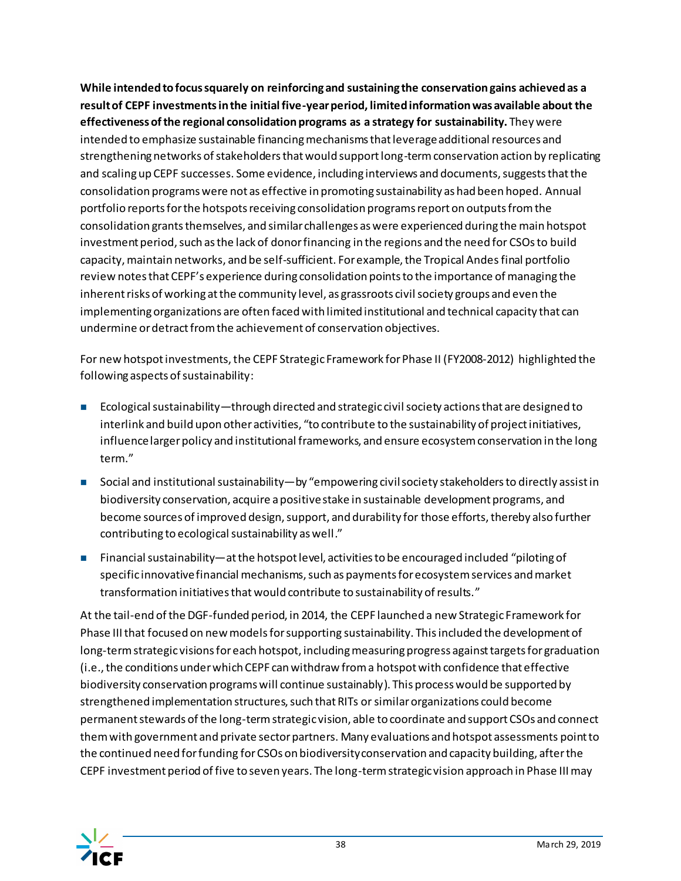**While intended to focus squarely on reinforcing and sustaining the conservation gains achieved as a result of CEPF investments in the initial five-year period, limited information was available about the effectiveness of the regional consolidation programs as a strategy for sustainability.** They were intended to emphasize sustainable financing mechanisms that leverage additional resources and strengthening networks of stakeholders that would support long-term conservation action by replicating and scaling up CEPF successes. Some evidence, including interviews and documents, suggests that the consolidation programs were not as effective in promoting sustainability as had been hoped. Annual portfolio reports for the hotspots receiving consolidation programs report on outputs from the consolidation grants themselves, and similar challenges as were experienced during the main hotspot investment period, such as the lack of donor financing in the regions and the need for CSOs to build capacity, maintain networks, and be self-sufficient. For example, the Tropical Andes final portfolio review notes that CEPF's experience during consolidation points to the importance of managing the inherent risks of working at the community level, as grassroots civil society groups and even the implementing organizations are often faced with limited institutional and technical capacity that can undermine or detract from the achievement of conservation objectives.

For new hotspot investments, the CEPF Strategic Framework for Phase II (FY2008-2012) highlighted the following aspects of sustainability:

- Ecological sustainability—through directed and strategic civil society actions that are designed to interlink and build upon other activities, "to contribute to the sustainability of project initiatives, influence larger policy and institutional frameworks, and ensure ecosystem conservation in the long term."
- Social and institutional sustainability—by "empowering civil society stakeholders to directly assist in biodiversity conservation, acquire a positive stake in sustainable development programs, and become sources of improved design, support, and durability for those efforts, thereby also further contributing to ecological sustainability as well."
- Financial sustainability—at the hotspot level, activities to be encouraged included "piloting of specific innovative financial mechanisms, such as payments for ecosystem services and market transformation initiatives that would contribute to sustainability of results."

At the tail-end of the DGF-funded period, in 2014, the CEPF launched a new Strategic Framework for Phase III that focused on new models for supporting sustainability. This included the development of long-term strategic visions for each hotspot, including measuring progress against targets for graduation (i.e., the conditions under which CEPF can withdraw from a hotspot with confidence that effective biodiversity conservation programs will continue sustainably). This process would be supported by strengthened implementation structures, such that RITs or similar organizations could become permanent stewards of the long-term strategic vision, able to coordinate and support CSOs and connect them with government and private sector partners. Many evaluations and hotspot assessments point to the continued need for funding for CSOs on biodiversity conservation and capacity building, after the CEPF investment period of five to seven years. The long-term strategic vision approach in Phase III may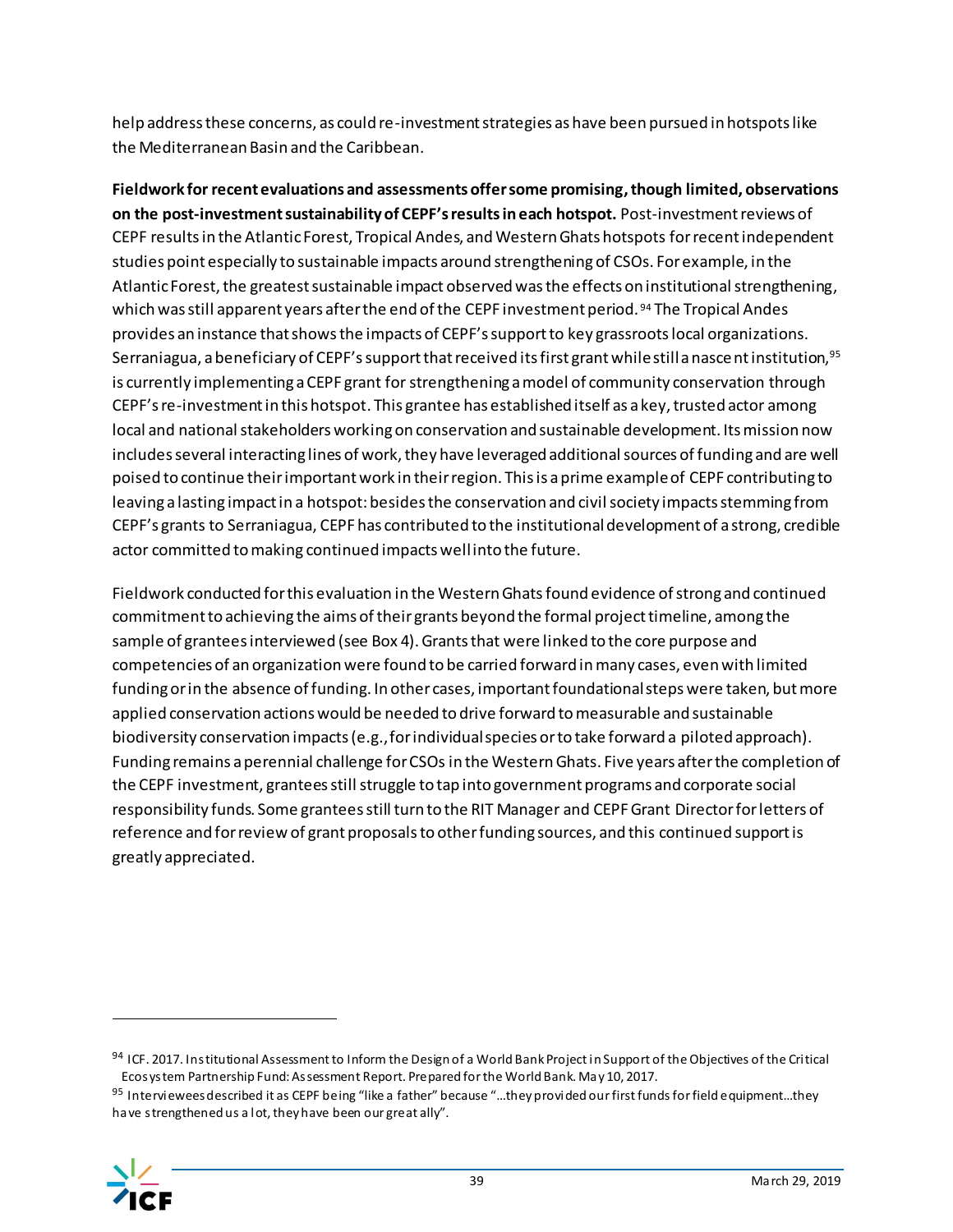help address these concerns, as could re-investment strategies as have been pursued in hotspots like the Mediterranean Basin and the Caribbean.

**Fieldwork for recent evaluations and assessments offer some promising, though limited, observations on the post-investment sustainability of CEPF's results in each hotspot.** Post-investment reviews of CEPF results in the Atlantic Forest, Tropical Andes, and Western Ghats hotspots for recent independent studies point especially to sustainable impacts around strengthening of CSOs. For example, in the Atlantic Forest, the greatest sustainable impact observed was the effects on institutional strengthening, which was still apparent years after the end of the CEPF investment period.[94] The Tropical Andes provides an instance that shows the impacts of CEPF's support to key grassroots local organizations. Serraniagua, a beneficiary of CEPF's support that received its first grant while still a nascent institution,[95] is currently implementing a CEPF grant for strengthening a model of community conservation through CEPF's re-investment in this hotspot. This grantee has established itself as a key, trusted actor among local and national stakeholders working on conservation and sustainable development. Its mission now includes several interacting lines of work, they have leveraged additional sources of funding and are well poised to continue their important work in their region. This is a prime example of CEPF contributing to leaving a lasting impact in a hotspot: besides the conservation and civil society impacts stemming from CEPF's grants to Serraniagua, CEPF has contributed to the institutional development of a strong, credible actor committed to making continued impacts well into the future.

Fieldwork conducted for this evaluation in the Western Ghats found evidence of strong and continued commitment to achieving the aims of their grants beyond the formal project timeline, among the sample of grantees interviewed (see Box 4). Grants that were linked to the core purpose and competencies of an organization were found to be carried forward in many cases, even with limited funding or in the absence of funding. In other cases, important foundational steps were taken, but more applied conservation actions would be needed to drive forward to measurable and sustainable biodiversity conservation impacts (e.g., for individual species or to take forward a piloted approach). Funding remains a perennial challenge for CSOs in the Western Ghats. Five years after the completion of the CEPF investment, grantees still struggle to tap into government programs and corporate social responsibility funds. Some grantees still turn to the RIT Manager and CEPF Grant Director for letters of reference and for review of grant proposals to other funding sources, and this continued support is greatly appreciated.

---

[94] ICF. 2017. Institutional Assessment to Inform the Design of a World Bank Project in Support of the Objectives of the Critical Ecosystem Partnership Fund: Assessment Report. Prepared for the World Bank. May 10, 2017.

[95] Interviewees described it as CEPF being "like a father" because "…they provided our first funds for field equipment…they have strengthened us a lot, they have been our great ally".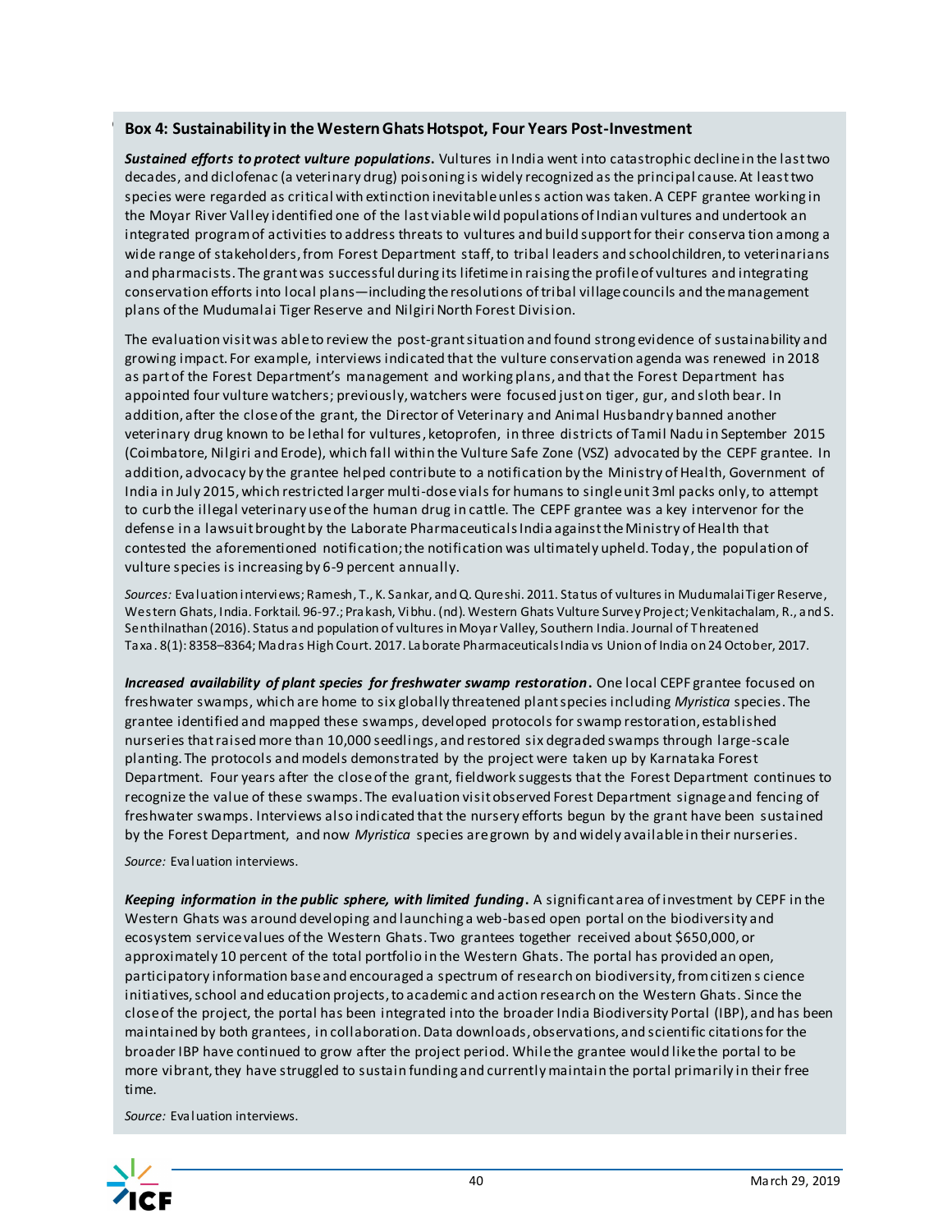**Box 4: Sustainability in the Western Ghats Hotspot, Four Years Post-Investment**

***Sustained efforts to protect vulture populations.*** Vultures in India went into catastrophic decline in the last two decades, and diclofenac (a veterinary drug) poisoning is widely recognized as the principal cause. At least two species were regarded as critical with extinction inevitable unless action was taken. A CEPF grantee working in the Moyar River Valley identified one of the last viable wild populations of Indian vultures and undertook an integrated program of activities to address threats to vultures and build support for their conservation among a wide range of stakeholders, from Forest Department staff, to tribal leaders and schoolchildren, to veterinarians and pharmacists. The grant was successful during its lifetime in raising the profile of vultures and integrating conservation efforts into local plans—including the resolutions of tribal village councils and the management plans of the Mudumalai Tiger Reserve and Nilgiri North Forest Division.

The evaluation visit was able to review the post-grant situation and found strong evidence of sustainability and growing impact. For example, interviews indicated that the vulture conservation agenda was renewed in 2018 as part of the Forest Department's management and working plans, and that the Forest Department has appointed four vulture watchers; previously, watchers were focused just on tiger, gur, and sloth bear. In addition, after the close of the grant, the Director of Veterinary and Animal Husbandry banned another veterinary drug known to be lethal for vultures, ketoprofen, in three districts of Tamil Nadu in September 2015 (Coimbatore, Nilgiri and Erode), which fall within the Vulture Safe Zone (VSZ) advocated by the CEPF grantee. In addition, advocacy by the grantee helped contribute to a notification by the Ministry of Health, Government of India in July 2015, which restricted larger multi-dose vials for humans to single unit 3ml packs only, to attempt to curb the illegal veterinary use of the human drug in cattle. The CEPF grantee was a key intervenor for the defense in a lawsuit brought by the Laborate Pharmaceuticals India against the Ministry of Health that contested the aforementioned notification; the notification was ultimately upheld. Today, the population of vulture species is increasing by 6-9 percent annually.

*Sources:* Evaluation interviews; Ramesh, T., K. Sankar, and Q. Qureshi. 2011. Status of vultures in Mudumalai Tiger Reserve, Western Ghats, India. Forktail. 96-97.; Prakash, Vibhu. (nd). Western Ghats Vulture Survey Project; Venkitachalam, R., and S. Senthilnathan (2016). Status and population of vultures in Moyar Valley, Southern India. Journal of Threatened Taxa. 8(1): 8358–8364; Madras High Court. 2017. Laborate Pharmaceuticals India vs Union of India on 24 October, 2017.

***Increased availability of plant species for freshwater swamp restoration.*** One local CEPF grantee focused on freshwater swamps, which are home to six globally threatened plant species including *Myristica* species. The grantee identified and mapped these swamps, developed protocols for swamp restoration, established nurseries that raised more than 10,000 seedlings, and restored six degraded swamps through large-scale planting. The protocols and models demonstrated by the project were taken up by Karnataka Forest Department. Four years after the close of the grant, fieldwork suggests that the Forest Department continues to recognize the value of these swamps. The evaluation visit observed Forest Department signage and fencing of freshwater swamps. Interviews also indicated that the nursery efforts begun by the grant have been sustained by the Forest Department, and now *Myristica* species are grown by and widely available in their nurseries.

*Source:* Evaluation interviews.

***Keeping information in the public sphere, with limited funding.*** A significant area of investment by CEPF in the Western Ghats was around developing and launching a web-based open portal on the biodiversity and ecosystem service values of the Western Ghats. Two grantees together received about $650,000, or approximately 10 percent of the total portfolio in the Western Ghats. The portal has provided an open, participatory information base and encouraged a spectrum of research on biodiversity, from citizen science initiatives, school and education projects, to academic and action research on the Western Ghats. Since the close of the project, the portal has been integrated into the broader India Biodiversity Portal (IBP), and has been maintained by both grantees, in collaboration. Data downloads, observations, and scientific citations for the broader IBP have continued to grow after the project period. While the grantee would like the portal to be more vibrant, they have struggled to sustain funding and currently maintain the portal primarily in their free time.

*Source:* Evaluation interviews.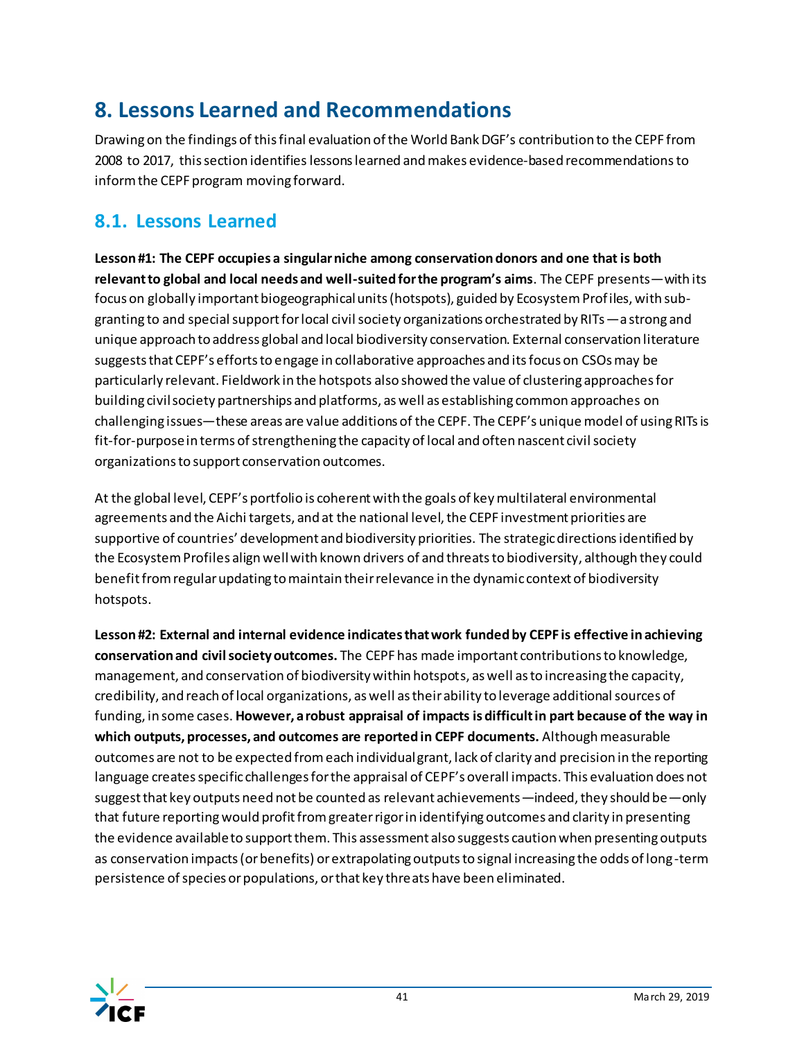# 8. Lessons Learned and Recommendations

Drawing on the findings of this final evaluation of the World Bank DGF's contribution to the CEPF from 2008 to 2017, this section identifies lessons learned and makes evidence-based recommendations to inform the CEPF program moving forward.

## 8.1. Lessons Learned

**Lesson #1: The CEPF occupies a singular niche among conservation donors and one that is both relevant to global and local needs and well-suited for the program's aims**. The CEPF presents—with its focus on globally important biogeographical units (hotspots), guided by Ecosystem Profiles, with sub-granting to and special support for local civil society organizations orchestrated by RITs—a strong and unique approach to address global and local biodiversity conservation. External conservation literature suggests that CEPF's efforts to engage in collaborative approaches and its focus on CSOs may be particularly relevant. Fieldwork in the hotspots also showed the value of clustering approaches for building civil society partnerships and platforms, as well as establishing common approaches on challenging issues—these areas are value additions of the CEPF. The CEPF's unique model of using RITs is fit-for-purpose in terms of strengthening the capacity of local and often nascent civil society organizations to support conservation outcomes.

At the global level, CEPF's portfolio is coherent with the goals of key multilateral environmental agreements and the Aichi targets, and at the national level, the CEPF investment priorities are supportive of countries' development and biodiversity priorities. The strategic directions identified by the Ecosystem Profiles align well with known drivers of and threats to biodiversity, although they could benefit from regular updating to maintain their relevance in the dynamic context of biodiversity hotspots.

**Lesson #2: External and internal evidence indicates that work funded by CEPF is effective in achieving conservation and civil society outcomes.** The CEPF has made important contributions to knowledge, management, and conservation of biodiversity within hotspots, as well as to increasing the capacity, credibility, and reach of local organizations, as well as their ability to leverage additional sources of funding, in some cases. **However, a robust appraisal of impacts is difficult in part because of the way in which outputs, processes, and outcomes are reported in CEPF documents.** Although measurable outcomes are not to be expected from each individual grant, lack of clarity and precision in the reporting language creates specific challenges for the appraisal of CEPF's overall impacts. This evaluation does not suggest that key outputs need not be counted as relevant achievements—indeed, they should be—only that future reporting would profit from greater rigor in identifying outcomes and clarity in presenting the evidence available to support them. This assessment also suggests caution when presenting outputs as conservation impacts (or benefits) or extrapolating outputs to signal increasing the odds of long-term persistence of species or populations, or that key threats have been eliminated.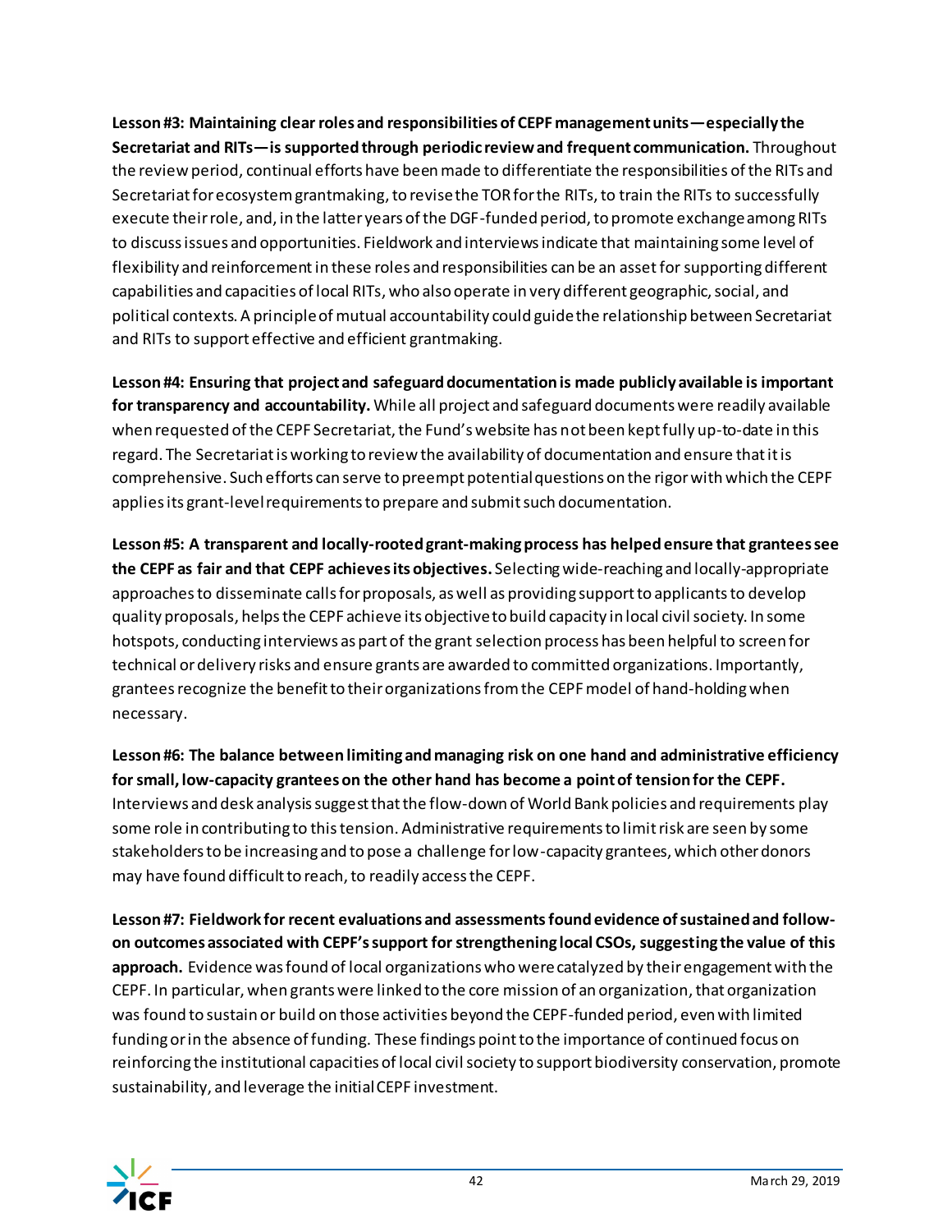**Lesson #3: Maintaining clear roles and responsibilities of CEPF management units—especially the Secretariat and RITs—is supported through periodic review and frequent communication.** Throughout the review period, continual efforts have been made to differentiate the responsibilities of the RITs and Secretariat for ecosystem grantmaking, to revise the TOR for the RITs, to train the RITs to successfully execute their role, and, in the latter years of the DGF-funded period, to promote exchange among RITs to discuss issues and opportunities. Fieldwork and interviews indicate that maintaining some level of flexibility and reinforcement in these roles and responsibilities can be an asset for supporting different capabilities and capacities of local RITs, who also operate in very different geographic, social, and political contexts. A principle of mutual accountability could guide the relationship between Secretariat and RITs to support effective and efficient grantmaking.

**Lesson #4: Ensuring that project and safeguard documentation is made publicly available is important for transparency and accountability.** While all project and safeguard documents were readily available when requested of the CEPF Secretariat, the Fund's website has not been kept fully up-to-date in this regard. The Secretariat is working to review the availability of documentation and ensure that it is comprehensive. Such efforts can serve to preempt potential questions on the rigor with which the CEPF applies its grant-level requirements to prepare and submit such documentation.

**Lesson #5: A transparent and locally-rooted grant-making process has helped ensure that grantees see the CEPF as fair and that CEPF achieves its objectives.** Selecting wide-reaching and locally-appropriate approaches to disseminate calls for proposals, as well as providing support to applicants to develop quality proposals, helps the CEPF achieve its objective to build capacity in local civil society. In some hotspots, conducting interviews as part of the grant selection process has been helpful to screen for technical or delivery risks and ensure grants are awarded to committed organizations. Importantly, grantees recognize the benefit to their organizations from the CEPF model of hand-holding when necessary.

**Lesson #6: The balance between limiting and managing risk on one hand and administrative efficiency for small, low-capacity grantees on the other hand has become a point of tension for the CEPF.** Interviews and desk analysis suggest that the flow-down of World Bank policies and requirements play some role in contributing to this tension. Administrative requirements to limit risk are seen by some stakeholders to be increasing and to pose a challenge for low-capacity grantees, which other donors may have found difficult to reach, to readily access the CEPF.

**Lesson #7: Fieldwork for recent evaluations and assessments found evidence of sustained and follow-on outcomes associated with CEPF's support for strengthening local CSOs, suggesting the value of this approach.** Evidence was found of local organizations who were catalyzed by their engagement with the CEPF. In particular, when grants were linked to the core mission of an organization, that organization was found to sustain or build on those activities beyond the CEPF-funded period, even with limited funding or in the absence of funding. These findings point to the importance of continued focus on reinforcing the institutional capacities of local civil society to support biodiversity conservation, promote sustainability, and leverage the initial CEPF investment.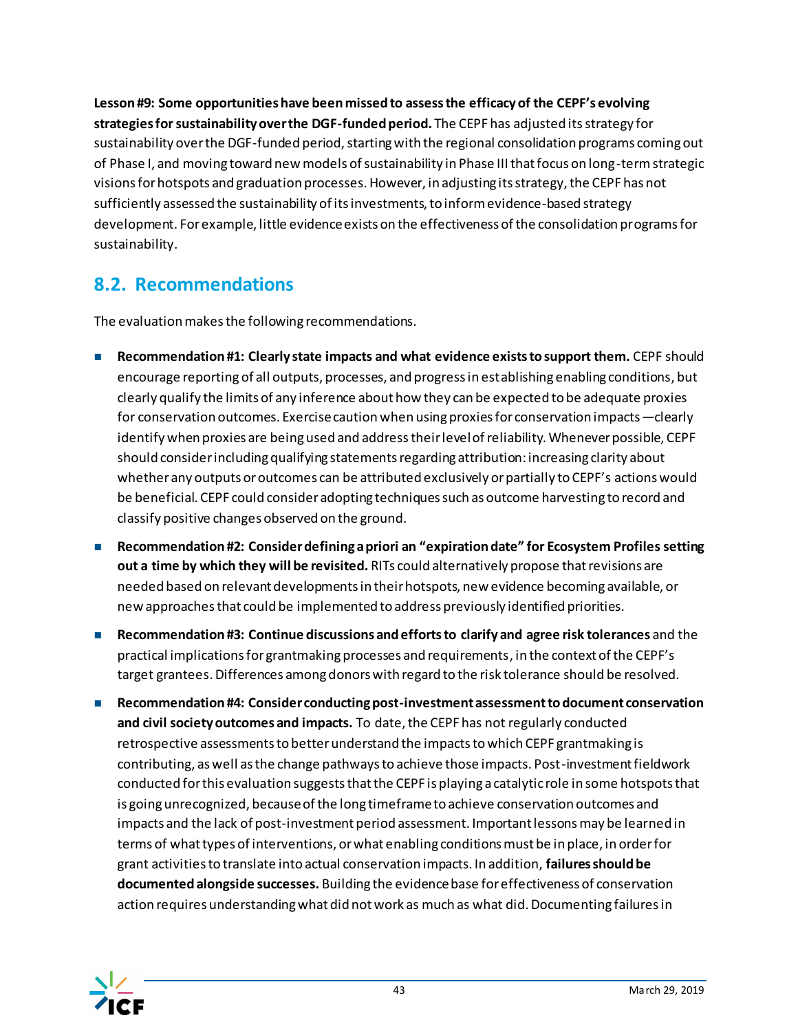**Lesson #9: Some opportunities have been missed to assess the efficacy of the CEPF's evolving strategies for sustainability over the DGF-funded period.** The CEPF has adjusted its strategy for sustainability over the DGF-funded period, starting with the regional consolidation programs coming out of Phase I, and moving toward new models of sustainability in Phase III that focus on long-term strategic visions for hotspots and graduation processes. However, in adjusting its strategy, the CEPF has not sufficiently assessed the sustainability of its investments, to inform evidence-based strategy development. For example, little evidence exists on the effectiveness of the consolidation programs for sustainability.

## 8.2. Recommendations

The evaluation makes the following recommendations.

- **Recommendation #1: Clearly state impacts and what evidence exists to support them.** CEPF should encourage reporting of all outputs, processes, and progress in establishing enabling conditions, but clearly qualify the limits of any inference about how they can be expected to be adequate proxies for conservation outcomes. Exercise caution when using proxies for conservation impacts—clearly identify when proxies are being used and address their level of reliability. Whenever possible, CEPF should consider including qualifying statements regarding attribution: increasing clarity about whether any outputs or outcomes can be attributed exclusively or partially to CEPF's actions would be beneficial. CEPF could consider adopting techniques such as outcome harvesting to record and classify positive changes observed on the ground.
- **Recommendation #2: Consider defining a priori an "expiration date" for Ecosystem Profiles setting out a time by which they will be revisited.** RITs could alternatively propose that revisions are needed based on relevant developments in their hotspots, new evidence becoming available, or new approaches that could be implemented to address previously identified priorities.
- **Recommendation #3: Continue discussions and efforts to clarify and agree risk tolerances** and the practical implications for grantmaking processes and requirements, in the context of the CEPF's target grantees. Differences among donors with regard to the risk tolerance should be resolved.
- **Recommendation #4: Consider conducting post-investment assessment to document conservation and civil society outcomes and impacts.** To date, the CEPF has not regularly conducted retrospective assessments to better understand the impacts to which CEPF grantmaking is contributing, as well as the change pathways to achieve those impacts. Post-investment fieldwork conducted for this evaluation suggests that the CEPF is playing a catalytic role in some hotspots that is going unrecognized, because of the long timeframe to achieve conservation outcomes and impacts and the lack of post-investment period assessment. Important lessons may be learned in terms of what types of interventions, or what enabling conditions must be in place, in order for grant activities to translate into actual conservation impacts. In addition, **failures should be documented alongside successes.** Building the evidence base for effectiveness of conservation action requires understanding what did not work as much as what did. Documenting failures in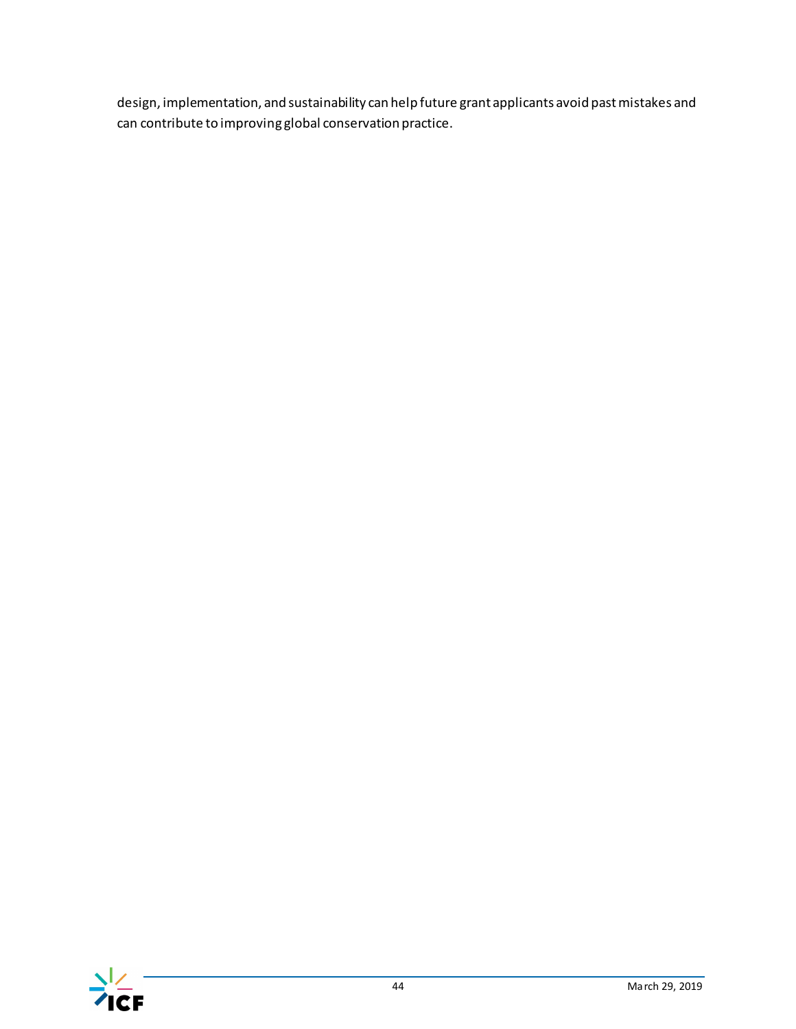design, implementation, and sustainability can help future grant applicants avoid past mistakes and can contribute to improving global conservation practice.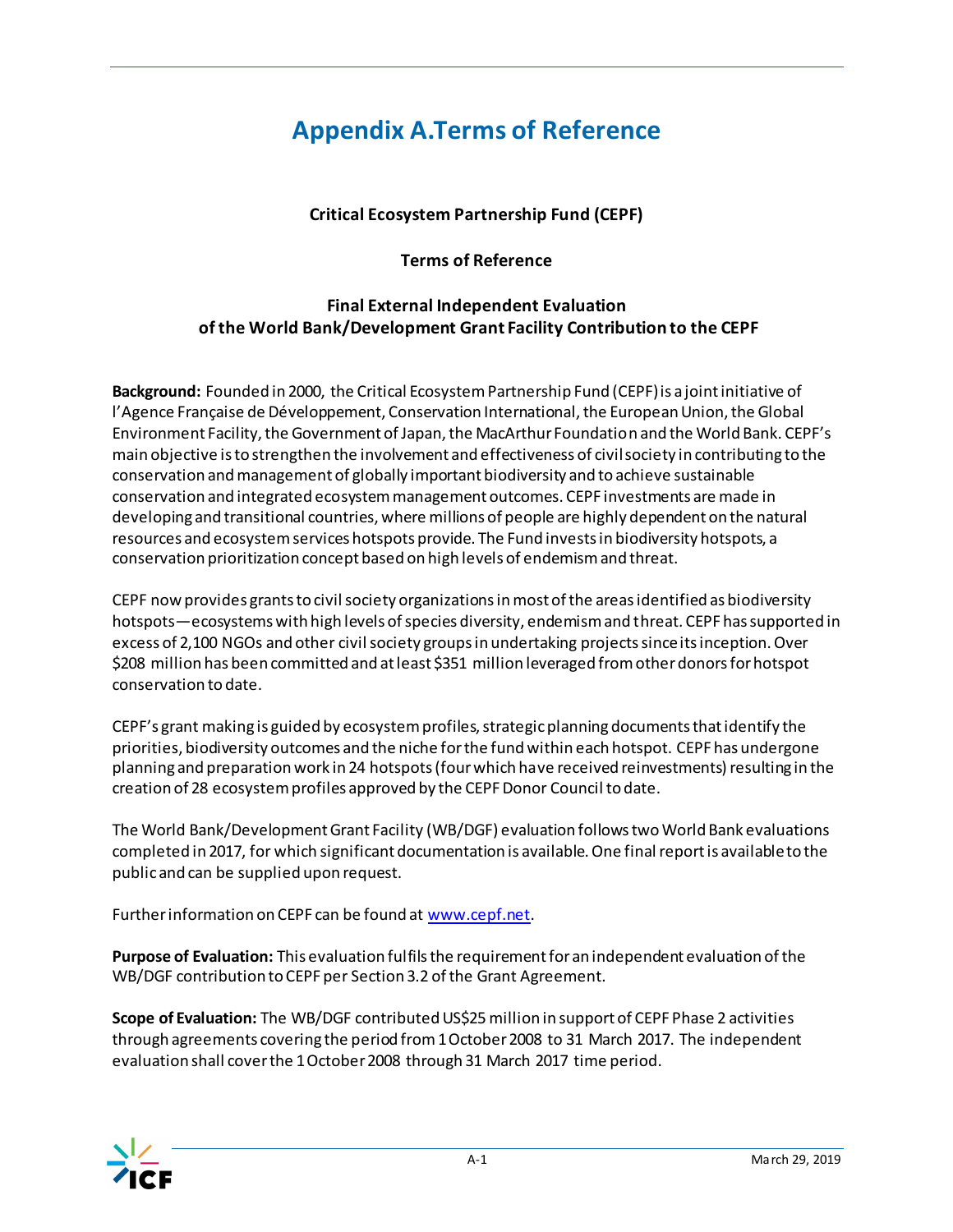# Appendix A.Terms of Reference

**Critical Ecosystem Partnership Fund (CEPF)**

**Terms of Reference**

**Final External Independent Evaluation of the World Bank/Development Grant Facility Contribution to the CEPF**

**Background:** Founded in 2000, the Critical Ecosystem Partnership Fund (CEPF) is a joint initiative of l'Agence Française de Développement, Conservation International, the European Union, the Global Environment Facility, the Government of Japan, the MacArthur Foundation and the World Bank. CEPF's main objective is to strengthen the involvement and effectiveness of civil society in contributing to the conservation and management of globally important biodiversity and to achieve sustainable conservation and integrated ecosystem management outcomes. CEPF investments are made in developing and transitional countries, where millions of people are highly dependent on the natural resources and ecosystem services hotspots provide. The Fund invests in biodiversity hotspots, a conservation prioritization concept based on high levels of endemism and threat.

CEPF now provides grants to civil society organizations in most of the areas identified as biodiversity hotspots—ecosystems with high levels of species diversity, endemism and threat. CEPF has supported in excess of 2,100 NGOs and other civil society groups in undertaking projects since its inception. Over $208 million has been committed and at least $351 million leveraged from other donors for hotspot conservation to date.

CEPF's grant making is guided by ecosystem profiles, strategic planning documents that identify the priorities, biodiversity outcomes and the niche for the fund within each hotspot. CEPF has undergone planning and preparation work in 24 hotspots (four which have received reinvestments) resulting in the creation of 28 ecosystem profiles approved by the CEPF Donor Council to date.

The World Bank/Development Grant Facility (WB/DGF) evaluation follows two World Bank evaluations completed in 2017, for which significant documentation is available. One final report is available to the public and can be supplied upon request.

Further information on CEPF can be found at www.cepf.net.

**Purpose of Evaluation:** This evaluation fulfils the requirement for an independent evaluation of the WB/DGF contribution to CEPF per Section 3.2 of the Grant Agreement.

**Scope of Evaluation:** The WB/DGF contributed US$25 million in support of CEPF Phase 2 activities through agreements covering the period from 1 October 2008 to 31 March 2017. The independent evaluation shall cover the 1 October 2008 through 31 March 2017 time period.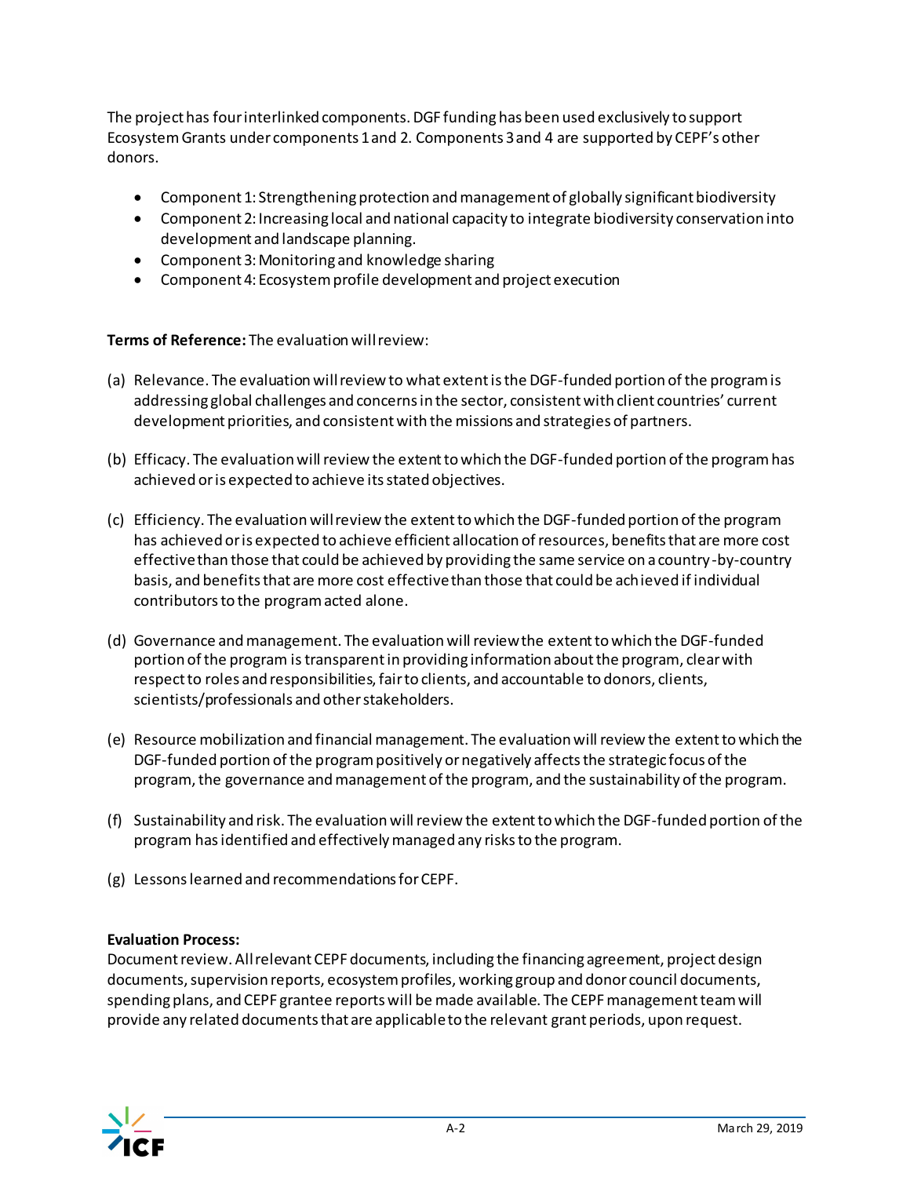The project has four interlinked components. DGF funding has been used exclusively to support Ecosystem Grants under components 1 and 2. Components 3 and 4 are supported by CEPF's other donors.

- Component 1: Strengthening protection and management of globally significant biodiversity
- Component 2: Increasing local and national capacity to integrate biodiversity conservation into development and landscape planning.
- Component 3: Monitoring and knowledge sharing
- Component 4: Ecosystem profile development and project execution

**Terms of Reference:** The evaluation will review:

(a) Relevance. The evaluation will review to what extent is the DGF-funded portion of the program is addressing global challenges and concerns in the sector, consistent with client countries' current development priorities, and consistent with the missions and strategies of partners.

(b) Efficacy. The evaluation will review the extent to which the DGF-funded portion of the program has achieved or is expected to achieve its stated objectives.

(c) Efficiency. The evaluation will review the extent to which the DGF-funded portion of the program has achieved or is expected to achieve efficient allocation of resources, benefits that are more cost effective than those that could be achieved by providing the same service on a country-by-country basis, and benefits that are more cost effective than those that could be achieved if individual contributors to the program acted alone.

(d) Governance and management. The evaluation will review the extent to which the DGF-funded portion of the program is transparent in providing information about the program, clear with respect to roles and responsibilities, fair to clients, and accountable to donors, clients, scientists/professionals and other stakeholders.

(e) Resource mobilization and financial management. The evaluation will review the extent to which the DGF-funded portion of the program positively or negatively affects the strategic focus of the program, the governance and management of the program, and the sustainability of the program.

(f) Sustainability and risk. The evaluation will review the extent to which the DGF-funded portion of the program has identified and effectively managed any risks to the program.

(g) Lessons learned and recommendations for CEPF.

**Evaluation Process:**
Document review. All relevant CEPF documents, including the financing agreement, project design documents, supervision reports, ecosystem profiles, working group and donor council documents, spending plans, and CEPF grantee reports will be made available. The CEPF management team will provide any related documents that are applicable to the relevant grant periods, upon request.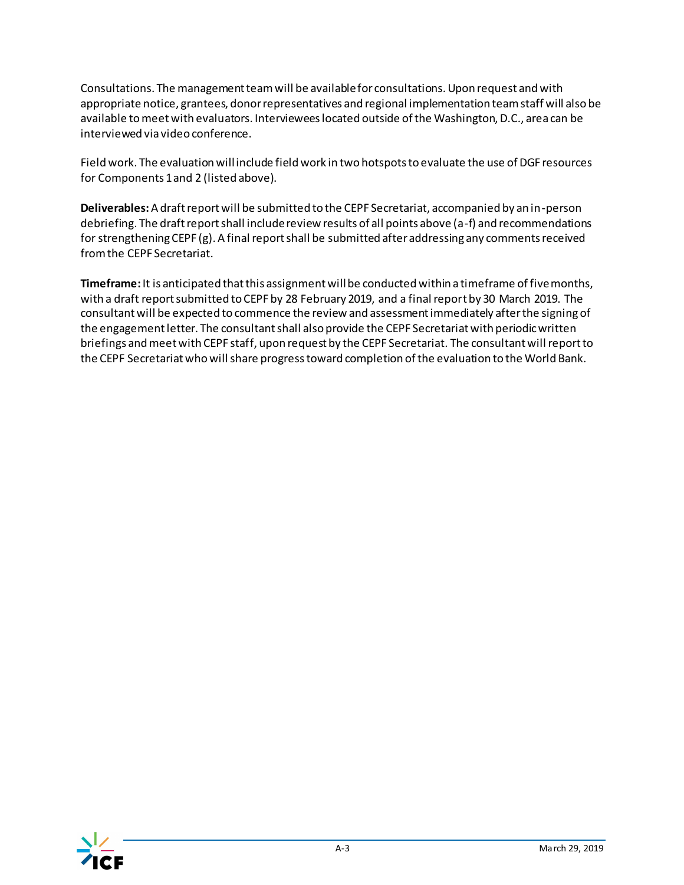Consultations. The management team will be available for consultations. Upon request and with appropriate notice, grantees, donor representatives and regional implementation team staff will also be available to meet with evaluators. Interviewees located outside of the Washington, D.C., area can be interviewed via video conference.

Field work. The evaluation will include field work in two hotspots to evaluate the use of DGF resources for Components 1 and 2 (listed above).

**Deliverables:** A draft report will be submitted to the CEPF Secretariat, accompanied by an in-person debriefing. The draft report shall include review results of all points above (a-f) and recommendations for strengthening CEPF (g). A final report shall be submitted after addressing any comments received from the CEPF Secretariat.

**Timeframe:** It is anticipated that this assignment will be conducted within a timeframe of five months, with a draft report submitted to CEPF by 28 February 2019, and a final report by 30 March 2019. The consultant will be expected to commence the review and assessment immediately after the signing of the engagement letter. The consultant shall also provide the CEPF Secretariat with periodic written briefings and meet with CEPF staff, upon request by the CEPF Secretariat. The consultant will report to the CEPF Secretariat who will share progress toward completion of the evaluation to the World Bank.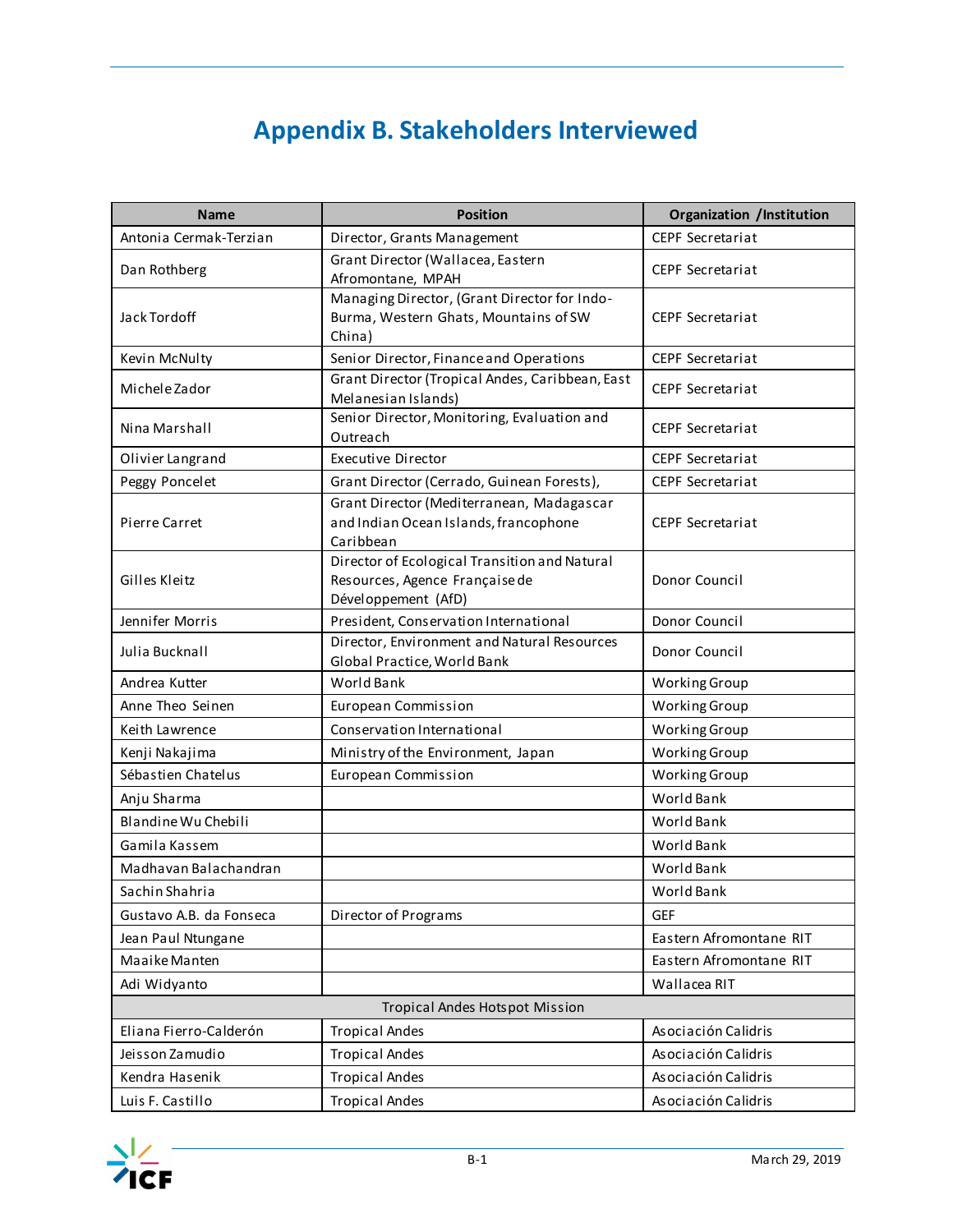# Appendix B. Stakeholders Interviewed

| Name | Position | Organization /Institution |
|---|---|---|
| Antonia Cermak-Terzian | Director, Grants Management | CEPF Secretariat |
| Dan Rothberg | Grant Director (Wallacea, Eastern Afromontane, MPAH | CEPF Secretariat |
| Jack Tordoff | Managing Director, (Grant Director for Indo-Burma, Western Ghats, Mountains of SW China) | CEPF Secretariat |
| Kevin McNulty | Senior Director, Finance and Operations | CEPF Secretariat |
| Michele Zador | Grant Director (Tropical Andes, Caribbean, East Melanesian Islands) | CEPF Secretariat |
| Nina Marshall | Senior Director, Monitoring, Evaluation and Outreach | CEPF Secretariat |
| Olivier Langrand | Executive Director | CEPF Secretariat |
| Peggy Poncelet | Grant Director (Cerrado, Guinean Forests), | CEPF Secretariat |
| Pierre Carret | Grant Director (Mediterranean, Madagascar and Indian Ocean Islands, francophone Caribbean | CEPF Secretariat |
| Gilles Kleitz | Director of Ecological Transition and Natural Resources, Agence Française de Développement (AfD) | Donor Council |
| Jennifer Morris | President, Conservation International | Donor Council |
| Julia Bucknall | Director, Environment and Natural Resources Global Practice, World Bank | Donor Council |
| Andrea Kutter | World Bank | Working Group |
| Anne Theo Seinen | European Commission | Working Group |
| Keith Lawrence | Conservation International | Working Group |
| Kenji Nakajima | Ministry of the Environment, Japan | Working Group |
| Sébastien Chatelus | European Commission | Working Group |
| Anju Sharma | | World Bank |
| Blandine Wu Chebili | | World Bank |
| Gamila Kassem | | World Bank |
| Madhavan Balachandran | | World Bank |
| Sachin Shahria | | World Bank |
| Gustavo A.B. da Fonseca | Director of Programs | GEF |
| Jean Paul Ntungane | | Eastern Afromontane RIT |
| Maaike Manten | | Eastern Afromontane RIT |
| Adi Widyanto | | Wallacea RIT |
| Tropical Andes Hotspot Mission | | |
| Eliana Fierro-Calderón | Tropical Andes | Asociación Calidris |
| Jeisson Zamudio | Tropical Andes | Asociación Calidris |
| Kendra Hasenik | Tropical Andes | Asociación Calidris |
| Luis F. Castillo | Tropical Andes | Asociación Calidris |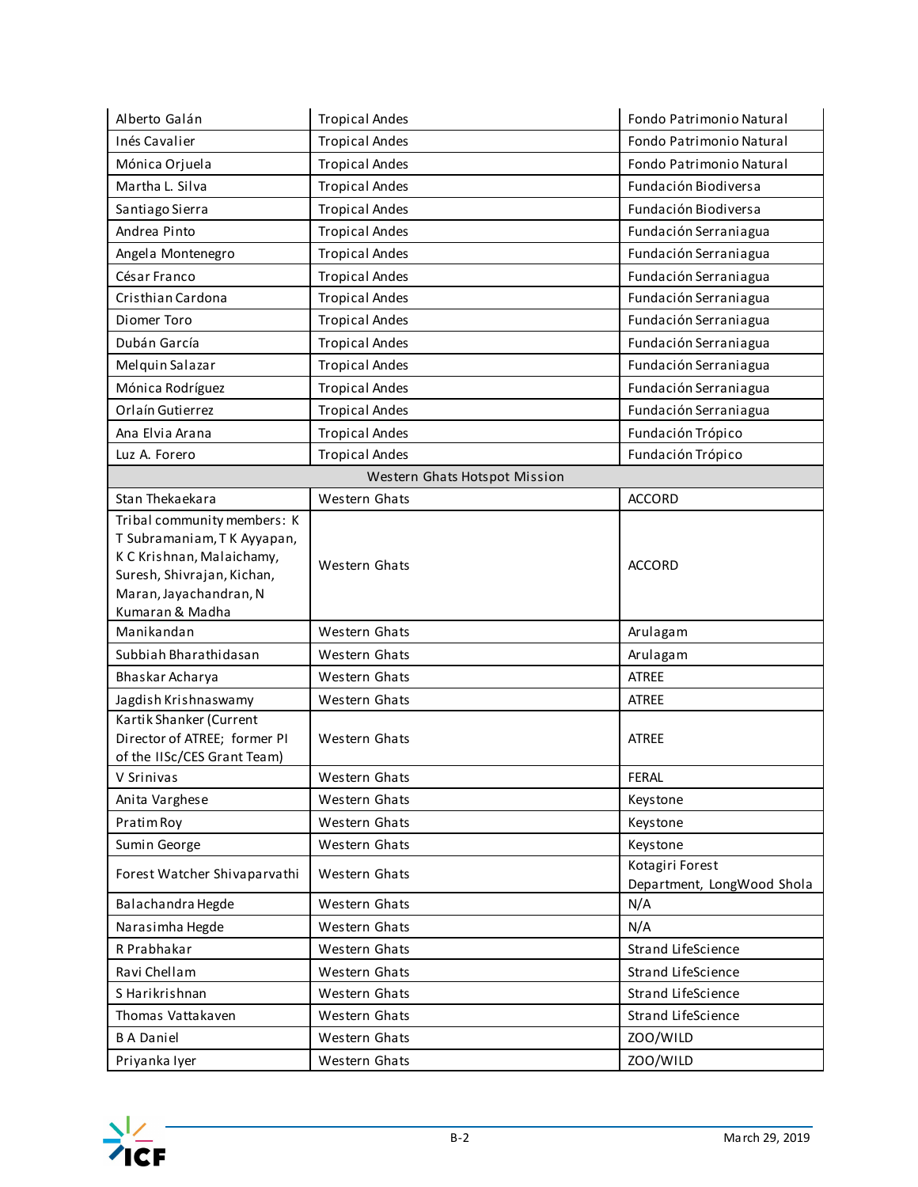| | | |
|---|---|---|
| Alberto Galán | Tropical Andes | Fondo Patrimonio Natural |
| Inés Cavalier | Tropical Andes | Fondo Patrimonio Natural |
| Mónica Orjuela | Tropical Andes | Fondo Patrimonio Natural |
| Martha L. Silva | Tropical Andes | Fundación Biodiversa |
| Santiago Sierra | Tropical Andes | Fundación Biodiversa |
| Andrea Pinto | Tropical Andes | Fundación Serraniagua |
| Angela Montenegro | Tropical Andes | Fundación Serraniagua |
| César Franco | Tropical Andes | Fundación Serraniagua |
| Cristhian Cardona | Tropical Andes | Fundación Serraniagua |
| Diomer Toro | Tropical Andes | Fundación Serraniagua |
| Dubán García | Tropical Andes | Fundación Serraniagua |
| Melquin Salazar | Tropical Andes | Fundación Serraniagua |
| Mónica Rodríguez | Tropical Andes | Fundación Serraniagua |
| Orlaín Gutierrez | Tropical Andes | Fundación Serraniagua |
| Ana Elvia Arana | Tropical Andes | Fundación Trópico |
| Luz A. Forero | Tropical Andes | Fundación Trópico |
| Western Ghats Hotspot Mission | | |
| Stan Thekaekara | Western Ghats | ACCORD |
| Tribal community members: K T Subramaniam, T K Ayyapan, K C Krishnan, Malaichamy, Suresh, Shivrajan, Kichan, Maran, Jayachandran, N Kumaran & Madha | Western Ghats | ACCORD |
| Manikandan | Western Ghats | Arulagam |
| Subbiah Bharathidasan | Western Ghats | Arulagam |
| Bhaskar Acharya | Western Ghats | ATREE |
| Jagdish Krishnaswamy | Western Ghats | ATREE |
| Kartik Shanker (Current Director of ATREE; former PI of the IISc/CES Grant Team) | Western Ghats | ATREE |
| V Srinivas | Western Ghats | FERAL |
| Anita Varghese | Western Ghats | Keystone |
| Pratim Roy | Western Ghats | Keystone |
| Sumin George | Western Ghats | Keystone |
| Forest Watcher Shivaparvathi | Western Ghats | Kotagiri Forest Department, LongWood Shola |
| Balachandra Hegde | Western Ghats | N/A |
| Narasimha Hegde | Western Ghats | N/A |
| R Prabhakar | Western Ghats | Strand LifeScience |
| Ravi Chellam | Western Ghats | Strand LifeScience |
| S Harikrishnan | Western Ghats | Strand LifeScience |
| Thomas Vattakaven | Western Ghats | Strand LifeScience |
| B A Daniel | Western Ghats | ZOO/WILD |
| Priyanka Iyer | Western Ghats | ZOO/WILD |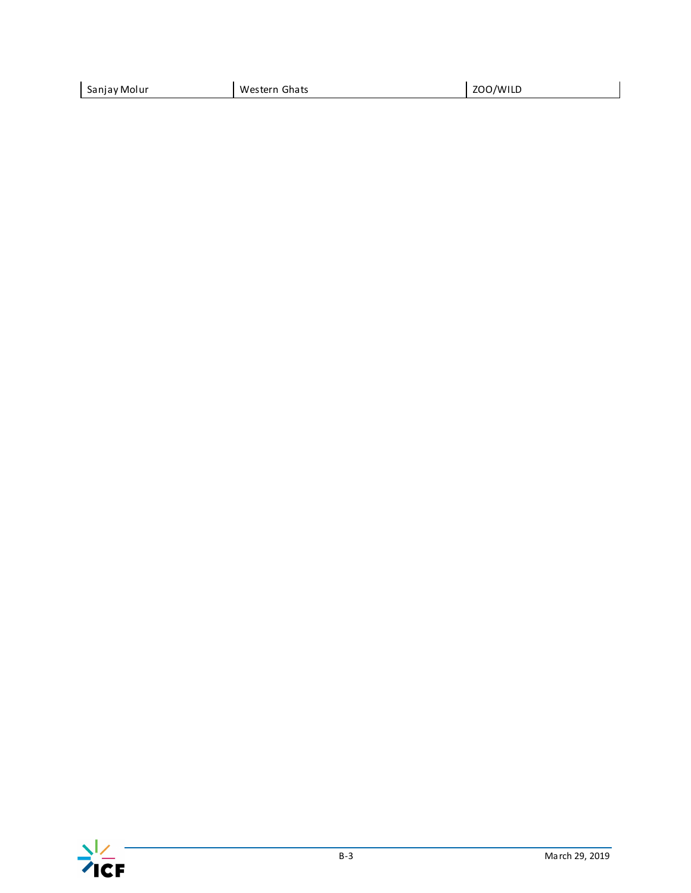| | | |
|---|---|---|
| Sanjay Molur | Western Ghats | ZOO/WILD |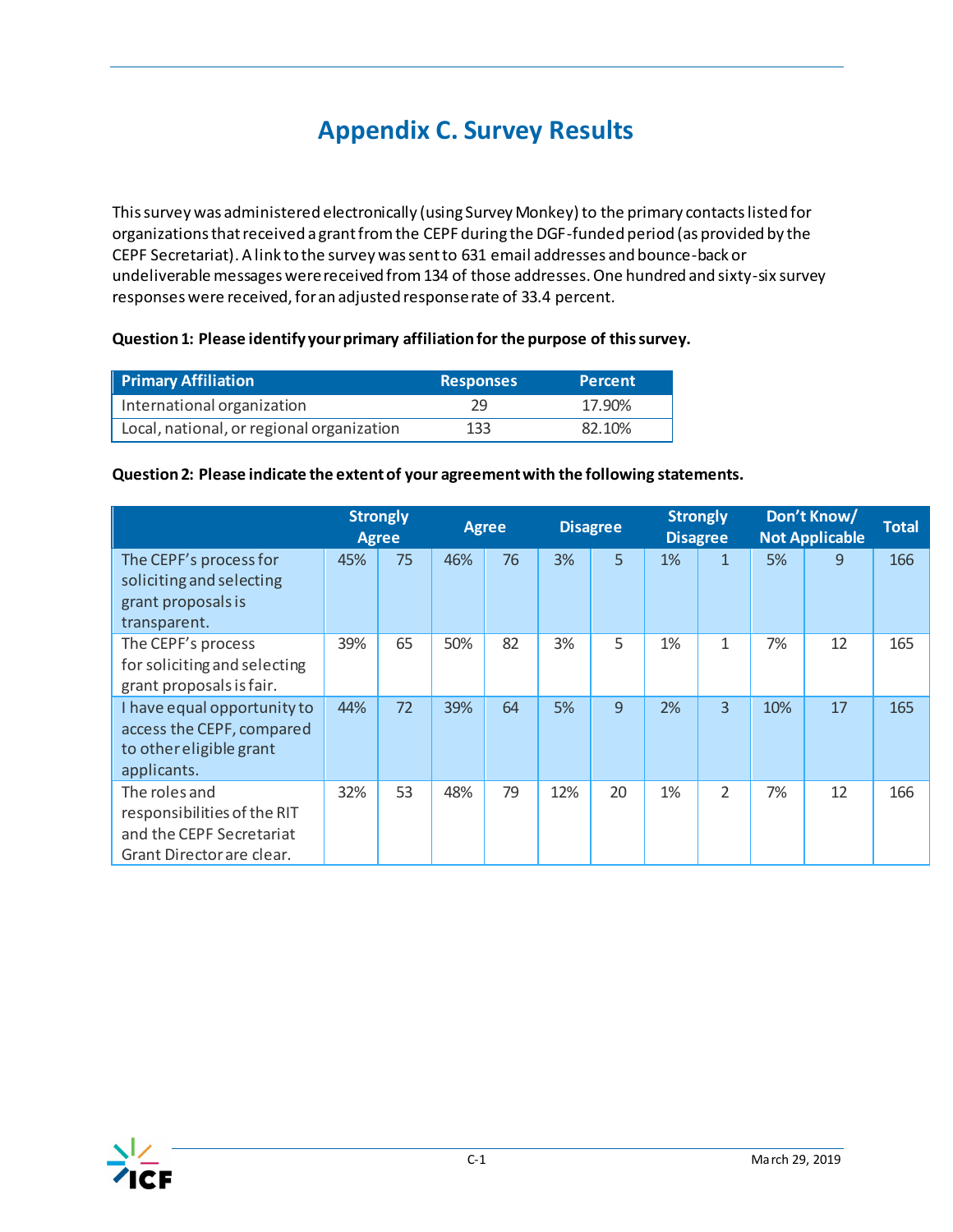# Appendix C. Survey Results

This survey was administered electronically (using Survey Monkey) to the primary contacts listed for organizations that received a grant from the CEPF during the DGF-funded period (as provided by the CEPF Secretariat). A link to the survey was sent to 631 email addresses and bounce-back or undeliverable messages were received from 134 of those addresses. One hundred and sixty-six survey responses were received, for an adjusted response rate of 33.4 percent.

**Question 1: Please identify your primary affiliation for the purpose of this survey.**

| Primary Affiliation | Responses | Percent |
|---|---|---|
| International organization | 29 | 17.90% |
| Local, national, or regional organization | 133 | 82.10% |

**Question 2: Please indicate the extent of your agreement with the following statements.**

| | Strongly Agree | | Agree | | Disagree | | Strongly Disagree | | Don't Know/ Not Applicable | | Total |
|---|---|---|---|---|---|---|---|---|---|---|---|
| The CEPF's process for soliciting and selecting grant proposals is transparent. | 45% | 75 | 46% | 76 | 3% | 5 | 1% | 1 | 5% | 9 | 166 |
| The CEPF's process for soliciting and selecting grant proposals is fair. | 39% | 65 | 50% | 82 | 3% | 5 | 1% | 1 | 7% | 12 | 165 |
| I have equal opportunity to access the CEPF, compared to other eligible grant applicants. | 44% | 72 | 39% | 64 | 5% | 9 | 2% | 3 | 10% | 17 | 165 |
| The roles and responsibilities of the RIT and the CEPF Secretariat Grant Director are clear. | 32% | 53 | 48% | 79 | 12% | 20 | 1% | 2 | 7% | 12 | 166 |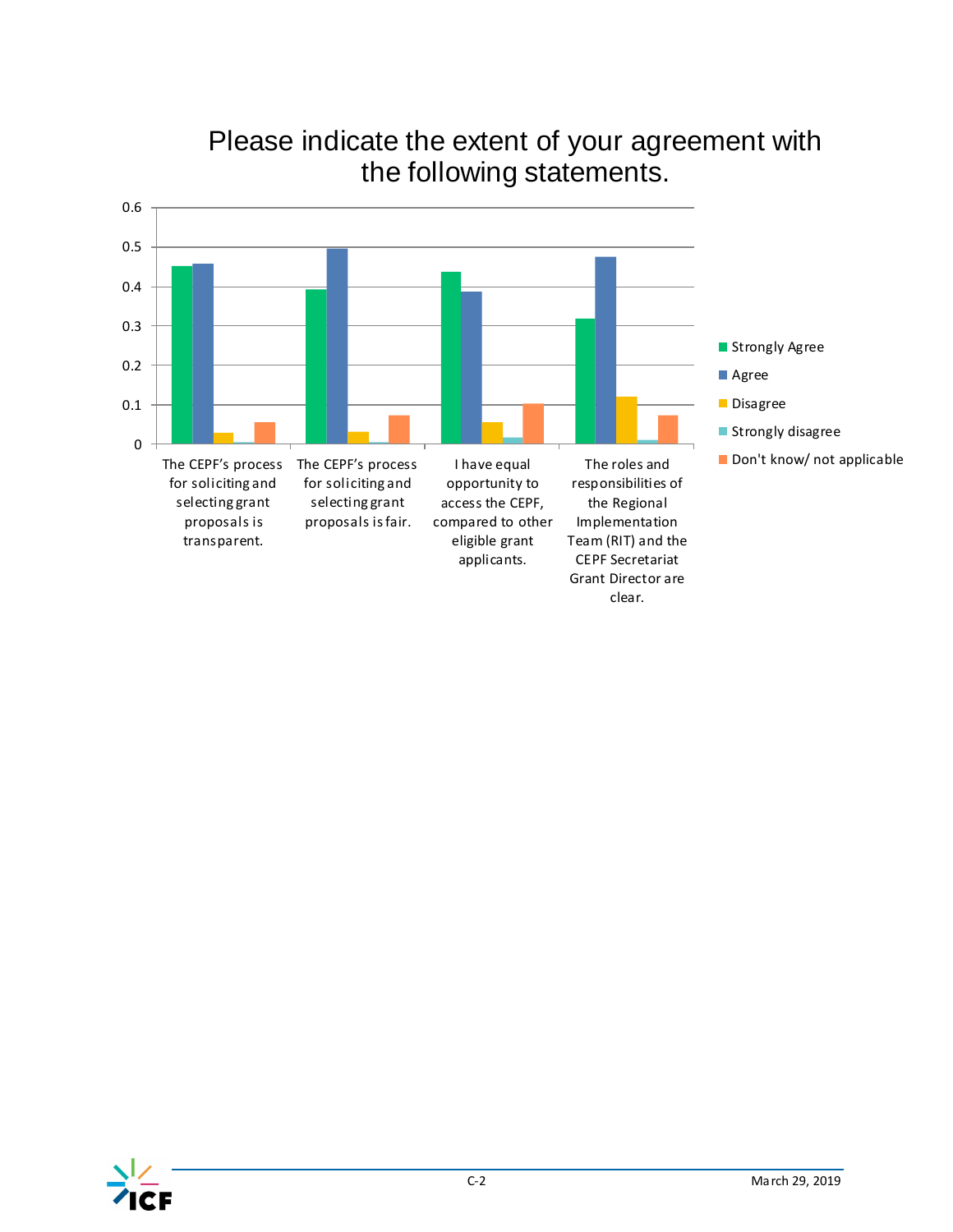## Please indicate the extent of your agreement with the following statements.

| | Strongly Agree | Agree | Disagree | Strongly disagree | Don't know/ not applicable |
|---|---|---|---|---|---|
| The CEPF's process for soliciting and selecting grant proposals is transparent. | 0.45 | 0.46 | 0.03 | 0.00 | 0.06 |
| The CEPF's process for soliciting and selecting grant proposals is fair. | 0.39 | 0.50 | 0.03 | 0.00 | 0.07 |
| I have equal opportunity to access the CEPF, compared to other eligible grant applicants. | 0.44 | 0.39 | 0.06 | 0.02 | 0.10 |
| The roles and responsibilities of the Regional Implementation Team (RIT) and the CEPF Secretariat Grant Director are clear. | 0.32 | 0.48 | 0.12 | 0.01 | 0.07 |

*Values are approximate readings from the bar chart.*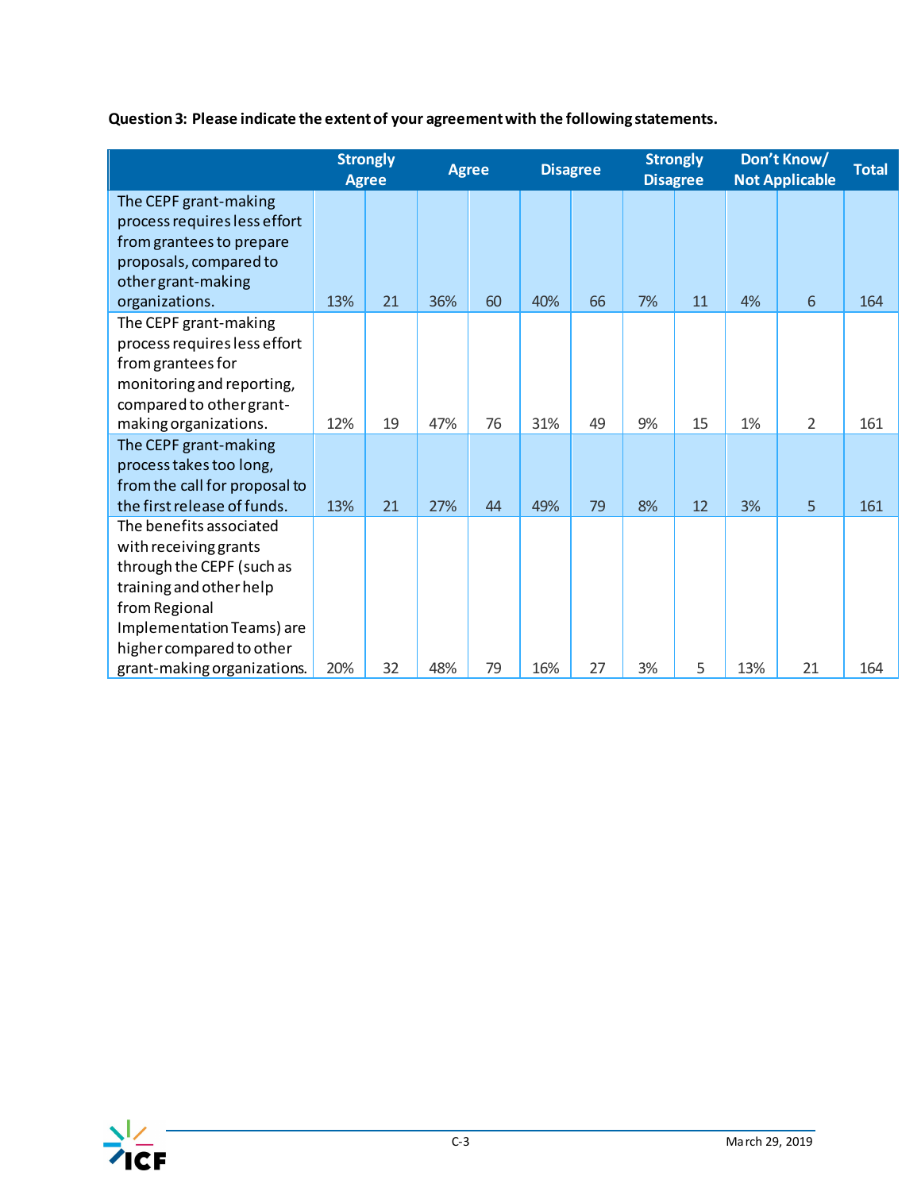**Question 3: Please indicate the extent of your agreement with the following statements.**

| | Strongly Agree | | Agree | | Disagree | | Strongly Disagree | | Don't Know/ Not Applicable | | Total |
|---|---|---|---|---|---|---|---|---|---|---|---|
| The CEPF grant-making process requires less effort from grantees to prepare proposals, compared to other grant-making organizations. | 13% | 21 | 36% | 60 | 40% | 66 | 7% | 11 | 4% | 6 | 164 |
| The CEPF grant-making process requires less effort from grantees for monitoring and reporting, compared to other grant-making organizations. | 12% | 19 | 47% | 76 | 31% | 49 | 9% | 15 | 1% | 2 | 161 |
| The CEPF grant-making process takes too long, from the call for proposal to the first release of funds. | 13% | 21 | 27% | 44 | 49% | 79 | 8% | 12 | 3% | 5 | 161 |
| The benefits associated with receiving grants through the CEPF (such as training and other help from Regional Implementation Teams) are higher compared to other grant-making organizations. | 20% | 32 | 48% | 79 | 16% | 27 | 3% | 5 | 13% | 21 | 164 |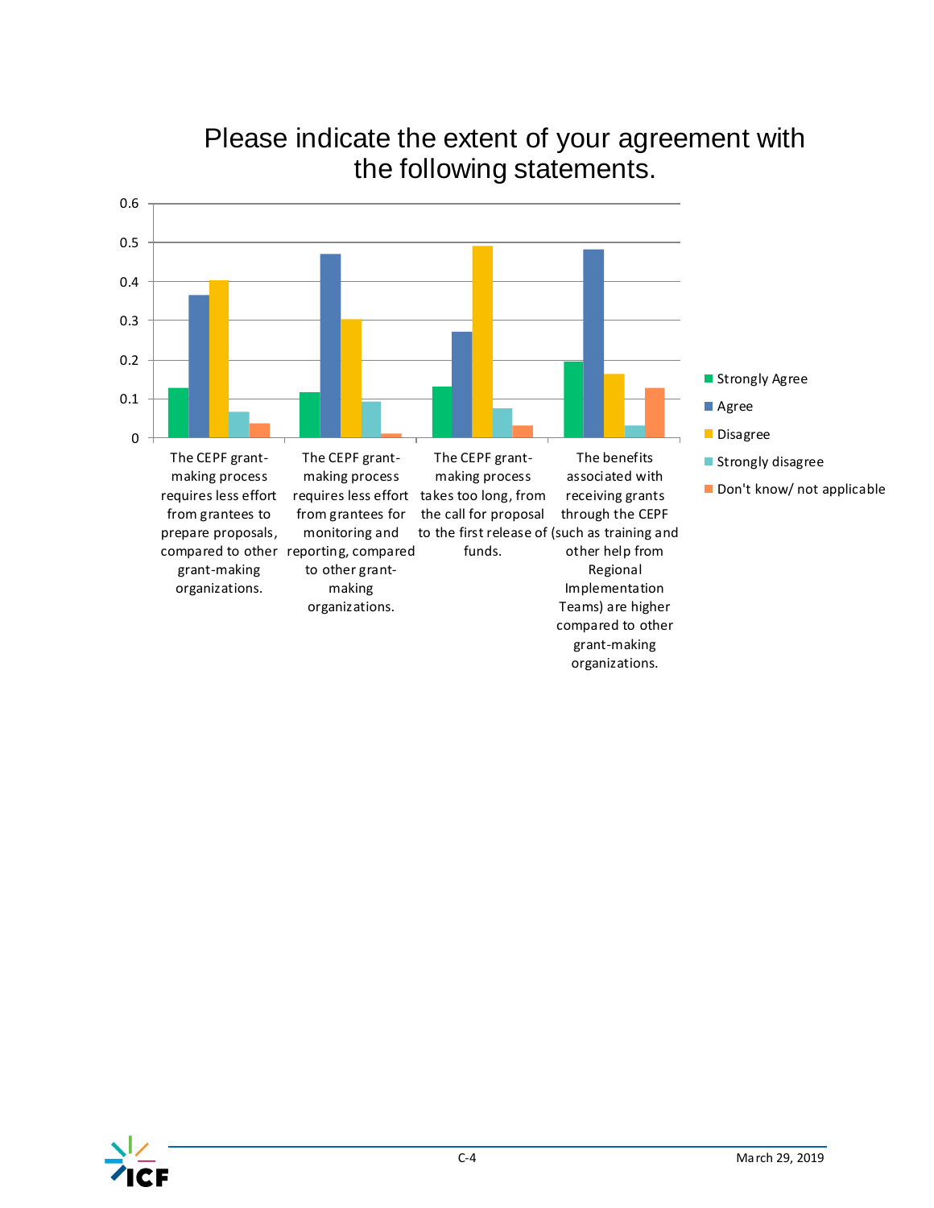# Please indicate the extent of your agreement with the following statements.

| Statement | Strongly Agree | Agree | Disagree | Strongly disagree | Don't know/ not applicable |
|---|---|---|---|---|---|
| The CEPF grant-making process requires less effort from grantees to prepare proposals, compared to other grant-making organizations. | 0.13 | 0.37 | 0.40 | 0.07 | 0.04 |
| The CEPF grant-making process requires less effort from grantees for monitoring and reporting, compared to other grant-making organizations. | 0.12 | 0.47 | 0.30 | 0.09 | 0.01 |
| The CEPF grant-making process takes too long, from the call for proposal to the first release of funds. | 0.13 | 0.27 | 0.49 | 0.08 | 0.03 |
| The benefits associated with receiving grants through the CEPF (such as training and other help from Regional Implementation Teams) are higher compared to other grant-making organizations. | 0.20 | 0.48 | 0.16 | 0.03 | 0.13 |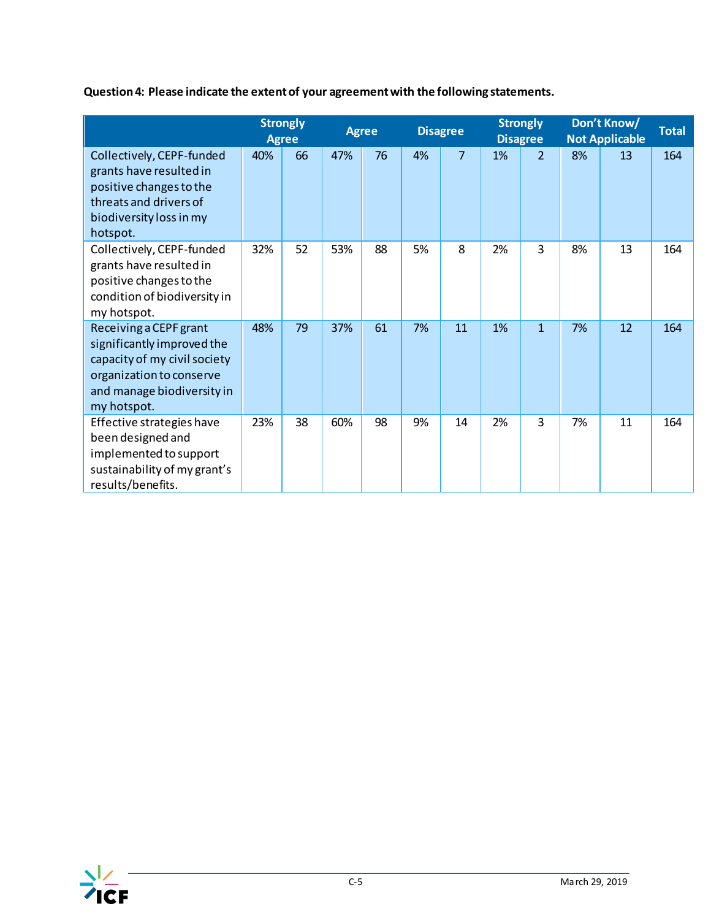**Question 4: Please indicate the extent of your agreement with the following statements.**

| | Strongly Agree | | Agree | | Disagree | | Strongly Disagree | | Don't Know/ Not Applicable | | Total |
|---|---|---|---|---|---|---|---|---|---|---|---|
| Collectively, CEPF-funded grants have resulted in positive changes to the threats and drivers of biodiversity loss in my hotspot. | 40% | 66 | 47% | 76 | 4% | 7 | 1% | 2 | 8% | 13 | 164 |
| Collectively, CEPF-funded grants have resulted in positive changes to the condition of biodiversity in my hotspot. | 32% | 52 | 53% | 88 | 5% | 8 | 2% | 3 | 8% | 13 | 164 |
| Receiving a CEPF grant significantly improved the capacity of my civil society organization to conserve and manage biodiversity in my hotspot. | 48% | 79 | 37% | 61 | 7% | 11 | 1% | 1 | 7% | 12 | 164 |
| Effective strategies have been designed and implemented to support sustainability of my grant's results/benefits. | 23% | 38 | 60% | 98 | 9% | 14 | 2% | 3 | 7% | 11 | 164 |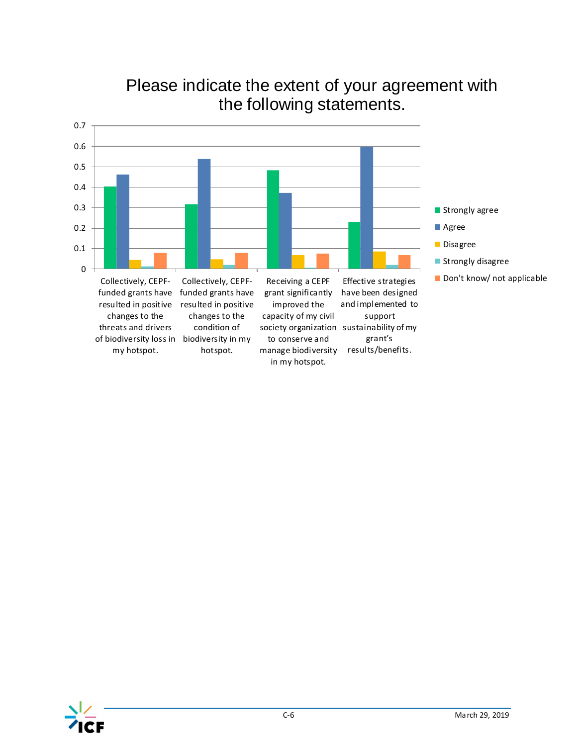## Please indicate the extent of your agreement with the following statements.

| | Strongly agree | Agree | Disagree | Strongly disagree | Don't know/ not applicable |
|---|---|---|---|---|---|
| Collectively, CEPF-funded grants have resulted in positive changes to the threats and drivers of biodiversity loss in my hotspot. | 0.40 | 0.46 | 0.04 | 0.01 | 0.08 |
| Collectively, CEPF-funded grants have resulted in positive changes to the condition of biodiversity in my hotspot. | 0.32 | 0.54 | 0.05 | 0.02 | 0.08 |
| Receiving a CEPF grant significantly improved the capacity of my civil society organization to conserve and manage biodiversity in my hotspot. | 0.48 | 0.37 | 0.07 | 0.00 | 0.07 |
| Effective strategies have been designed and implemented to support sustainability of my grant's results/benefits. | 0.23 | 0.60 | 0.08 | 0.02 | 0.07 |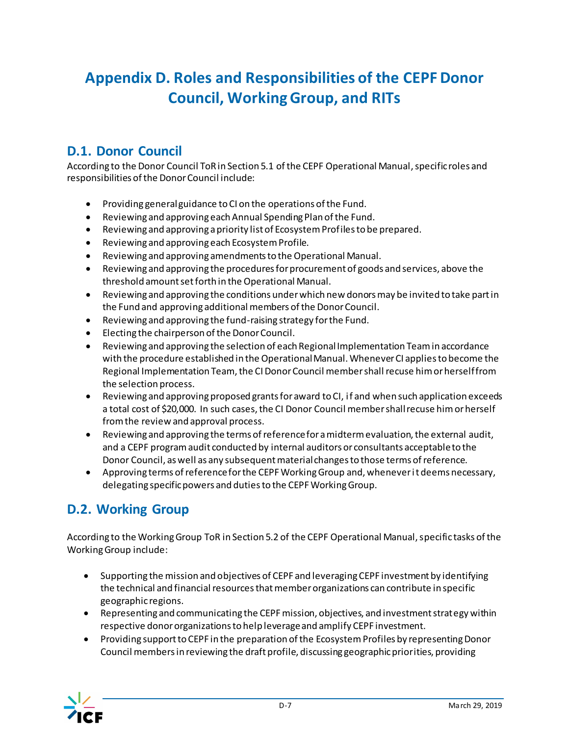# Appendix D. Roles and Responsibilities of the CEPF Donor Council, Working Group, and RITs

## D.1. Donor Council

According to the Donor Council ToR in Section 5.1 of the CEPF Operational Manual, specific roles and responsibilities of the Donor Council include:

- Providing general guidance to CI on the operations of the Fund.
- Reviewing and approving each Annual Spending Plan of the Fund.
- Reviewing and approving a priority list of Ecosystem Profiles to be prepared.
- Reviewing and approving each Ecosystem Profile.
- Reviewing and approving amendments to the Operational Manual.
- Reviewing and approving the procedures for procurement of goods and services, above the threshold amount set forth in the Operational Manual.
- Reviewing and approving the conditions under which new donors may be invited to take part in the Fund and approving additional members of the Donor Council.
- Reviewing and approving the fund-raising strategy for the Fund.
- Electing the chairperson of the Donor Council.
- Reviewing and approving the selection of each Regional Implementation Team in accordance with the procedure established in the Operational Manual. Whenever CI applies to become the Regional Implementation Team, the CI Donor Council member shall recuse him or herself from the selection process.
- Reviewing and approving proposed grants for award to CI, if and when such application exceeds a total cost of $20,000. In such cases, the CI Donor Council member shall recuse him or herself from the review and approval process.
- Reviewing and approving the terms of reference for a midterm evaluation, the external audit, and a CEPF program audit conducted by internal auditors or consultants acceptable to the Donor Council, as well as any subsequent material changes to those terms of reference.
- Approving terms of reference for the CEPF Working Group and, whenever it deems necessary, delegating specific powers and duties to the CEPF Working Group.

## D.2. Working Group

According to the Working Group ToR in Section 5.2 of the CEPF Operational Manual, specific tasks of the Working Group include:

- Supporting the mission and objectives of CEPF and leveraging CEPF investment by identifying the technical and financial resources that member organizations can contribute in specific geographic regions.
- Representing and communicating the CEPF mission, objectives, and investment strategy within respective donor organizations to help leverage and amplify CEPF investment.
- Providing support to CEPF in the preparation of the Ecosystem Profiles by representing Donor Council members in reviewing the draft profile, discussing geographic priorities, providing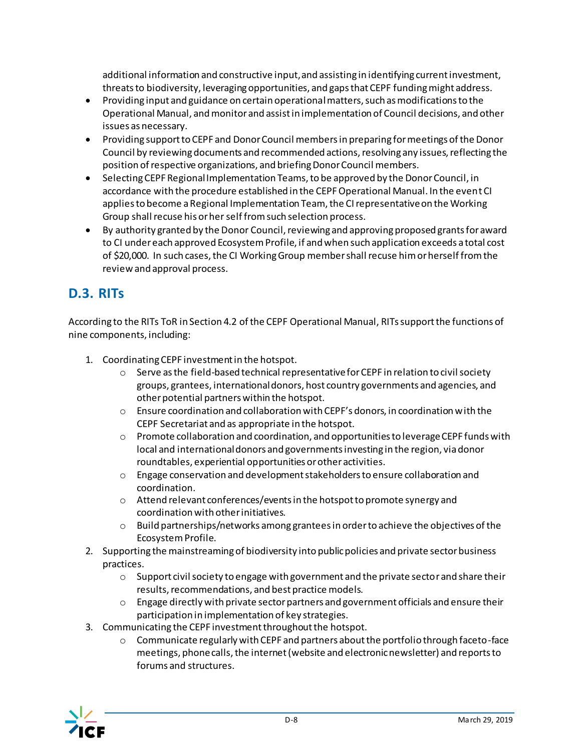additional information and constructive input, and assisting in identifying current investment, threats to biodiversity, leveraging opportunities, and gaps that CEPF funding might address.

- Providing input and guidance on certain operational matters, such as modifications to the Operational Manual, and monitor and assist in implementation of Council decisions, and other issues as necessary.
- Providing support to CEPF and Donor Council members in preparing for meetings of the Donor Council by reviewing documents and recommended actions, resolving any issues, reflecting the position of respective organizations, and briefing Donor Council members.
- Selecting CEPF Regional Implementation Teams, to be approved by the Donor Council, in accordance with the procedure established in the CEPF Operational Manual. In the event CI applies to become a Regional Implementation Team, the CI representative on the Working Group shall recuse his or her self from such selection process.
- By authority granted by the Donor Council, reviewing and approving proposed grants for award to CI under each approved Ecosystem Profile, if and when such application exceeds a total cost of $20,000. In such cases, the CI Working Group member shall recuse him or herself from the review and approval process.

## D.3. RITs

According to the RITs ToR in Section 4.2 of the CEPF Operational Manual, RITs support the functions of nine components, including:

1. Coordinating CEPF investment in the hotspot.
    - Serve as the field-based technical representative for CEPF in relation to civil society groups, grantees, international donors, host country governments and agencies, and other potential partners within the hotspot.
    - Ensure coordination and collaboration with CEPF's donors, in coordination with the CEPF Secretariat and as appropriate in the hotspot.
    - Promote collaboration and coordination, and opportunities to leverage CEPF funds with local and international donors and governments investing in the region, via donor roundtables, experiential opportunities or other activities.
    - Engage conservation and development stakeholders to ensure collaboration and coordination.
    - Attend relevant conferences/events in the hotspot to promote synergy and coordination with other initiatives.
    - Build partnerships/networks among grantees in order to achieve the objectives of the Ecosystem Profile.
2. Supporting the mainstreaming of biodiversity into public policies and private sector business practices.
    - Support civil society to engage with government and the private sector and share their results, recommendations, and best practice models.
    - Engage directly with private sector partners and government officials and ensure their participation in implementation of key strategies.
3. Communicating the CEPF investment throughout the hotspot.
    - Communicate regularly with CEPF and partners about the portfolio through face-to-face meetings, phone calls, the internet (website and electronic newsletter) and reports to forums and structures.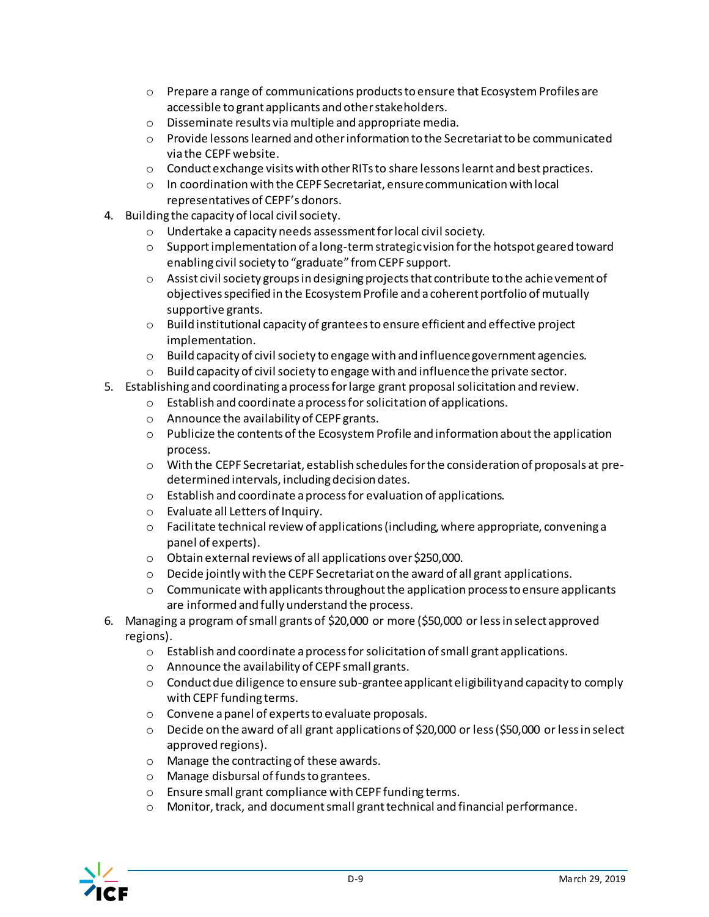- Prepare a range of communications products to ensure that Ecosystem Profiles are accessible to grant applicants and other stakeholders.
- Disseminate results via multiple and appropriate media.
- Provide lessons learned and other information to the Secretariat to be communicated via the CEPF website.
- Conduct exchange visits with other RITs to share lessons learnt and best practices.
- In coordination with the CEPF Secretariat, ensure communication with local representatives of CEPF's donors.

4. Building the capacity of local civil society.
    - Undertake a capacity needs assessment for local civil society.
    - Support implementation of a long-term strategic vision for the hotspot geared toward enabling civil society to "graduate" from CEPF support.
    - Assist civil society groups in designing projects that contribute to the achievement of objectives specified in the Ecosystem Profile and a coherent portfolio of mutually supportive grants.
    - Build institutional capacity of grantees to ensure efficient and effective project implementation.
    - Build capacity of civil society to engage with and influence government agencies.
    - Build capacity of civil society to engage with and influence the private sector.
5. Establishing and coordinating a process for large grant proposal solicitation and review.
    - Establish and coordinate a process for solicitation of applications.
    - Announce the availability of CEPF grants.
    - Publicize the contents of the Ecosystem Profile and information about the application process.
    - With the CEPF Secretariat, establish schedules for the consideration of proposals at pre-determined intervals, including decision dates.
    - Establish and coordinate a process for evaluation of applications.
    - Evaluate all Letters of Inquiry.
    - Facilitate technical review of applications (including, where appropriate, convening a panel of experts).
    - Obtain external reviews of all applications over $250,000.
    - Decide jointly with the CEPF Secretariat on the award of all grant applications.
    - Communicate with applicants throughout the application process to ensure applicants are informed and fully understand the process.
6. Managing a program of small grants of $20,000 or more ($50,000 or less in select approved regions).
    - Establish and coordinate a process for solicitation of small grant applications.
    - Announce the availability of CEPF small grants.
    - Conduct due diligence to ensure sub-grantee applicant eligibility and capacity to comply with CEPF funding terms.
    - Convene a panel of experts to evaluate proposals.
    - Decide on the award of all grant applications of $20,000 or less ($50,000 or less in select approved regions).
    - Manage the contracting of these awards.
    - Manage disbursal of funds to grantees.
    - Ensure small grant compliance with CEPF funding terms.
    - Monitor, track, and document small grant technical and financial performance.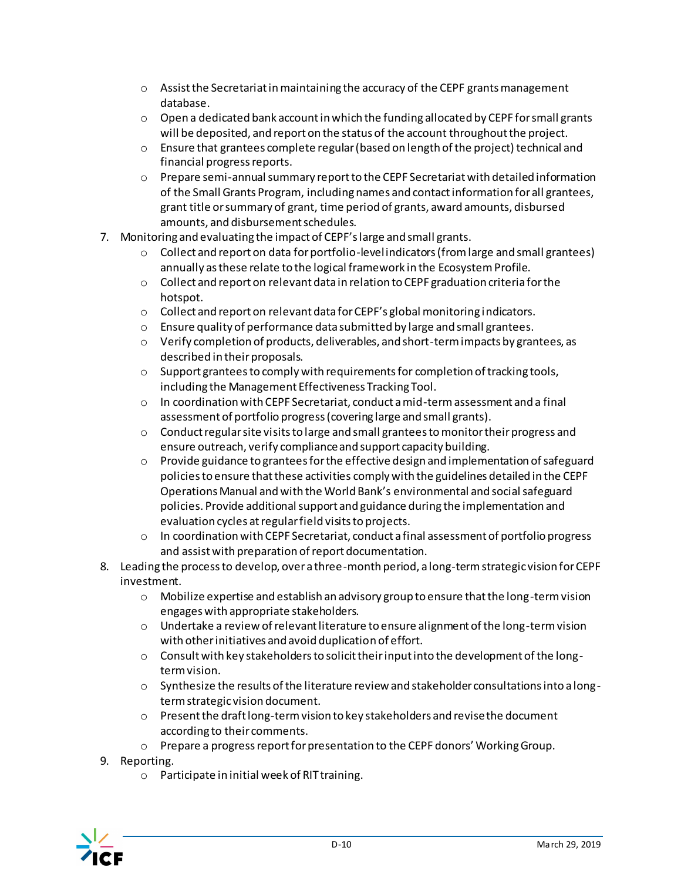- Assist the Secretariat in maintaining the accuracy of the CEPF grants management database.
  - Open a dedicated bank account in which the funding allocated by CEPF for small grants will be deposited, and report on the status of the account throughout the project.
  - Ensure that grantees complete regular (based on length of the project) technical and financial progress reports.
  - Prepare semi-annual summary report to the CEPF Secretariat with detailed information of the Small Grants Program, including names and contact information for all grantees, grant title or summary of grant, time period of grants, award amounts, disbursed amounts, and disbursement schedules.

7. Monitoring and evaluating the impact of CEPF's large and small grants.
   - Collect and report on data for portfolio-level indicators (from large and small grantees) annually as these relate to the logical framework in the Ecosystem Profile.
   - Collect and report on relevant data in relation to CEPF graduation criteria for the hotspot.
   - Collect and report on relevant data for CEPF's global monitoring indicators.
   - Ensure quality of performance data submitted by large and small grantees.
   - Verify completion of products, deliverables, and short-term impacts by grantees, as described in their proposals.
   - Support grantees to comply with requirements for completion of tracking tools, including the Management Effectiveness Tracking Tool.
   - In coordination with CEPF Secretariat, conduct a mid-term assessment and a final assessment of portfolio progress (covering large and small grants).
   - Conduct regular site visits to large and small grantees to monitor their progress and ensure outreach, verify compliance and support capacity building.
   - Provide guidance to grantees for the effective design and implementation of safeguard policies to ensure that these activities comply with the guidelines detailed in the CEPF Operations Manual and with the World Bank's environmental and social safeguard policies. Provide additional support and guidance during the implementation and evaluation cycles at regular field visits to projects.
   - In coordination with CEPF Secretariat, conduct a final assessment of portfolio progress and assist with preparation of report documentation.
8. Leading the process to develop, over a three-month period, a long-term strategic vision for CEPF investment.
   - Mobilize expertise and establish an advisory group to ensure that the long-term vision engages with appropriate stakeholders.
   - Undertake a review of relevant literature to ensure alignment of the long-term vision with other initiatives and avoid duplication of effort.
   - Consult with key stakeholders to solicit their input into the development of the long-term vision.
   - Synthesize the results of the literature review and stakeholder consultations into a long-term strategic vision document.
   - Present the draft long-term vision to key stakeholders and revise the document according to their comments.
   - Prepare a progress report for presentation to the CEPF donors' Working Group.
9. Reporting.
   - Participate in initial week of RIT training.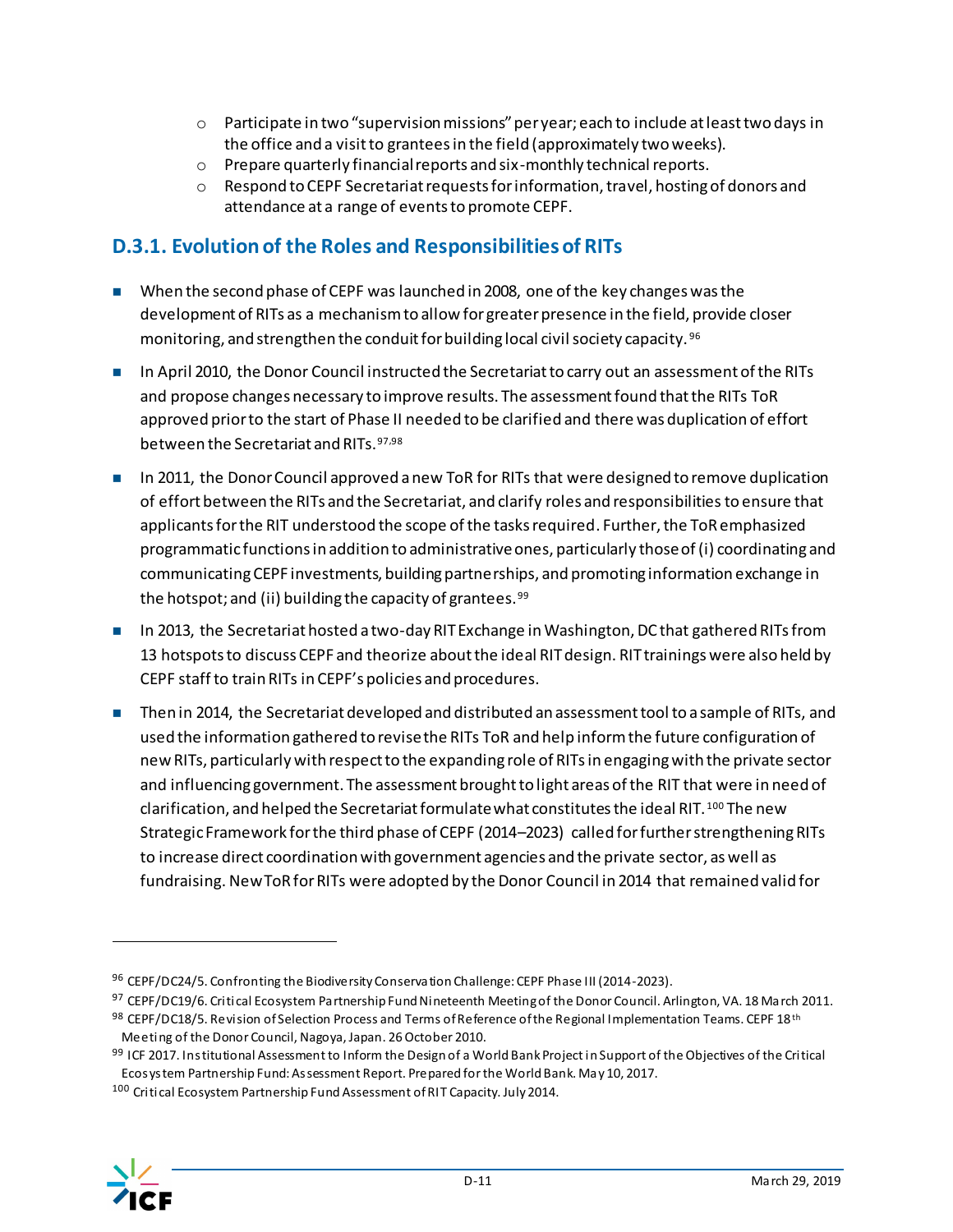- Participate in two "supervision missions" per year; each to include at least two days in the office and a visit to grantees in the field (approximately two weeks).
- Prepare quarterly financial reports and six-monthly technical reports.
- Respond to CEPF Secretariat requests for information, travel, hosting of donors and attendance at a range of events to promote CEPF.

### D.3.1. Evolution of the Roles and Responsibilities of RITs

- When the second phase of CEPF was launched in 2008, one of the key changes was the development of RITs as a mechanism to allow for greater presence in the field, provide closer monitoring, and strengthen the conduit for building local civil society capacity.[96]
- In April 2010, the Donor Council instructed the Secretariat to carry out an assessment of the RITs and propose changes necessary to improve results. The assessment found that the RITs ToR approved prior to the start of Phase II needed to be clarified and there was duplication of effort between the Secretariat and RITs.[97,98]
- In 2011, the Donor Council approved a new ToR for RITs that were designed to remove duplication of effort between the RITs and the Secretariat, and clarify roles and responsibilities to ensure that applicants for the RIT understood the scope of the tasks required. Further, the ToR emphasized programmatic functions in addition to administrative ones, particularly those of (i) coordinating and communicating CEPF investments, building partnerships, and promoting information exchange in the hotspot; and (ii) building the capacity of grantees.[99]
- In 2013, the Secretariat hosted a two-day RIT Exchange in Washington, DC that gathered RITs from 13 hotspots to discuss CEPF and theorize about the ideal RIT design. RIT trainings were also held by CEPF staff to train RITs in CEPF's policies and procedures.
- Then in 2014, the Secretariat developed and distributed an assessment tool to a sample of RITs, and used the information gathered to revise the RITs ToR and help inform the future configuration of new RITs, particularly with respect to the expanding role of RITs in engaging with the private sector and influencing government. The assessment brought to light areas of the RIT that were in need of clarification, and helped the Secretariat formulate what constitutes the ideal RIT.[100] The new Strategic Framework for the third phase of CEPF (2014–2023) called for further strengthening RITs to increase direct coordination with government agencies and the private sector, as well as fundraising. New ToR for RITs were adopted by the Donor Council in 2014 that remained valid for

---

[96] CEPF/DC24/5. Confronting the Biodiversity Conservation Challenge: CEPF Phase III (2014-2023).

[97] CEPF/DC19/6. Critical Ecosystem Partnership Fund Nineteenth Meeting of the Donor Council. Arlington, VA. 18 March 2011.

[98] CEPF/DC18/5. Revision of Selection Process and Terms of Reference of the Regional Implementation Teams. CEPF 18th Meeting of the Donor Council, Nagoya, Japan. 26 October 2010.

[99] ICF 2017. Institutional Assessment to Inform the Design of a World Bank Project in Support of the Objectives of the Critical Ecosystem Partnership Fund: Assessment Report. Prepared for the World Bank. May 10, 2017.

[100] Critical Ecosystem Partnership Fund Assessment of RIT Capacity. July 2014.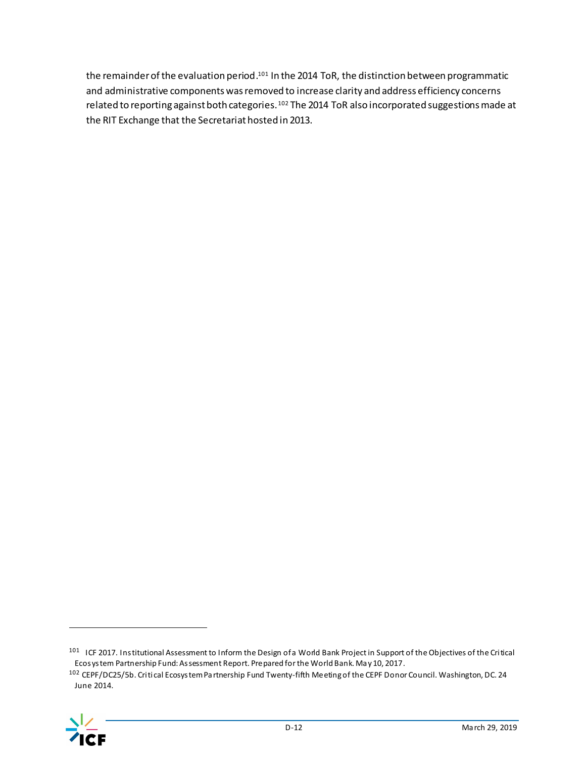the remainder of the evaluation period.[101] In the 2014 ToR, the distinction between programmatic and administrative components was removed to increase clarity and address efficiency concerns related to reporting against both categories.[102] The 2014 ToR also incorporated suggestions made at the RIT Exchange that the Secretariat hosted in 2013.

---

[101] ICF 2017. Institutional Assessment to Inform the Design of a World Bank Project in Support of the Objectives of the Critical Ecosystem Partnership Fund: Assessment Report. Prepared for the World Bank. May 10, 2017.

[102] CEPF/DC25/5b. Critical Ecosystem Partnership Fund Twenty-fifth Meeting of the CEPF Donor Council. Washington, DC. 24 June 2014.